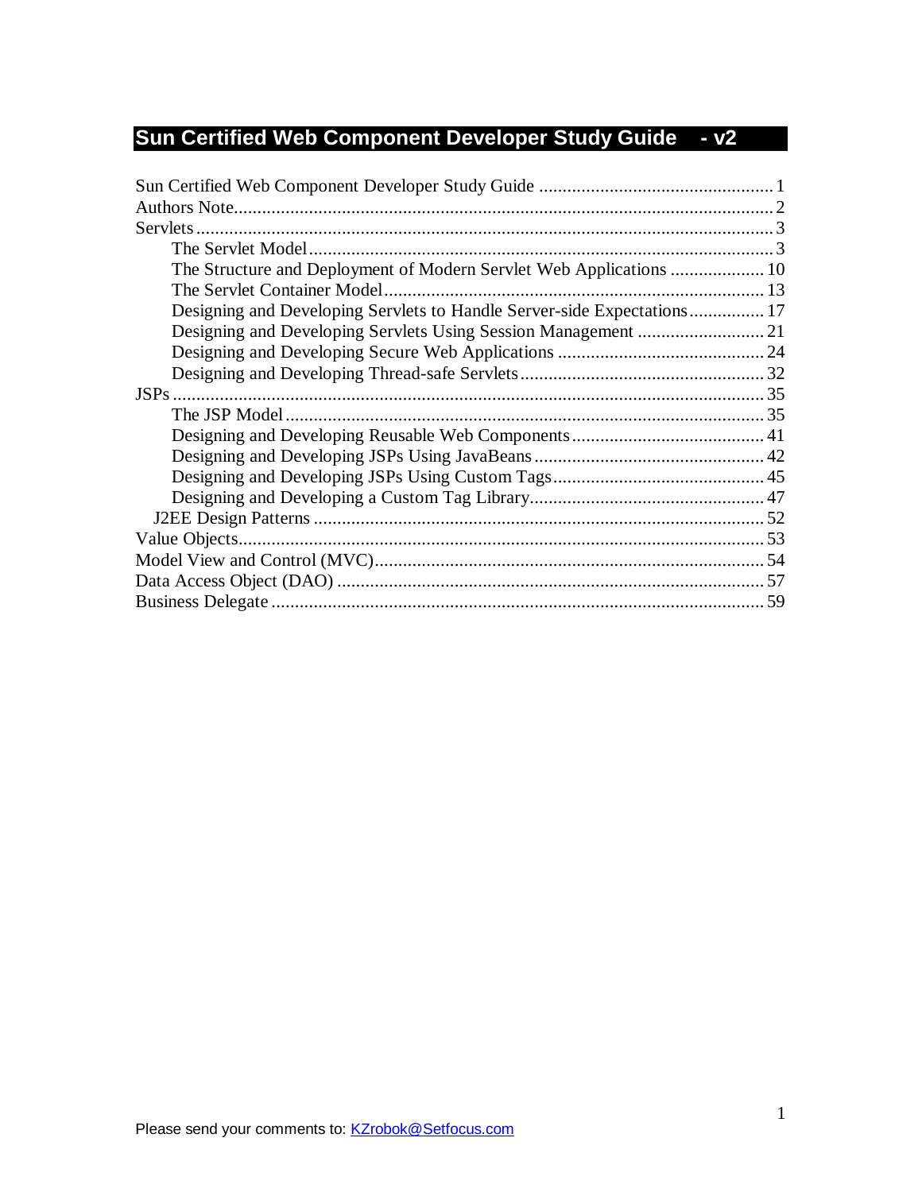# Sun Certified Web Component Developer Study Guide - v2

- Sun Certified Web Component Developer Study Guide .................................................. 1
- Authors Note.................................................................................................................. 2
- Servlets .......................................................................................................................... 3
    - The Servlet Model ..................................................................................................... 3
    - The Structure and Deployment of Modern Servlet Web Applications ..................... 10
    - The Servlet Container Model................................................................................... 13
    - Designing and Developing Servlets to Handle Server-side Expectations................ 17
    - Designing and Developing Servlets Using Session Management ........................... 21
    - Designing and Developing Secure Web Applications ............................................ 24
    - Designing and Developing Thread-safe Servlets..................................................... 32
- JSPs .............................................................................................................................. 35
    - The JSP Model ........................................................................................................ 35
    - Designing and Developing Reusable Web Components......................................... 41
    - Designing and Developing JSPs Using JavaBeans.................................................. 42
    - Designing and Developing JSPs Using Custom Tags............................................. 45
    - Designing and Developing a Custom Tag Library.................................................. 47
  - J2EE Design Patterns ................................................................................................ 52
- Value Objects................................................................................................................ 53
- Model View and Control (MVC)................................................................................... 54
- Data Access Object (DAO) ........................................................................................... 57
- Business Delegate ......................................................................................................... 59

Please send your comments to: KZrobok@Setfocus.com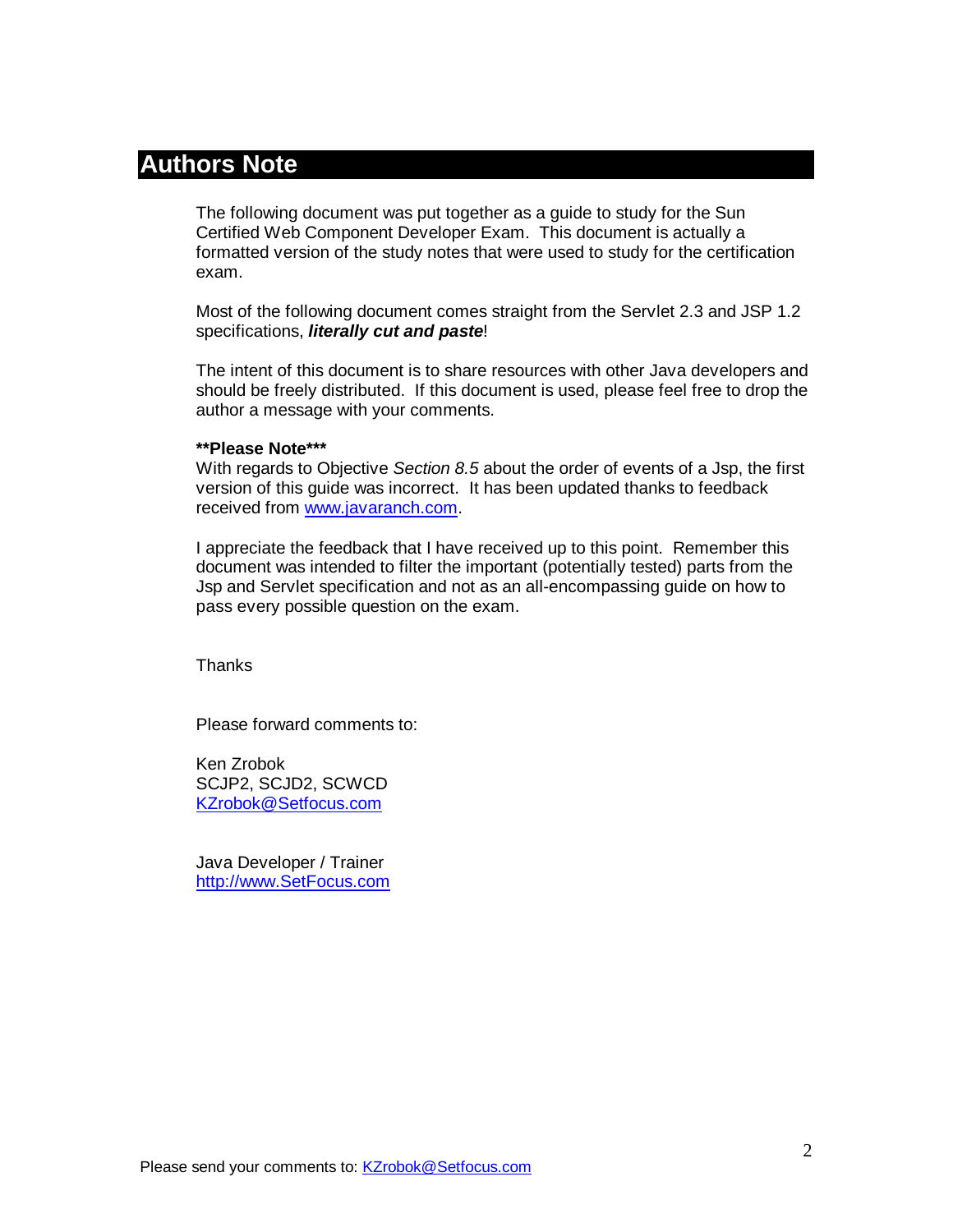# Authors Note

The following document was put together as a guide to study for the Sun Certified Web Component Developer Exam. This document is actually a formatted version of the study notes that were used to study for the certification exam.

Most of the following document comes straight from the Servlet 2.3 and JSP 1.2 specifications, ***literally cut and paste***!

The intent of this document is to share resources with other Java developers and should be freely distributed. If this document is used, please feel free to drop the author a message with your comments.

**\*\*Please Note\*\*\***
With regards to Objective *Section 8.5* about the order of events of a Jsp, the first version of this guide was incorrect. It has been updated thanks to feedback received from www.javaranch.com.

I appreciate the feedback that I have received up to this point. Remember this document was intended to filter the important (potentially tested) parts from the Jsp and Servlet specification and not as an all-encompassing guide on how to pass every possible question on the exam.

Thanks

Please forward comments to:

Ken Zrobok
SCJP2, SCJD2, SCWCD
KZrobok@Setfocus.com

Java Developer / Trainer
http://www.SetFocus.com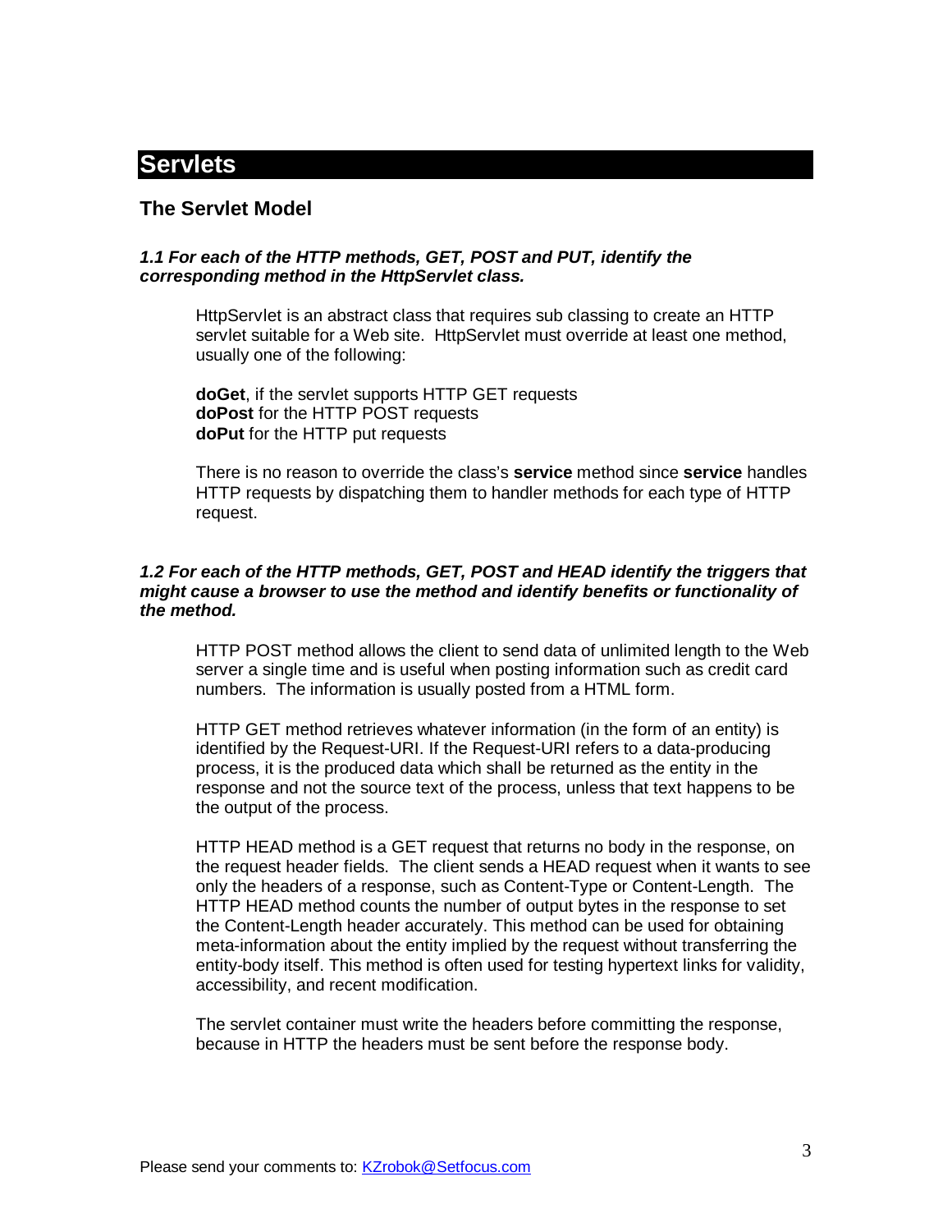# Servlets

## The Servlet Model

***1.1 For each of the HTTP methods, GET, POST and PUT, identify the corresponding method in the HttpServlet class.***

HttpServlet is an abstract class that requires sub classing to create an HTTP servlet suitable for a Web site. HttpServlet must override at least one method, usually one of the following:

**doGet**, if the servlet supports HTTP GET requests
**doPost** for the HTTP POST requests
**doPut** for the HTTP put requests

There is no reason to override the class's **service** method since **service** handles HTTP requests by dispatching them to handler methods for each type of HTTP request.

***1.2 For each of the HTTP methods, GET, POST and HEAD identify the triggers that might cause a browser to use the method and identify benefits or functionality of the method.***

HTTP POST method allows the client to send data of unlimited length to the Web server a single time and is useful when posting information such as credit card numbers. The information is usually posted from a HTML form.

HTTP GET method retrieves whatever information (in the form of an entity) is identified by the Request-URI. If the Request-URI refers to a data-producing process, it is the produced data which shall be returned as the entity in the response and not the source text of the process, unless that text happens to be the output of the process.

HTTP HEAD method is a GET request that returns no body in the response, on the request header fields. The client sends a HEAD request when it wants to see only the headers of a response, such as Content-Type or Content-Length. The HTTP HEAD method counts the number of output bytes in the response to set the Content-Length header accurately. This method can be used for obtaining meta-information about the entity implied by the request without transferring the entity-body itself. This method is often used for testing hypertext links for validity, accessibility, and recent modification.

The servlet container must write the headers before committing the response, because in HTTP the headers must be sent before the response body.

Please send your comments to: KZrobok@Setfocus.com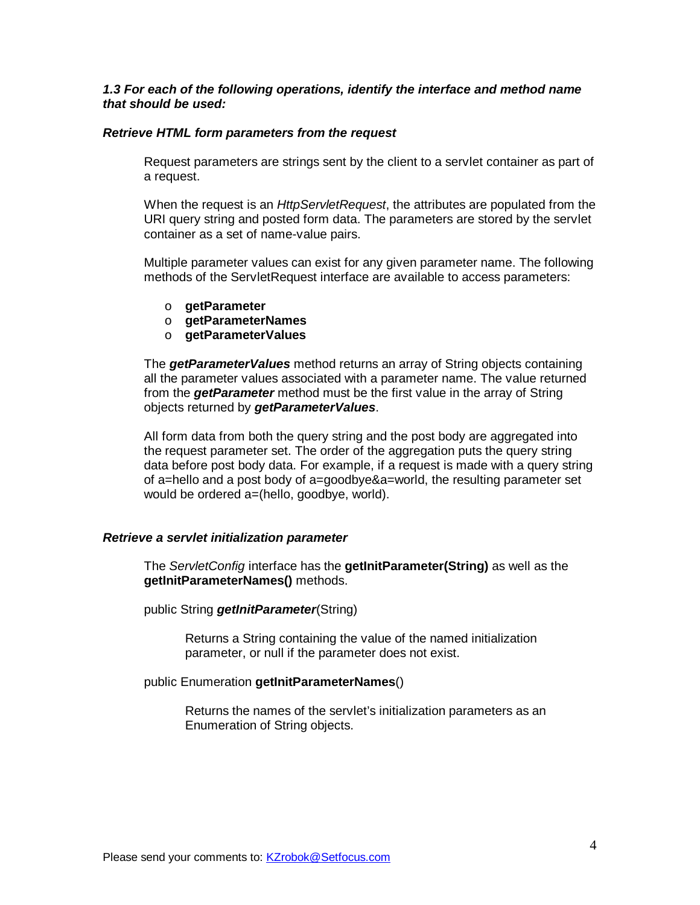***1.3 For each of the following operations, identify the interface and method name that should be used:***

***Retrieve HTML form parameters from the request***

Request parameters are strings sent by the client to a servlet container as part of a request.

When the request is an *HttpServletRequest*, the attributes are populated from the URI query string and posted form data. The parameters are stored by the servlet container as a set of name-value pairs.

Multiple parameter values can exist for any given parameter name. The following methods of the ServletRequest interface are available to access parameters:

- **getParameter**
- **getParameterNames**
- **getParameterValues**

The ***getParameterValues*** method returns an array of String objects containing all the parameter values associated with a parameter name. The value returned from the ***getParameter*** method must be the first value in the array of String objects returned by ***getParameterValues***.

All form data from both the query string and the post body are aggregated into the request parameter set. The order of the aggregation puts the query string data before post body data. For example, if a request is made with a query string of a=hello and a post body of a=goodbye&a=world, the resulting parameter set would be ordered a=(hello, goodbye, world).

***Retrieve a servlet initialization parameter***

The *ServletConfig* interface has the **getInitParameter(String)** as well as the **getInitParameterNames()** methods.

public String ***getInitParameter***(String)

> Returns a String containing the value of the named initialization parameter, or null if the parameter does not exist.

public Enumeration **getInitParameterNames**()

> Returns the names of the servlet's initialization parameters as an Enumeration of String objects.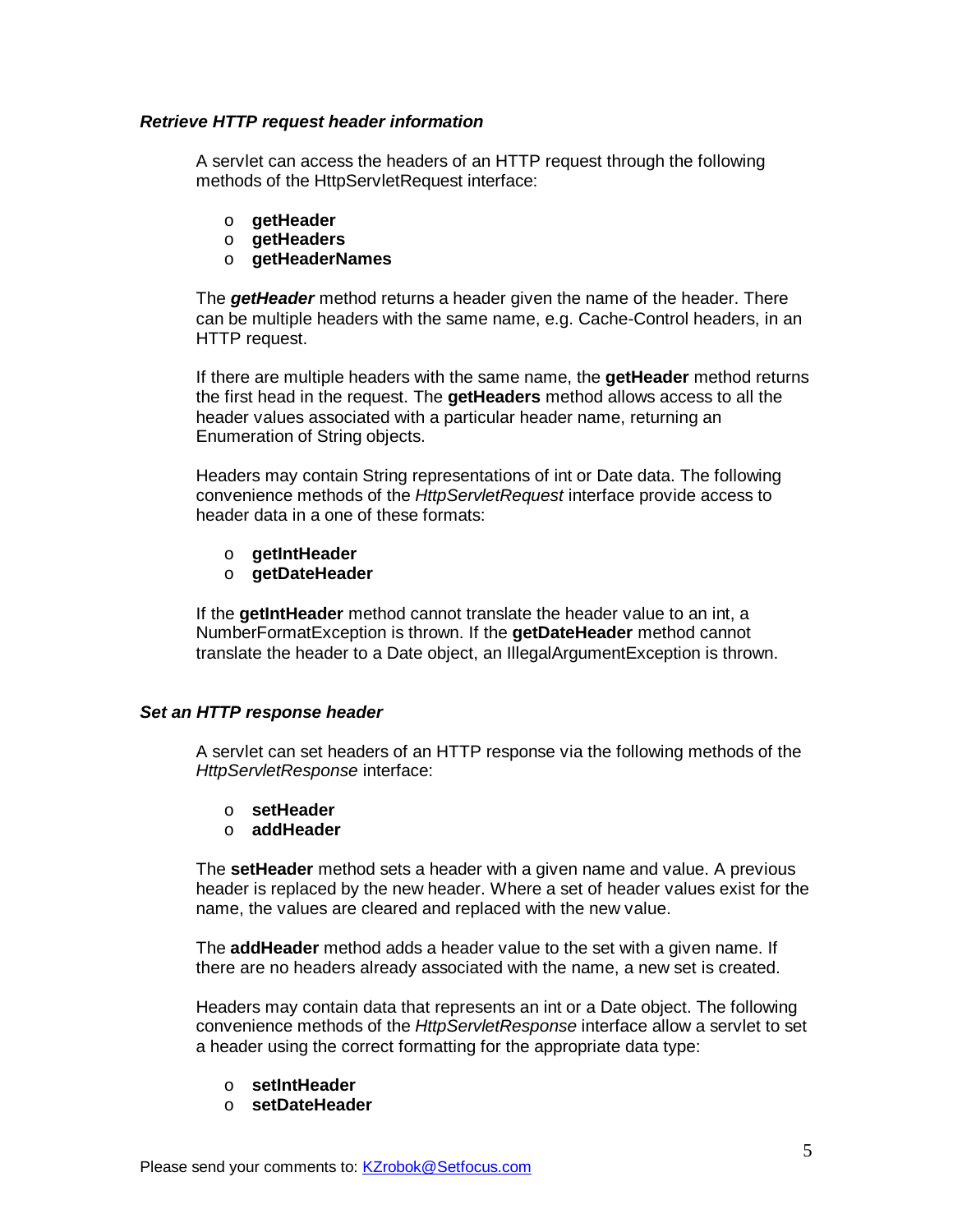### *Retrieve HTTP request header information*

A servlet can access the headers of an HTTP request through the following methods of the HttpServletRequest interface:

- **getHeader**
- **getHeaders**
- **getHeaderNames**

The ***getHeader*** method returns a header given the name of the header. There can be multiple headers with the same name, e.g. Cache-Control headers, in an HTTP request.

If there are multiple headers with the same name, the **getHeader** method returns the first head in the request. The **getHeaders** method allows access to all the header values associated with a particular header name, returning an Enumeration of String objects.

Headers may contain String representations of int or Date data. The following convenience methods of the *HttpServletRequest* interface provide access to header data in a one of these formats:

- **getIntHeader**
- **getDateHeader**

If the **getIntHeader** method cannot translate the header value to an int, a NumberFormatException is thrown. If the **getDateHeader** method cannot translate the header to a Date object, an IllegalArgumentException is thrown.

### *Set an HTTP response header*

A servlet can set headers of an HTTP response via the following methods of the *HttpServletResponse* interface:

- **setHeader**
- **addHeader**

The **setHeader** method sets a header with a given name and value. A previous header is replaced by the new header. Where a set of header values exist for the name, the values are cleared and replaced with the new value.

The **addHeader** method adds a header value to the set with a given name. If there are no headers already associated with the name, a new set is created.

Headers may contain data that represents an int or a Date object. The following convenience methods of the *HttpServletResponse* interface allow a servlet to set a header using the correct formatting for the appropriate data type:

- **setIntHeader**
- **setDateHeader**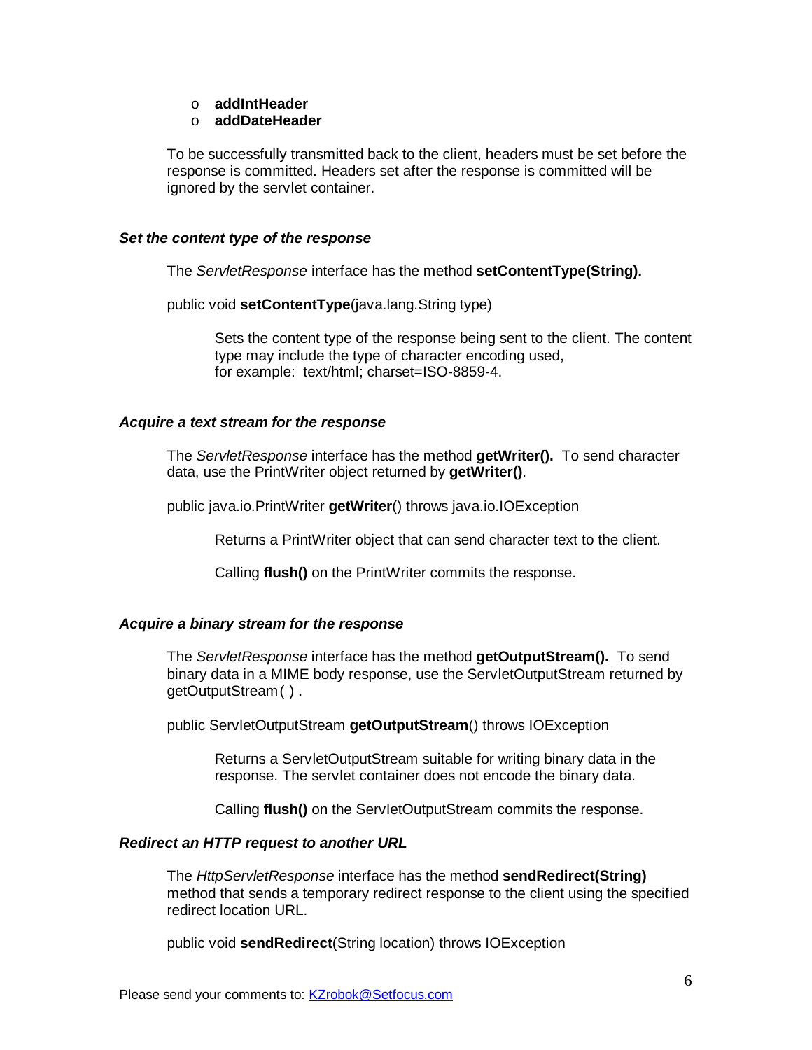- **addIntHeader**
- **addDateHeader**

To be successfully transmitted back to the client, headers must be set before the response is committed. Headers set after the response is committed will be ignored by the servlet container.

### *Set the content type of the response*

The *ServletResponse* interface has the method **setContentType(String).**

public void **setContentType**(java.lang.String type)

> Sets the content type of the response being sent to the client. The content type may include the type of character encoding used, for example: text/html; charset=ISO-8859-4.

### *Acquire a text stream for the response*

The *ServletResponse* interface has the method **getWriter().** To send character data, use the PrintWriter object returned by **getWriter()**.

public java.io.PrintWriter **getWriter**() throws java.io.IOException

> Returns a PrintWriter object that can send character text to the client.
>
> Calling **flush()** on the PrintWriter commits the response.

### *Acquire a binary stream for the response*

The *ServletResponse* interface has the method **getOutputStream().** To send binary data in a MIME body response, use the ServletOutputStream returned by getOutputStream( ) .

public ServletOutputStream **getOutputStream**() throws IOException

> Returns a ServletOutputStream suitable for writing binary data in the response. The servlet container does not encode the binary data.
>
> Calling **flush()** on the ServletOutputStream commits the response.

### *Redirect an HTTP request to another URL*

The *HttpServletResponse* interface has the method **sendRedirect(String)** method that sends a temporary redirect response to the client using the specified redirect location URL.

public void **sendRedirect**(String location) throws IOException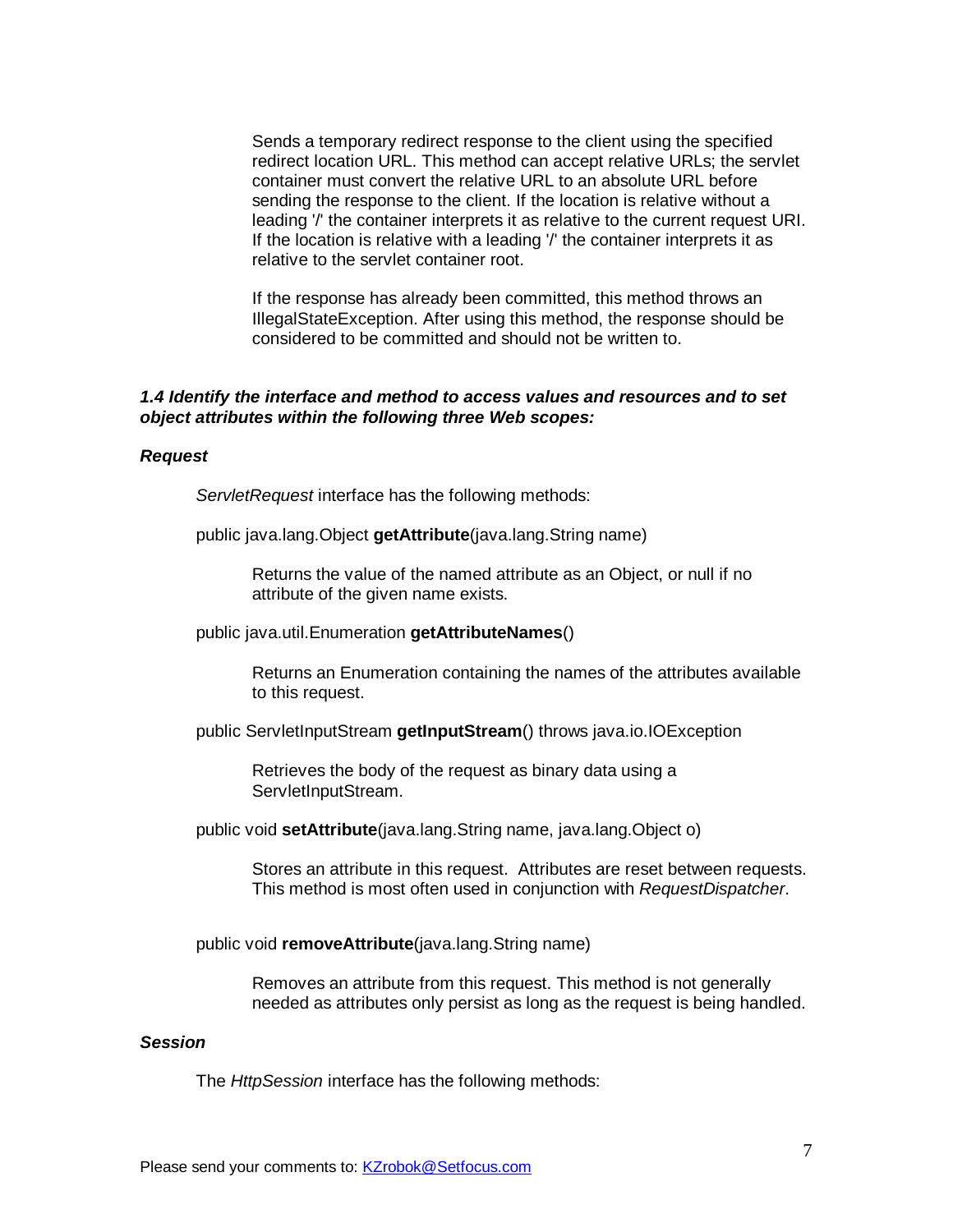Sends a temporary redirect response to the client using the specified redirect location URL. This method can accept relative URLs; the servlet container must convert the relative URL to an absolute URL before sending the response to the client. If the location is relative without a leading '/' the container interprets it as relative to the current request URI. If the location is relative with a leading '/' the container interprets it as relative to the servlet container root.

If the response has already been committed, this method throws an IllegalStateException. After using this method, the response should be considered to be committed and should not be written to.

***1.4 Identify the interface and method to access values and resources and to set object attributes within the following three Web scopes:***

***Request***

*ServletRequest* interface has the following methods:

public java.lang.Object **getAttribute**(java.lang.String name)

> Returns the value of the named attribute as an Object, or null if no attribute of the given name exists.

public java.util.Enumeration **getAttributeNames**()

> Returns an Enumeration containing the names of the attributes available to this request.

public ServletInputStream **getInputStream**() throws java.io.IOException

> Retrieves the body of the request as binary data using a ServletInputStream.

public void **setAttribute**(java.lang.String name, java.lang.Object o)

> Stores an attribute in this request. Attributes are reset between requests. This method is most often used in conjunction with *RequestDispatcher*.

public void **removeAttribute**(java.lang.String name)

> Removes an attribute from this request. This method is not generally needed as attributes only persist as long as the request is being handled.

***Session***

The *HttpSession* interface has the following methods: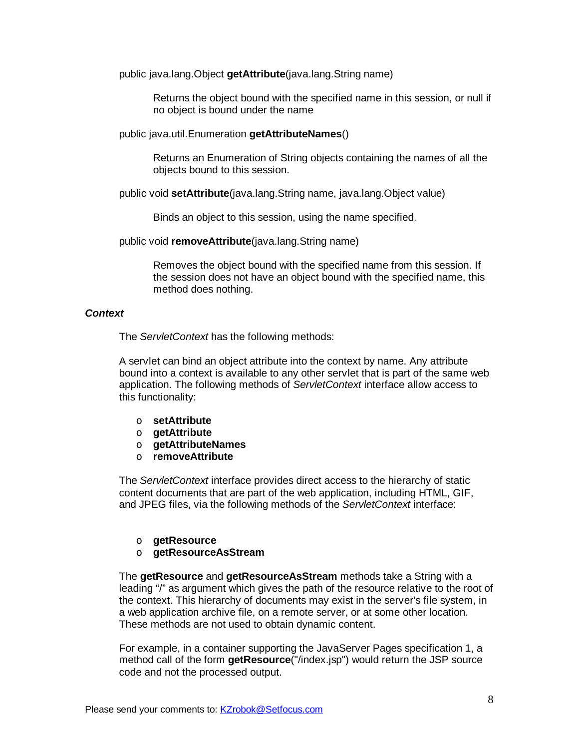public java.lang.Object **getAttribute**(java.lang.String name)

> Returns the object bound with the specified name in this session, or null if no object is bound under the name

public java.util.Enumeration **getAttributeNames**()

> Returns an Enumeration of String objects containing the names of all the objects bound to this session.

public void **setAttribute**(java.lang.String name, java.lang.Object value)

> Binds an object to this session, using the name specified.

public void **removeAttribute**(java.lang.String name)

> Removes the object bound with the specified name from this session. If the session does not have an object bound with the specified name, this method does nothing.

***Context***

The *ServletContext* has the following methods:

A servlet can bind an object attribute into the context by name. Any attribute bound into a context is available to any other servlet that is part of the same web application. The following methods of *ServletContext* interface allow access to this functionality:

- **setAttribute**
- **getAttribute**
- **getAttributeNames**
- **removeAttribute**

The *ServletContext* interface provides direct access to the hierarchy of static content documents that are part of the web application, including HTML, GIF, and JPEG files, via the following methods of the *ServletContext* interface:

- **getResource**
- **getResourceAsStream**

The **getResource** and **getResourceAsStream** methods take a String with a leading "/" as argument which gives the path of the resource relative to the root of the context. This hierarchy of documents may exist in the server's file system, in a web application archive file, on a remote server, or at some other location. These methods are not used to obtain dynamic content.

For example, in a container supporting the JavaServer Pages specification 1, a method call of the form **getResource**("/index.jsp") would return the JSP source code and not the processed output.

Please send your comments to: KZrobok@Setfocus.com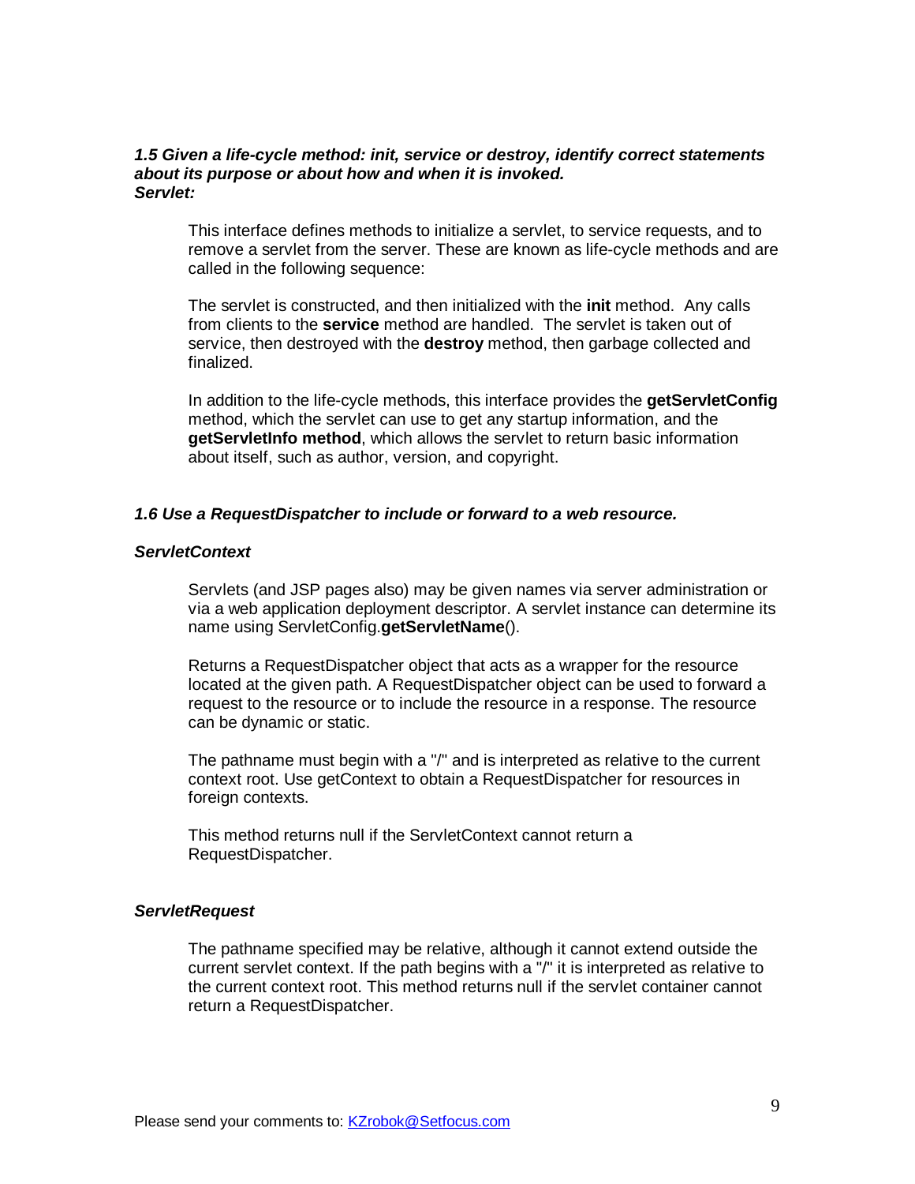***1.5 Given a life-cycle method: init, service or destroy, identify correct statements about its purpose or about how and when it is invoked.***
***Servlet:***

This interface defines methods to initialize a servlet, to service requests, and to remove a servlet from the server. These are known as life-cycle methods and are called in the following sequence:

The servlet is constructed, and then initialized with the **init** method. Any calls from clients to the **service** method are handled. The servlet is taken out of service, then destroyed with the **destroy** method, then garbage collected and finalized.

In addition to the life-cycle methods, this interface provides the **getServletConfig** method, which the servlet can use to get any startup information, and the **getServletInfo method**, which allows the servlet to return basic information about itself, such as author, version, and copyright.

***1.6 Use a RequestDispatcher to include or forward to a web resource.***

***ServletContext***

Servlets (and JSP pages also) may be given names via server administration or via a web application deployment descriptor. A servlet instance can determine its name using ServletConfig.**getServletName**().

Returns a RequestDispatcher object that acts as a wrapper for the resource located at the given path. A RequestDispatcher object can be used to forward a request to the resource or to include the resource in a response. The resource can be dynamic or static.

The pathname must begin with a "/" and is interpreted as relative to the current context root. Use getContext to obtain a RequestDispatcher for resources in foreign contexts.

This method returns null if the ServletContext cannot return a RequestDispatcher.

***ServletRequest***

The pathname specified may be relative, although it cannot extend outside the current servlet context. If the path begins with a "/" it is interpreted as relative to the current context root. This method returns null if the servlet container cannot return a RequestDispatcher.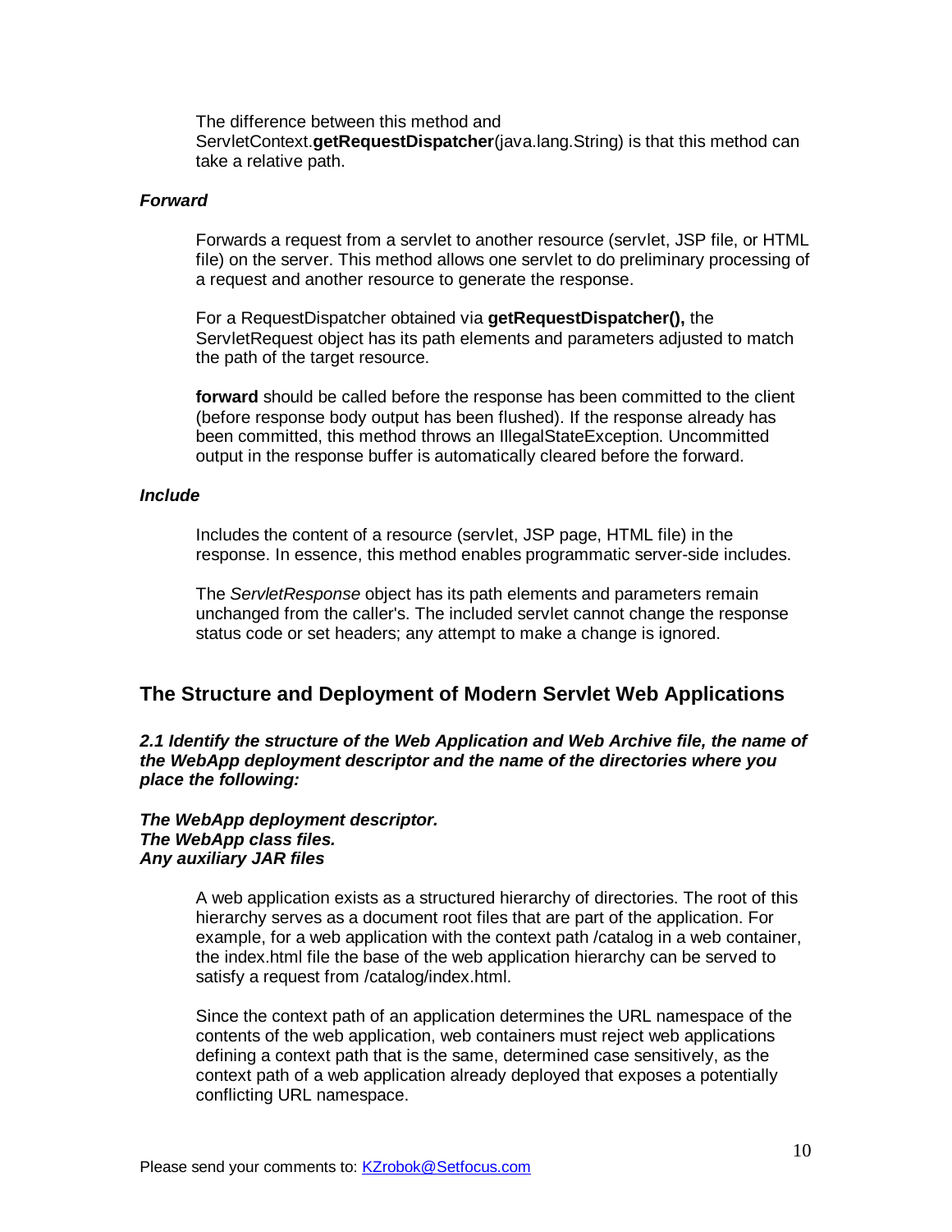The difference between this method and ServletContext.**getRequestDispatcher**(java.lang.String) is that this method can take a relative path.

***Forward***

Forwards a request from a servlet to another resource (servlet, JSP file, or HTML file) on the server. This method allows one servlet to do preliminary processing of a request and another resource to generate the response.

For a RequestDispatcher obtained via **getRequestDispatcher(),** the ServletRequest object has its path elements and parameters adjusted to match the path of the target resource.

**forward** should be called before the response has been committed to the client (before response body output has been flushed). If the response already has been committed, this method throws an IllegalStateException. Uncommitted output in the response buffer is automatically cleared before the forward.

***Include***

Includes the content of a resource (servlet, JSP page, HTML file) in the response. In essence, this method enables programmatic server-side includes.

The *ServletResponse* object has its path elements and parameters remain unchanged from the caller's. The included servlet cannot change the response status code or set headers; any attempt to make a change is ignored.

## The Structure and Deployment of Modern Servlet Web Applications

***2.1 Identify the structure of the Web Application and Web Archive file, the name of the WebApp deployment descriptor and the name of the directories where you place the following:***

***The WebApp deployment descriptor.***
***The WebApp class files.***
***Any auxiliary JAR files***

A web application exists as a structured hierarchy of directories. The root of this hierarchy serves as a document root files that are part of the application. For example, for a web application with the context path /catalog in a web container, the index.html file the base of the web application hierarchy can be served to satisfy a request from /catalog/index.html.

Since the context path of an application determines the URL namespace of the contents of the web application, web containers must reject web applications defining a context path that is the same, determined case sensitively, as the context path of a web application already deployed that exposes a potentially conflicting URL namespace.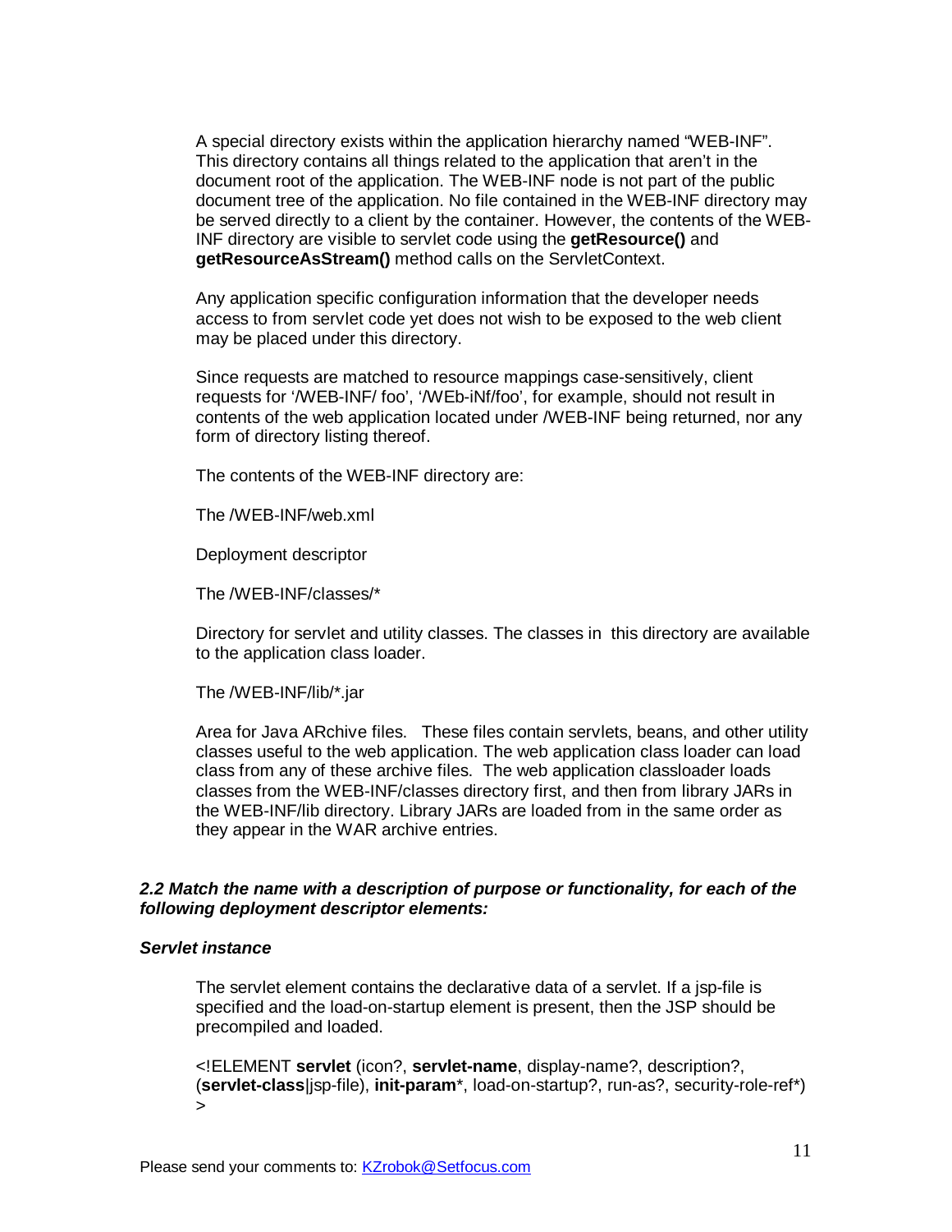A special directory exists within the application hierarchy named "WEB-INF". This directory contains all things related to the application that aren't in the document root of the application. The WEB-INF node is not part of the public document tree of the application. No file contained in the WEB-INF directory may be served directly to a client by the container. However, the contents of the WEB-INF directory are visible to servlet code using the **getResource()** and **getResourceAsStream()** method calls on the ServletContext.

Any application specific configuration information that the developer needs access to from servlet code yet does not wish to be exposed to the web client may be placed under this directory.

Since requests are matched to resource mappings case-sensitively, client requests for '/WEB-INF/ foo', '/WEb-iNf/foo', for example, should not result in contents of the web application located under /WEB-INF being returned, nor any form of directory listing thereof.

The contents of the WEB-INF directory are:

The /WEB-INF/web.xml

Deployment descriptor

The /WEB-INF/classes/*

Directory for servlet and utility classes. The classes in this directory are available to the application class loader.

The /WEB-INF/lib/*.jar

Area for Java ARchive files. These files contain servlets, beans, and other utility classes useful to the web application. The web application class loader can load class from any of these archive files. The web application classloader loads classes from the WEB-INF/classes directory first, and then from library JARs in the WEB-INF/lib directory. Library JARs are loaded from in the same order as they appear in the WAR archive entries.

### *2.2 Match the name with a description of purpose or functionality, for each of the following deployment descriptor elements:*

#### *Servlet instance*

The servlet element contains the declarative data of a servlet. If a jsp-file is specified and the load-on-startup element is present, then the JSP should be precompiled and loaded.

<!ELEMENT **servlet** (icon?, **servlet-name**, display-name?, description?, (**servlet-class**|jsp-file), **init-param***, load-on-startup?, run-as?, security-role-ref*) >

Please send your comments to: KZrobok@Setfocus.com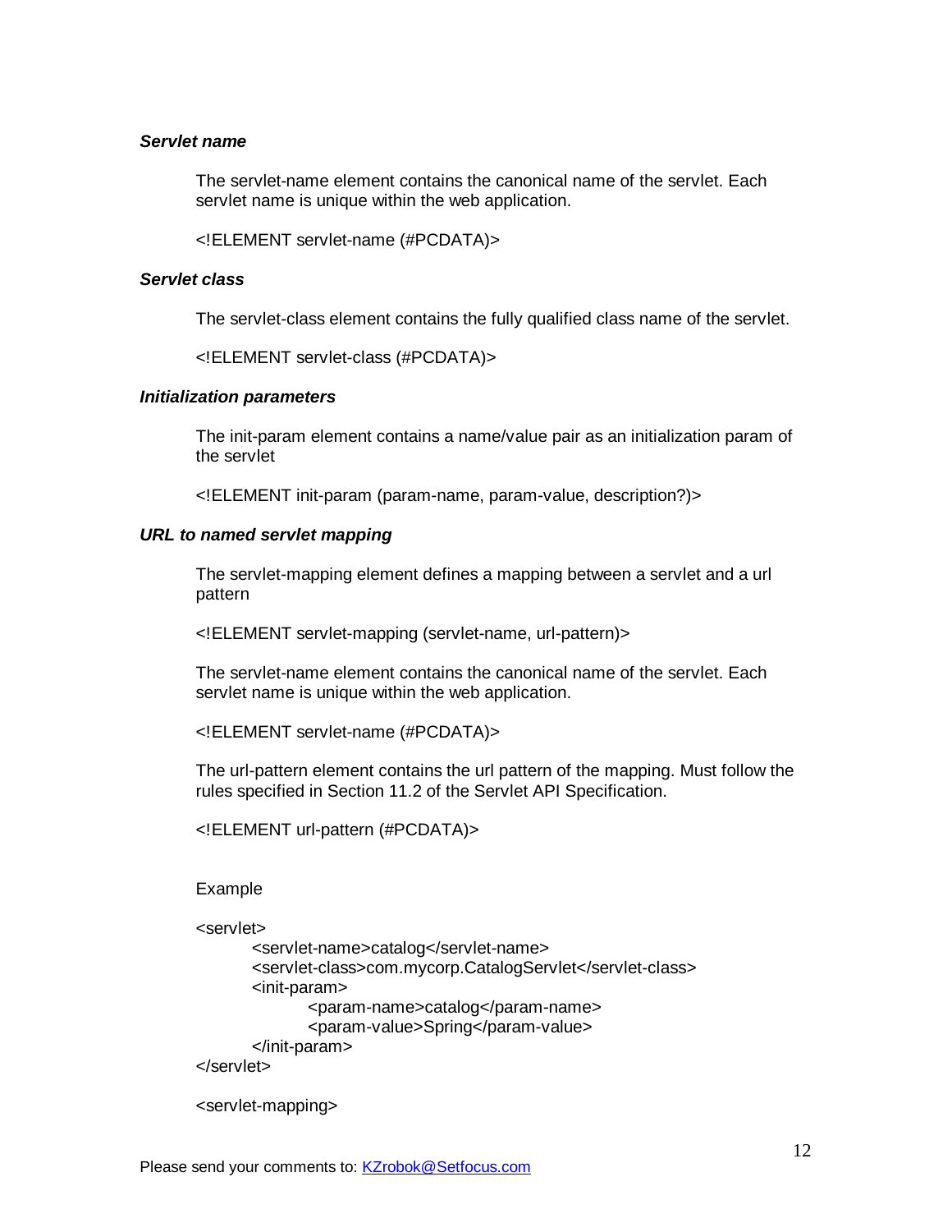***Servlet name***

The servlet-name element contains the canonical name of the servlet. Each servlet name is unique within the web application.

<!ELEMENT servlet-name (#PCDATA)>

***Servlet class***

The servlet-class element contains the fully qualified class name of the servlet.

<!ELEMENT servlet-class (#PCDATA)>

***Initialization parameters***

The init-param element contains a name/value pair as an initialization param of the servlet

<!ELEMENT init-param (param-name, param-value, description?)>

***URL to named servlet mapping***

The servlet-mapping element defines a mapping between a servlet and a url pattern

<!ELEMENT servlet-mapping (servlet-name, url-pattern)>

The servlet-name element contains the canonical name of the servlet. Each servlet name is unique within the web application.

<!ELEMENT servlet-name (#PCDATA)>

The url-pattern element contains the url pattern of the mapping. Must follow the rules specified in Section 11.2 of the Servlet API Specification.

<!ELEMENT url-pattern (#PCDATA)>

Example

```
<servlet>
        <servlet-name>catalog</servlet-name>
        <servlet-class>com.mycorp.CatalogServlet</servlet-class>
        <init-param>
                <param-name>catalog</param-name>
                <param-value>Spring</param-value>
        </init-param>
</servlet>

<servlet-mapping>
```

Please send your comments to: KZrobok@Setfocus.com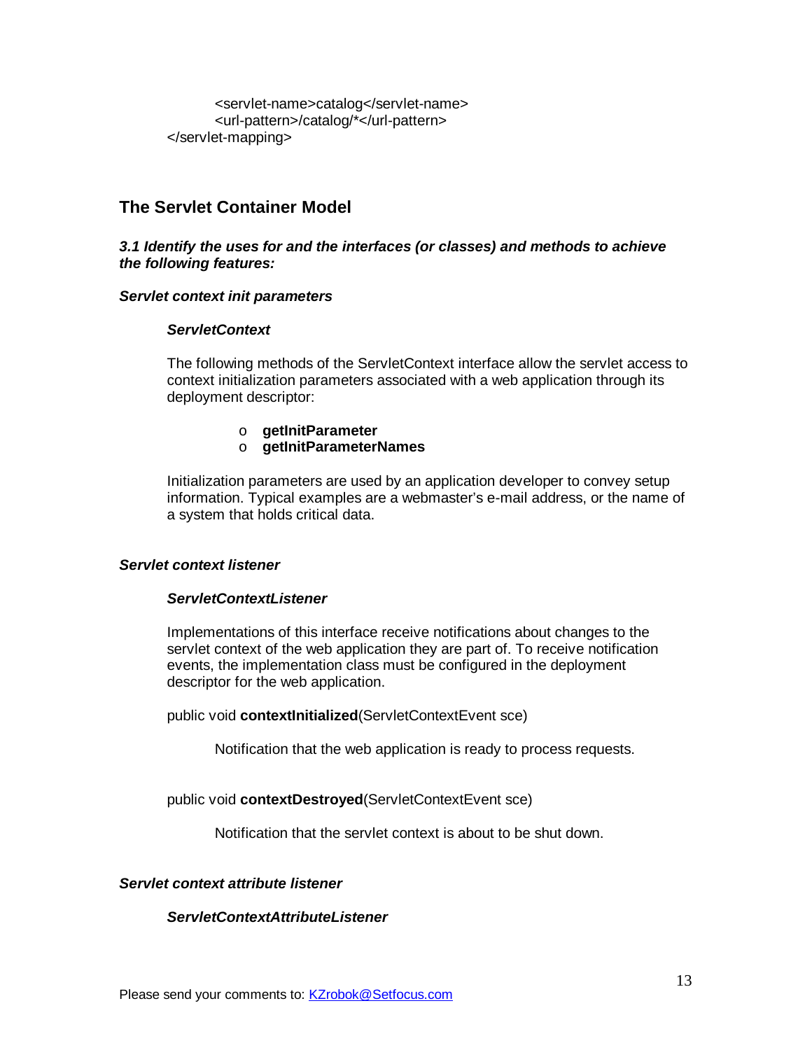```
        <servlet-name>catalog</servlet-name>
        <url-pattern>/catalog/*</url-pattern>
</servlet-mapping>
```

## The Servlet Container Model

***3.1 Identify the uses for and the interfaces (or classes) and methods to achieve the following features:***

***Servlet context init parameters***

***ServletContext***

The following methods of the ServletContext interface allow the servlet access to context initialization parameters associated with a web application through its deployment descriptor:

- **getInitParameter**
- **getInitParameterNames**

Initialization parameters are used by an application developer to convey setup information. Typical examples are a webmaster's e-mail address, or the name of a system that holds critical data.

***Servlet context listener***

***ServletContextListener***

Implementations of this interface receive notifications about changes to the servlet context of the web application they are part of. To receive notification events, the implementation class must be configured in the deployment descriptor for the web application.

public void **contextInitialized**(ServletContextEvent sce)

Notification that the web application is ready to process requests.

public void **contextDestroyed**(ServletContextEvent sce)

Notification that the servlet context is about to be shut down.

***Servlet context attribute listener***

***ServletContextAttributeListener***

Please send your comments to: KZrobok@Setfocus.com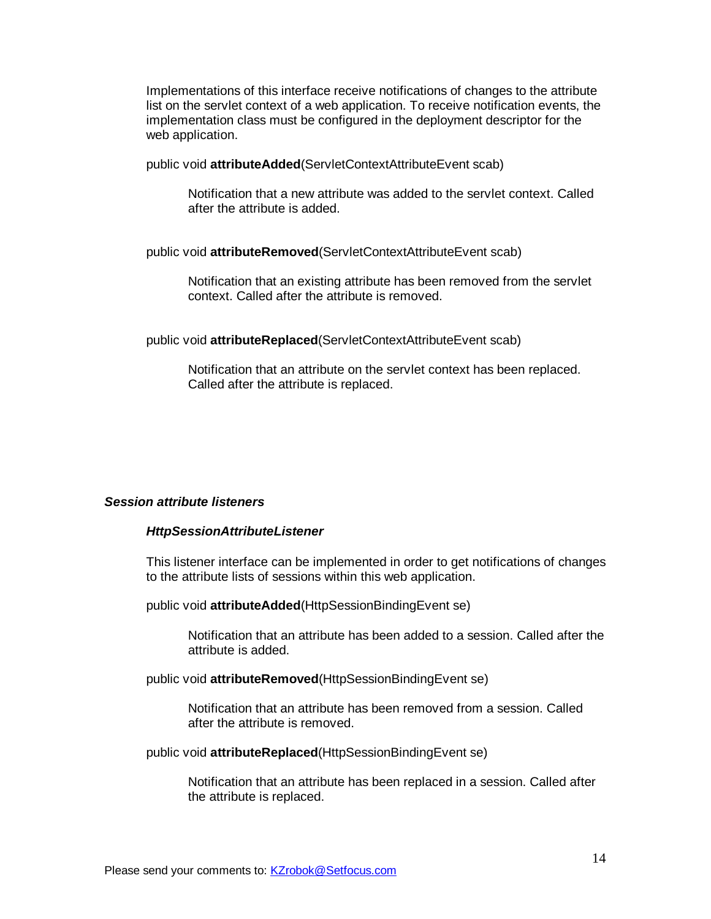Implementations of this interface receive notifications of changes to the attribute list on the servlet context of a web application. To receive notification events, the implementation class must be configured in the deployment descriptor for the web application.

public void **attributeAdded**(ServletContextAttributeEvent scab)

> Notification that a new attribute was added to the servlet context. Called after the attribute is added.

public void **attributeRemoved**(ServletContextAttributeEvent scab)

> Notification that an existing attribute has been removed from the servlet context. Called after the attribute is removed.

public void **attributeReplaced**(ServletContextAttributeEvent scab)

> Notification that an attribute on the servlet context has been replaced. Called after the attribute is replaced.

### ***Session attribute listeners***

#### ***HttpSessionAttributeListener***

This listener interface can be implemented in order to get notifications of changes to the attribute lists of sessions within this web application.

public void **attributeAdded**(HttpSessionBindingEvent se)

> Notification that an attribute has been added to a session. Called after the attribute is added.

public void **attributeRemoved**(HttpSessionBindingEvent se)

> Notification that an attribute has been removed from a session. Called after the attribute is removed.

public void **attributeReplaced**(HttpSessionBindingEvent se)

> Notification that an attribute has been replaced in a session. Called after the attribute is replaced.

Please send your comments to: KZrobok@Setfocus.com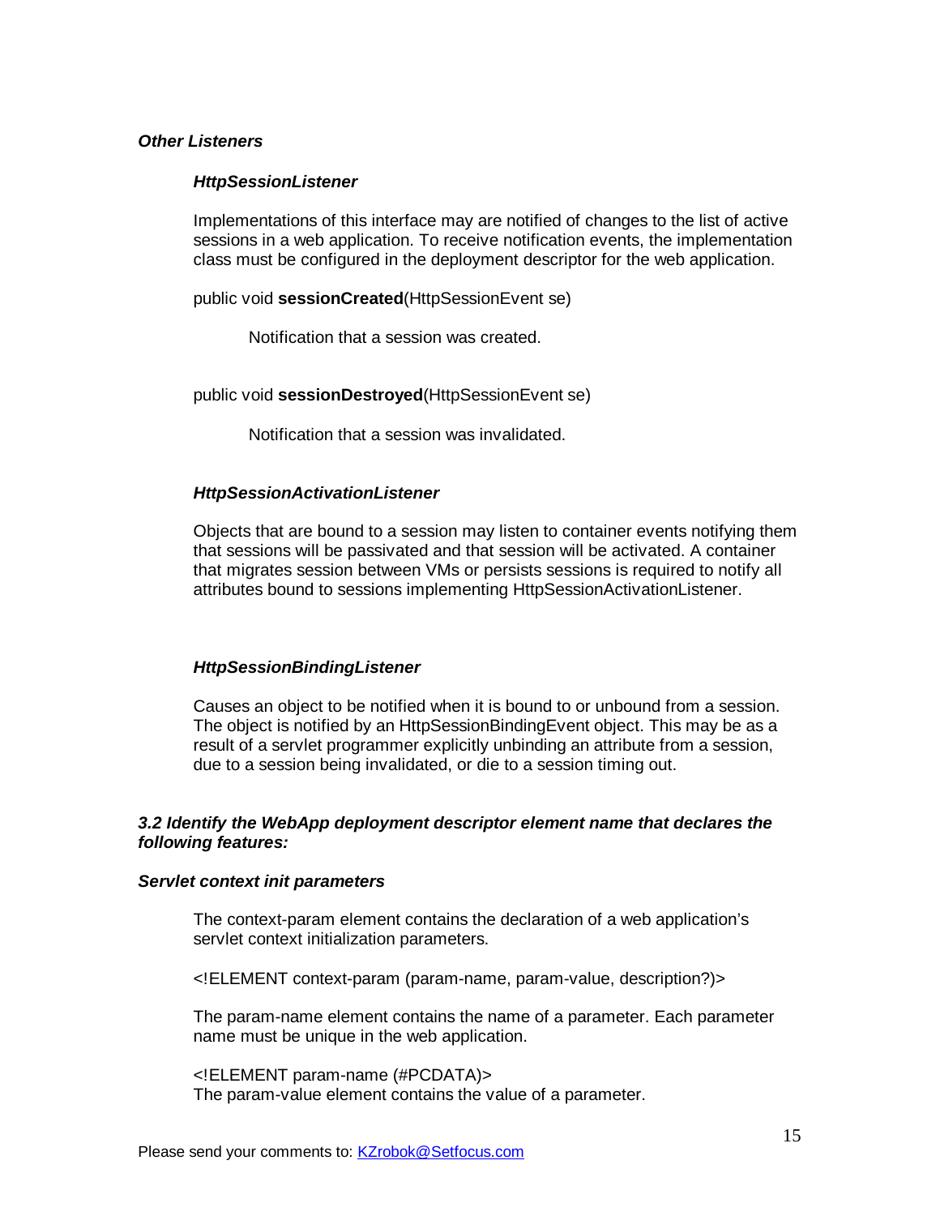### *Other Listeners*

#### *HttpSessionListener*

Implementations of this interface may are notified of changes to the list of active sessions in a web application. To receive notification events, the implementation class must be configured in the deployment descriptor for the web application.

public void **sessionCreated**(HttpSessionEvent se)

Notification that a session was created.

public void **sessionDestroyed**(HttpSessionEvent se)

Notification that a session was invalidated.

#### *HttpSessionActivationListener*

Objects that are bound to a session may listen to container events notifying them that sessions will be passivated and that session will be activated. A container that migrates session between VMs or persists sessions is required to notify all attributes bound to sessions implementing HttpSessionActivationListener.

#### *HttpSessionBindingListener*

Causes an object to be notified when it is bound to or unbound from a session. The object is notified by an HttpSessionBindingEvent object. This may be as a result of a servlet programmer explicitly unbinding an attribute from a session, due to a session being invalidated, or die to a session timing out.

### *3.2 Identify the WebApp deployment descriptor element name that declares the following features:*

### *Servlet context init parameters*

The context-param element contains the declaration of a web application's servlet context initialization parameters.

<!ELEMENT context-param (param-name, param-value, description?)>

The param-name element contains the name of a parameter. Each parameter name must be unique in the web application.

<!ELEMENT param-name (#PCDATA)>
The param-value element contains the value of a parameter.

Please send your comments to: KZrobok@Setfocus.com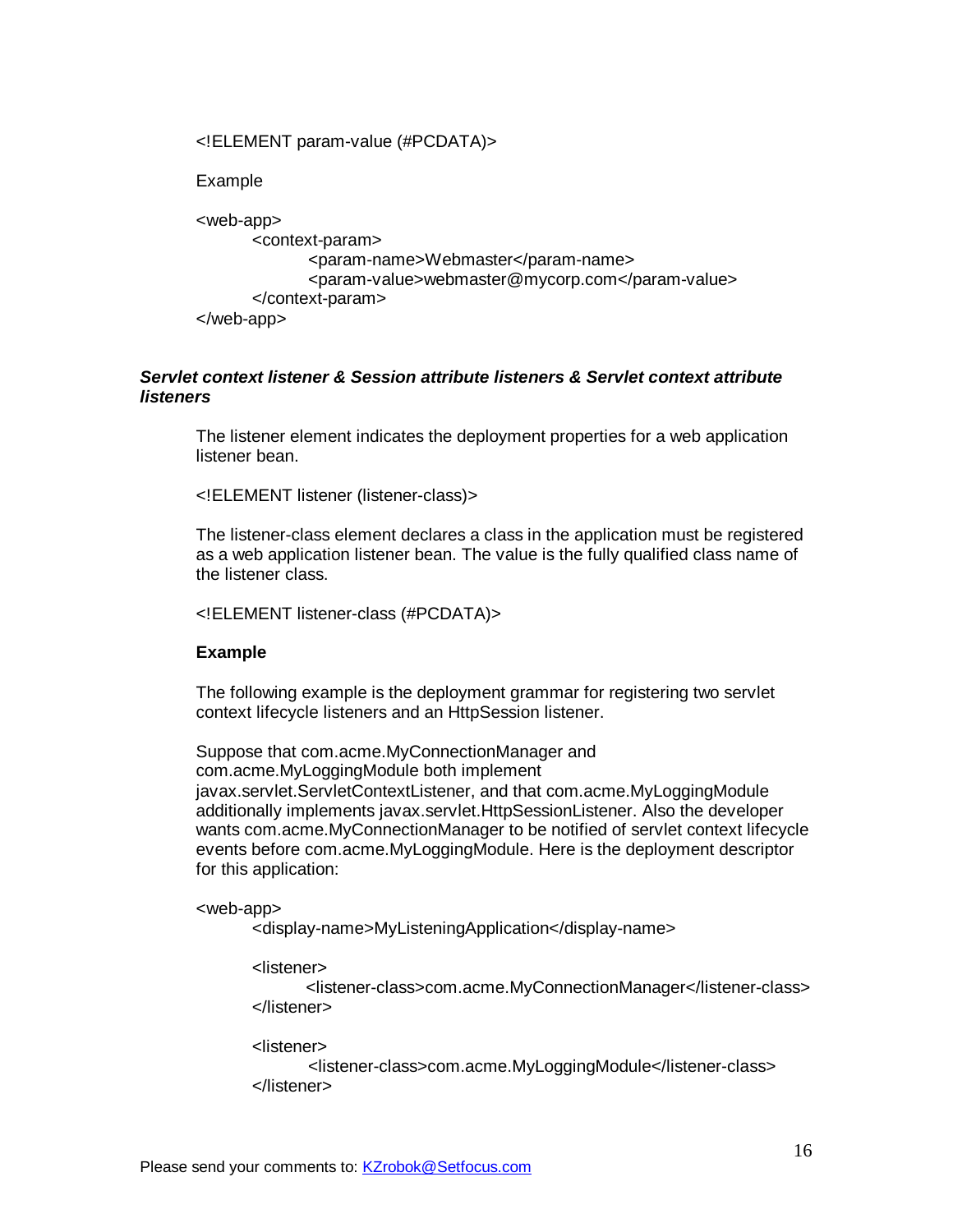```
<!ELEMENT param-value (#PCDATA)>
```

Example

```
<web-app>
        <context-param>
                <param-name>Webmaster</param-name>
                <param-value>webmaster@mycorp.com</param-value>
        </context-param>
</web-app>
```

***Servlet context listener & Session attribute listeners & Servlet context attribute listeners***

The listener element indicates the deployment properties for a web application listener bean.

```
<!ELEMENT listener (listener-class)>
```

The listener-class element declares a class in the application must be registered as a web application listener bean. The value is the fully qualified class name of the listener class.

```
<!ELEMENT listener-class (#PCDATA)>
```

**Example**

The following example is the deployment grammar for registering two servlet context lifecycle listeners and an HttpSession listener.

Suppose that com.acme.MyConnectionManager and com.acme.MyLoggingModule both implement javax.servlet.ServletContextListener, and that com.acme.MyLoggingModule additionally implements javax.servlet.HttpSessionListener. Also the developer wants com.acme.MyConnectionManager to be notified of servlet context lifecycle events before com.acme.MyLoggingModule. Here is the deployment descriptor for this application:

```
<web-app>
        <display-name>MyListeningApplication</display-name>

        <listener>
                <listener-class>com.acme.MyConnectionManager</listener-class>
        </listener>

        <listener>
                <listener-class>com.acme.MyLoggingModule</listener-class>
        </listener>
```

Please send your comments to: KZrobok@Setfocus.com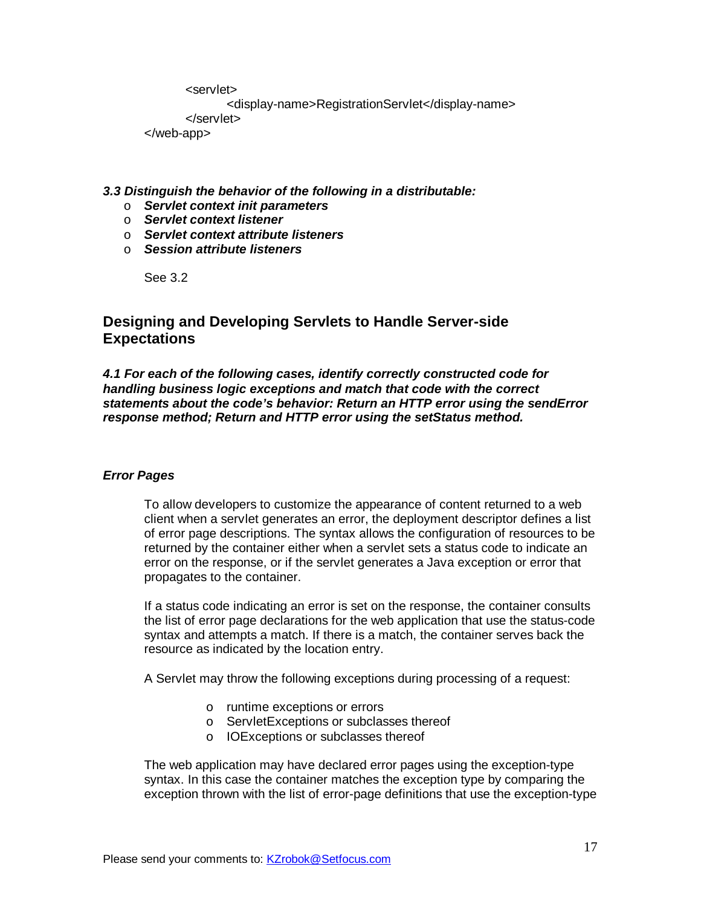```
        <servlet>
                <display-name>RegistrationServlet</display-name>
        </servlet>
</web-app>
```

***3.3 Distinguish the behavior of the following in a distributable:***

- ***Servlet context init parameters***
- ***Servlet context listener***
- ***Servlet context attribute listeners***
- ***Session attribute listeners***

See 3.2

## Designing and Developing Servlets to Handle Server-side Expectations

***4.1 For each of the following cases, identify correctly constructed code for handling business logic exceptions and match that code with the correct statements about the code's behavior: Return an HTTP error using the sendError response method; Return and HTTP error using the setStatus method.***

***Error Pages***

To allow developers to customize the appearance of content returned to a web client when a servlet generates an error, the deployment descriptor defines a list of error page descriptions. The syntax allows the configuration of resources to be returned by the container either when a servlet sets a status code to indicate an error on the response, or if the servlet generates a Java exception or error that propagates to the container.

If a status code indicating an error is set on the response, the container consults the list of error page declarations for the web application that use the status-code syntax and attempts a match. If there is a match, the container serves back the resource as indicated by the location entry.

A Servlet may throw the following exceptions during processing of a request:

- runtime exceptions or errors
- ServletExceptions or subclasses thereof
- IOExceptions or subclasses thereof

The web application may have declared error pages using the exception-type syntax. In this case the container matches the exception type by comparing the exception thrown with the list of error-page definitions that use the exception-type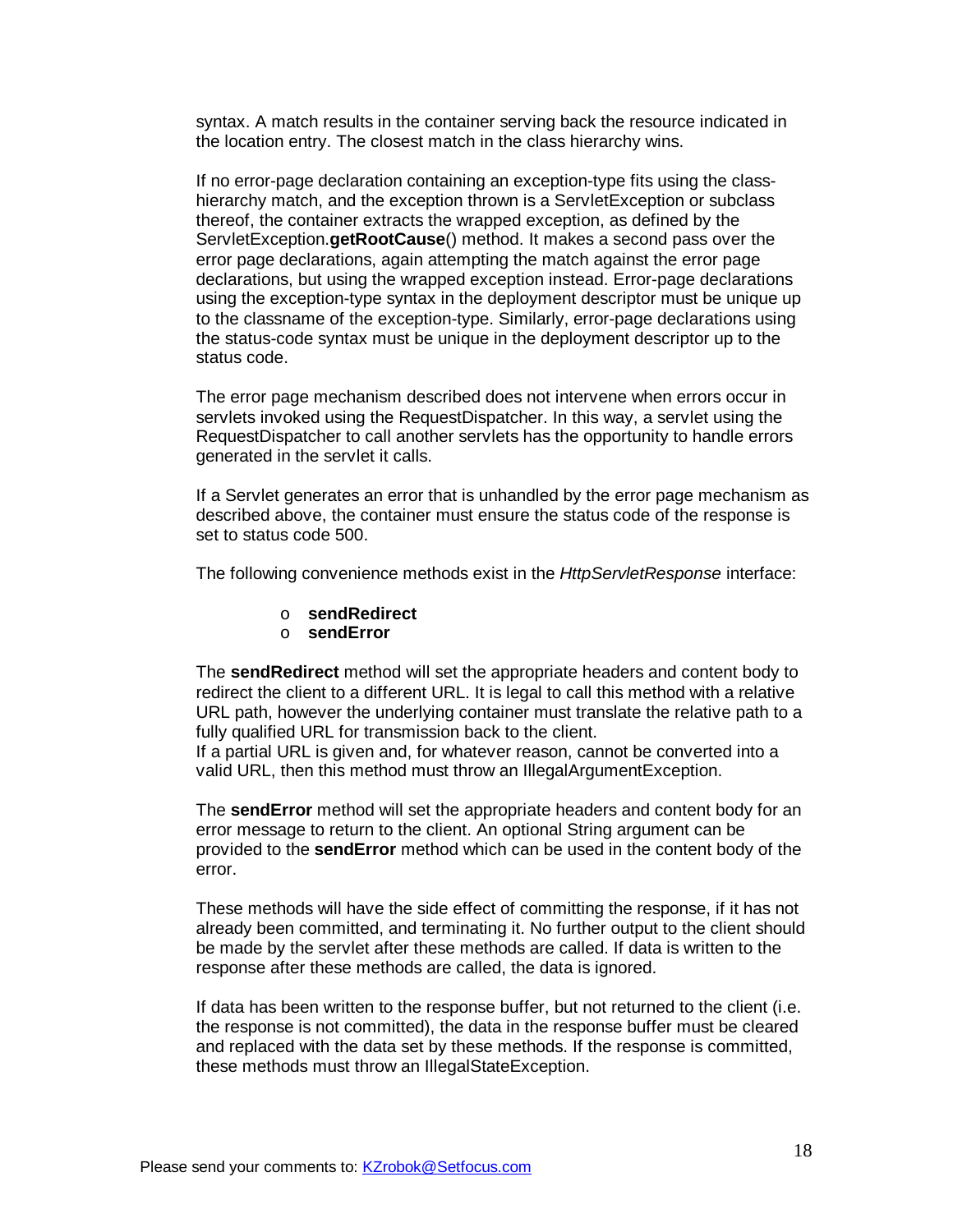syntax. A match results in the container serving back the resource indicated in the location entry. The closest match in the class hierarchy wins.

If no error-page declaration containing an exception-type fits using the class-hierarchy match, and the exception thrown is a ServletException or subclass thereof, the container extracts the wrapped exception, as defined by the ServletException.**getRootCause**() method. It makes a second pass over the error page declarations, again attempting the match against the error page declarations, but using the wrapped exception instead. Error-page declarations using the exception-type syntax in the deployment descriptor must be unique up to the classname of the exception-type. Similarly, error-page declarations using the status-code syntax must be unique in the deployment descriptor up to the status code.

The error page mechanism described does not intervene when errors occur in servlets invoked using the RequestDispatcher. In this way, a servlet using the RequestDispatcher to call another servlets has the opportunity to handle errors generated in the servlet it calls.

If a Servlet generates an error that is unhandled by the error page mechanism as described above, the container must ensure the status code of the response is set to status code 500.

The following convenience methods exist in the *HttpServletResponse* interface:

- **sendRedirect**
- **sendError**

The **sendRedirect** method will set the appropriate headers and content body to redirect the client to a different URL. It is legal to call this method with a relative URL path, however the underlying container must translate the relative path to a fully qualified URL for transmission back to the client.
If a partial URL is given and, for whatever reason, cannot be converted into a valid URL, then this method must throw an IllegalArgumentException.

The **sendError** method will set the appropriate headers and content body for an error message to return to the client. An optional String argument can be provided to the **sendError** method which can be used in the content body of the error.

These methods will have the side effect of committing the response, if it has not already been committed, and terminating it. No further output to the client should be made by the servlet after these methods are called. If data is written to the response after these methods are called, the data is ignored.

If data has been written to the response buffer, but not returned to the client (i.e. the response is not committed), the data in the response buffer must be cleared and replaced with the data set by these methods. If the response is committed, these methods must throw an IllegalStateException.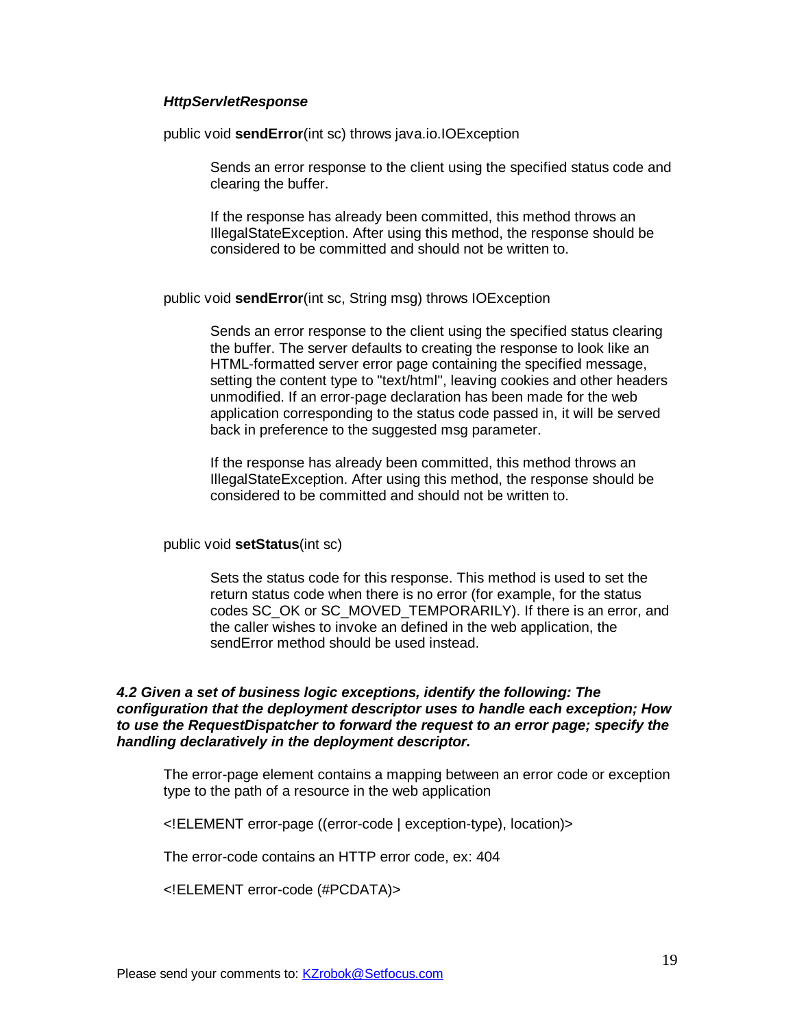***HttpServletResponse***

public void **sendError**(int sc) throws java.io.IOException

> Sends an error response to the client using the specified status code and clearing the buffer.
>
> If the response has already been committed, this method throws an IllegalStateException. After using this method, the response should be considered to be committed and should not be written to.

public void **sendError**(int sc, String msg) throws IOException

> Sends an error response to the client using the specified status clearing the buffer. The server defaults to creating the response to look like an HTML-formatted server error page containing the specified message, setting the content type to "text/html", leaving cookies and other headers unmodified. If an error-page declaration has been made for the web application corresponding to the status code passed in, it will be served back in preference to the suggested msg parameter.
>
> If the response has already been committed, this method throws an IllegalStateException. After using this method, the response should be considered to be committed and should not be written to.

public void **setStatus**(int sc)

> Sets the status code for this response. This method is used to set the return status code when there is no error (for example, for the status codes SC_OK or SC_MOVED_TEMPORARILY). If there is an error, and the caller wishes to invoke an defined in the web application, the sendError method should be used instead.

***4.2 Given a set of business logic exceptions, identify the following: The configuration that the deployment descriptor uses to handle each exception; How to use the RequestDispatcher to forward the request to an error page; specify the handling declaratively in the deployment descriptor.***

The error-page element contains a mapping between an error code or exception type to the path of a resource in the web application

```
<!ELEMENT error-page ((error-code | exception-type), location)>
```

The error-code contains an HTTP error code, ex: 404

```
<!ELEMENT error-code (#PCDATA)>
```

Please send your comments to: KZrobok@Setfocus.com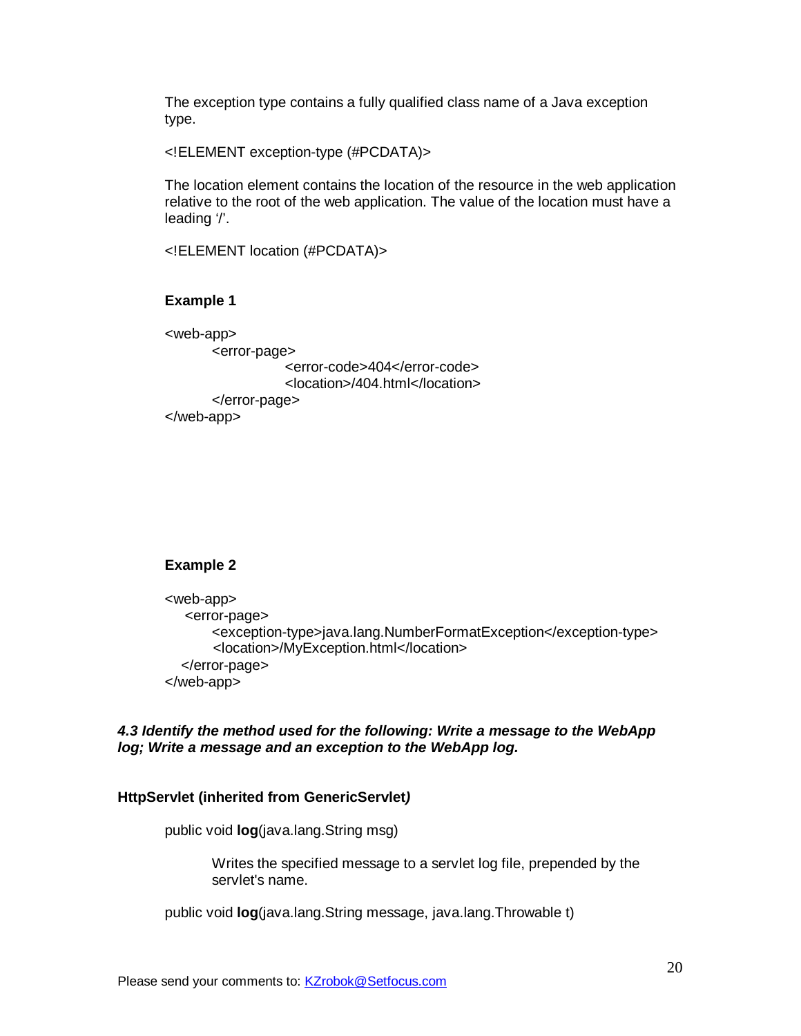The exception type contains a fully qualified class name of a Java exception type.

```
<!ELEMENT exception-type (#PCDATA)>
```

The location element contains the location of the resource in the web application relative to the root of the web application. The value of the location must have a leading '/'.

```
<!ELEMENT location (#PCDATA)>
```

**Example 1**

```
<web-app>
        <error-page>
                    <error-code>404</error-code>
                    <location>/404.html</location>
        </error-page>
</web-app>
```

**Example 2**

```
<web-app>
    <error-page>
        <exception-type>java.lang.NumberFormatException</exception-type>
        <location>/MyException.html</location>
    </error-page>
</web-app>
```

***4.3 Identify the method used for the following: Write a message to the WebApp log; Write a message and an exception to the WebApp log.***

**HttpServlet (inherited from GenericServlet*)***

public void **log**(java.lang.String msg)

> Writes the specified message to a servlet log file, prepended by the servlet's name.

public void **log**(java.lang.String message, java.lang.Throwable t)

Please send your comments to: KZrobok@Setfocus.com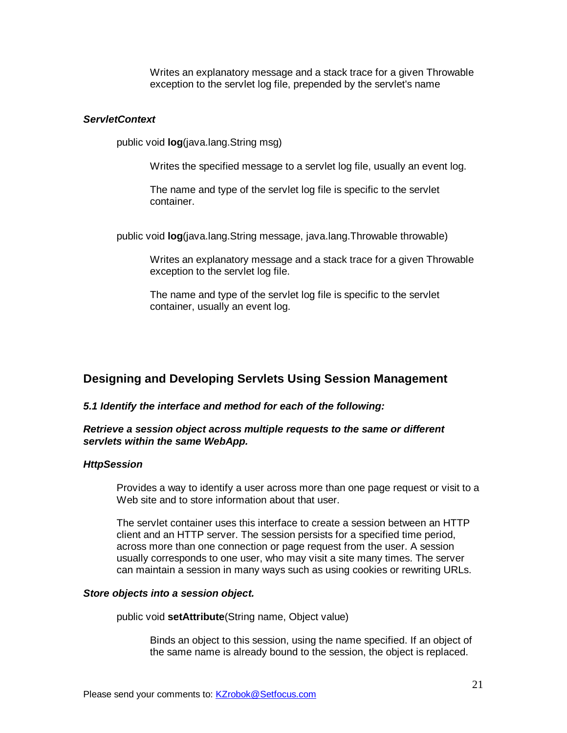Writes an explanatory message and a stack trace for a given Throwable exception to the servlet log file, prepended by the servlet's name

***ServletContext***

public void **log**(java.lang.String msg)

Writes the specified message to a servlet log file, usually an event log.

The name and type of the servlet log file is specific to the servlet container.

public void **log**(java.lang.String message, java.lang.Throwable throwable)

Writes an explanatory message and a stack trace for a given Throwable exception to the servlet log file.

The name and type of the servlet log file is specific to the servlet container, usually an event log.

## Designing and Developing Servlets Using Session Management

***5.1 Identify the interface and method for each of the following:***

***Retrieve a session object across multiple requests to the same or different servlets within the same WebApp.***

***HttpSession***

Provides a way to identify a user across more than one page request or visit to a Web site and to store information about that user.

The servlet container uses this interface to create a session between an HTTP client and an HTTP server. The session persists for a specified time period, across more than one connection or page request from the user. A session usually corresponds to one user, who may visit a site many times. The server can maintain a session in many ways such as using cookies or rewriting URLs.

***Store objects into a session object.***

public void **setAttribute**(String name, Object value)

Binds an object to this session, using the name specified. If an object of the same name is already bound to the session, the object is replaced.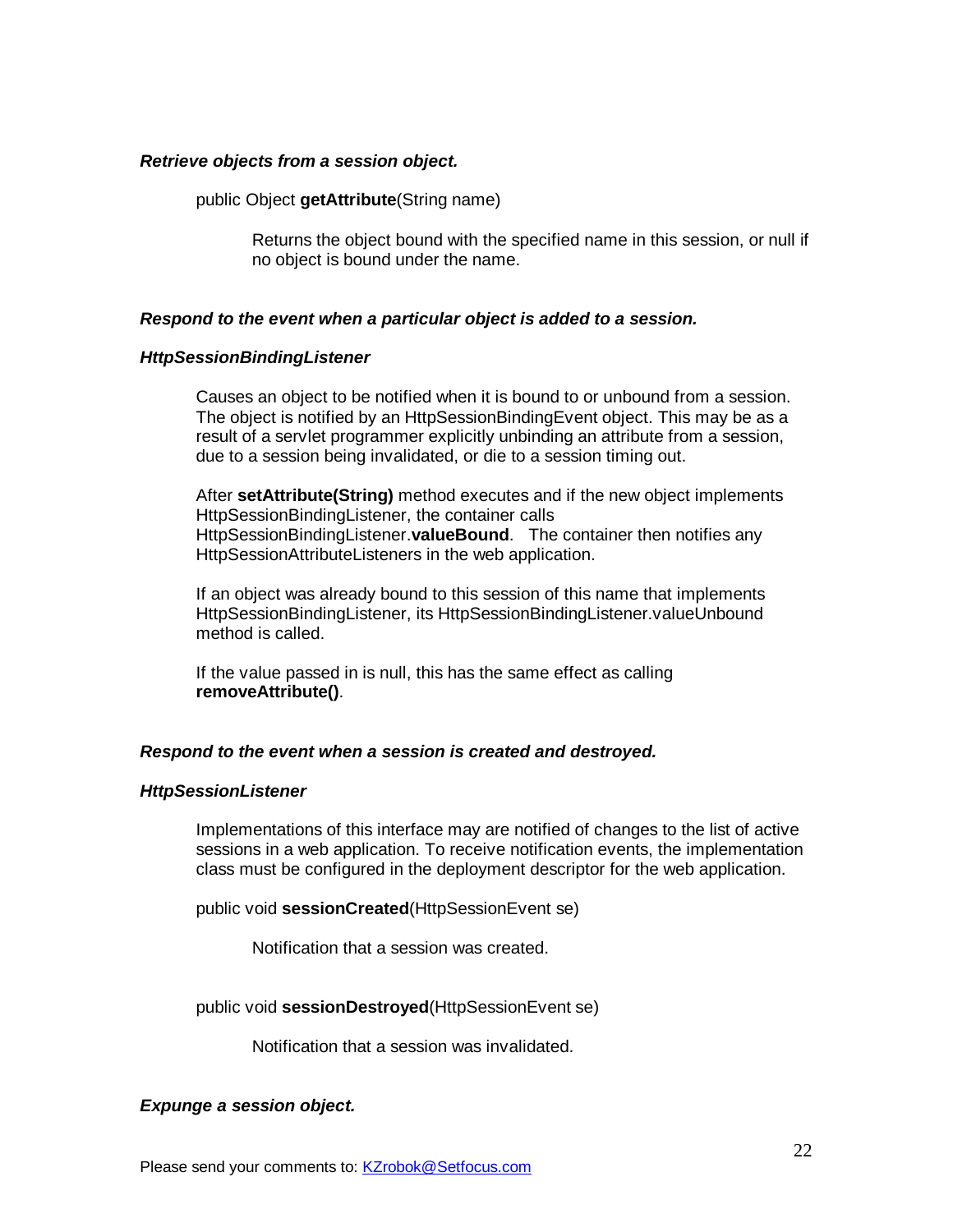***Retrieve objects from a session object.***

public Object **getAttribute**(String name)

Returns the object bound with the specified name in this session, or null if no object is bound under the name.

***Respond to the event when a particular object is added to a session.***

***HttpSessionBindingListener***

Causes an object to be notified when it is bound to or unbound from a session. The object is notified by an HttpSessionBindingEvent object. This may be as a result of a servlet programmer explicitly unbinding an attribute from a session, due to a session being invalidated, or die to a session timing out.

After **setAttribute(String)** method executes and if the new object implements HttpSessionBindingListener, the container calls HttpSessionBindingListener.**valueBound**. The container then notifies any HttpSessionAttributeListeners in the web application.

If an object was already bound to this session of this name that implements HttpSessionBindingListener, its HttpSessionBindingListener.valueUnbound method is called.

If the value passed in is null, this has the same effect as calling **removeAttribute()**.

***Respond to the event when a session is created and destroyed.***

***HttpSessionListener***

Implementations of this interface may are notified of changes to the list of active sessions in a web application. To receive notification events, the implementation class must be configured in the deployment descriptor for the web application.

public void **sessionCreated**(HttpSessionEvent se)

Notification that a session was created.

public void **sessionDestroyed**(HttpSessionEvent se)

Notification that a session was invalidated.

***Expunge a session object.***

Please send your comments to: KZrobok@Setfocus.com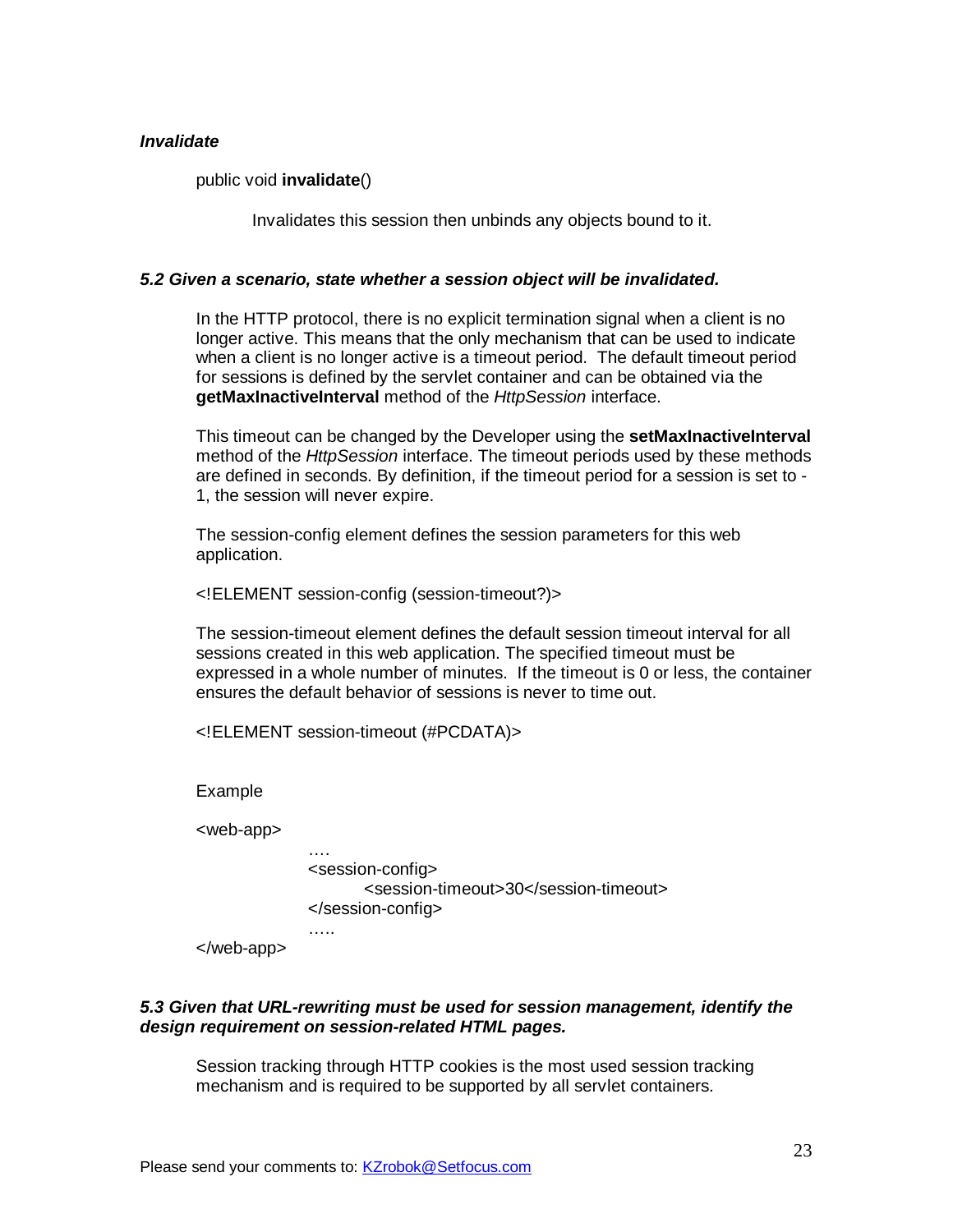***Invalidate***

public void **invalidate**()

Invalidates this session then unbinds any objects bound to it.

***5.2 Given a scenario, state whether a session object will be invalidated.***

In the HTTP protocol, there is no explicit termination signal when a client is no longer active. This means that the only mechanism that can be used to indicate when a client is no longer active is a timeout period. The default timeout period for sessions is defined by the servlet container and can be obtained via the **getMaxInactiveInterval** method of the *HttpSession* interface.

This timeout can be changed by the Developer using the **setMaxInactiveInterval** method of the *HttpSession* interface. The timeout periods used by these methods are defined in seconds. By definition, if the timeout period for a session is set to -1, the session will never expire.

The session-config element defines the session parameters for this web application.

<!ELEMENT session-config (session-timeout?)>

The session-timeout element defines the default session timeout interval for all sessions created in this web application. The specified timeout must be expressed in a whole number of minutes. If the timeout is 0 or less, the container ensures the default behavior of sessions is never to time out.

<!ELEMENT session-timeout (#PCDATA)>

Example

```
<web-app>
        ….
        <session-config>
                <session-timeout>30</session-timeout>
        </session-config>
        …..
</web-app>
```

***5.3 Given that URL-rewriting must be used for session management, identify the design requirement on session-related HTML pages.***

Session tracking through HTTP cookies is the most used session tracking mechanism and is required to be supported by all servlet containers.

Please send your comments to: KZrobok@Setfocus.com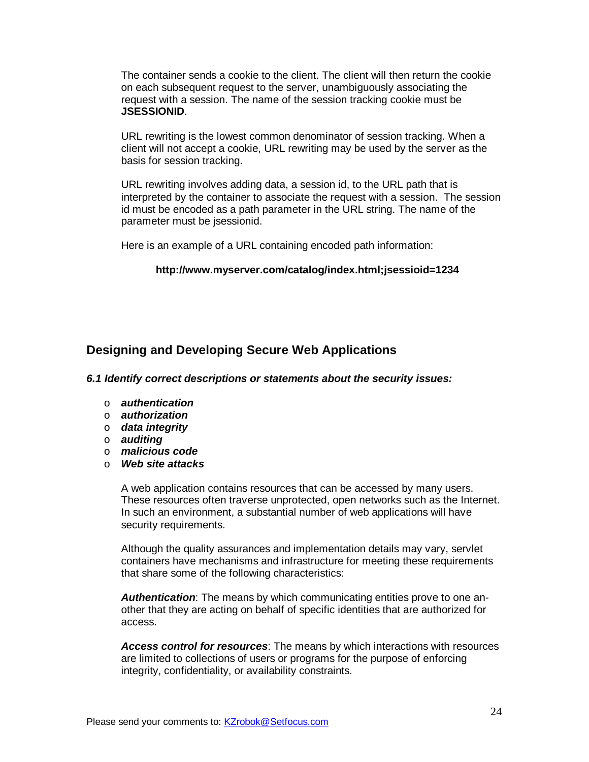The container sends a cookie to the client. The client will then return the cookie on each subsequent request to the server, unambiguously associating the request with a session. The name of the session tracking cookie must be **JSESSIONID**.

URL rewriting is the lowest common denominator of session tracking. When a client will not accept a cookie, URL rewriting may be used by the server as the basis for session tracking.

URL rewriting involves adding data, a session id, to the URL path that is interpreted by the container to associate the request with a session. The session id must be encoded as a path parameter in the URL string. The name of the parameter must be jsessionid.

Here is an example of a URL containing encoded path information:

**http://www.myserver.com/catalog/index.html;jsessioid=1234**

## Designing and Developing Secure Web Applications

***6.1 Identify correct descriptions or statements about the security issues:***

- ***authentication***
- ***authorization***
- ***data integrity***
- ***auditing***
- ***malicious code***
- ***Web site attacks***

A web application contains resources that can be accessed by many users. These resources often traverse unprotected, open networks such as the Internet. In such an environment, a substantial number of web applications will have security requirements.

Although the quality assurances and implementation details may vary, servlet containers have mechanisms and infrastructure for meeting these requirements that share some of the following characteristics:

***Authentication***: The means by which communicating entities prove to one another that they are acting on behalf of specific identities that are authorized for access.

***Access control for resources***: The means by which interactions with resources are limited to collections of users or programs for the purpose of enforcing integrity, confidentiality, or availability constraints.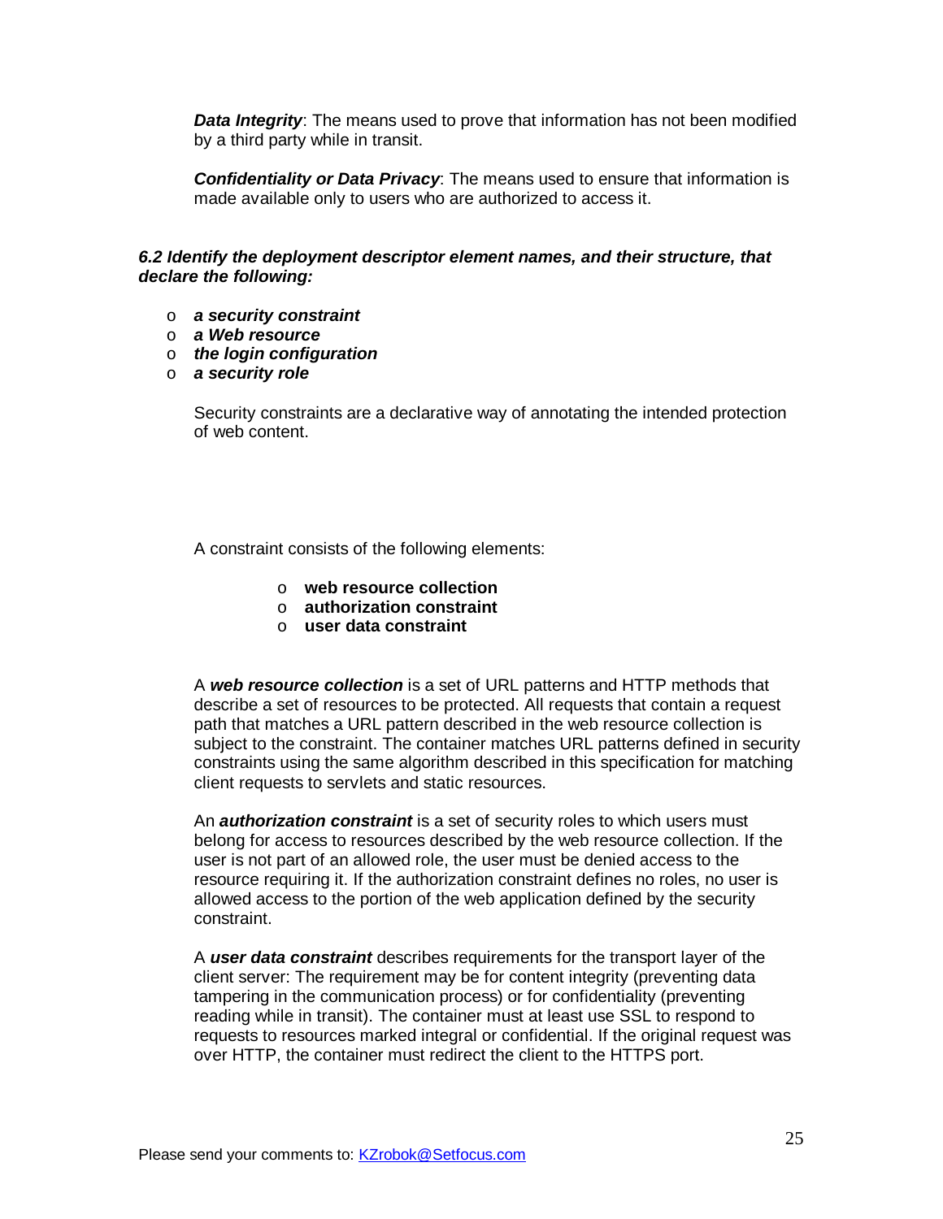***Data Integrity***: The means used to prove that information has not been modified by a third party while in transit.

***Confidentiality or Data Privacy***: The means used to ensure that information is made available only to users who are authorized to access it.

***6.2 Identify the deployment descriptor element names, and their structure, that declare the following:***

- ***a security constraint***
- ***a Web resource***
- ***the login configuration***
- ***a security role***

Security constraints are a declarative way of annotating the intended protection of web content.

A constraint consists of the following elements:

- **web resource collection**
- **authorization constraint**
- **user data constraint**

A ***web resource collection*** is a set of URL patterns and HTTP methods that describe a set of resources to be protected. All requests that contain a request path that matches a URL pattern described in the web resource collection is subject to the constraint. The container matches URL patterns defined in security constraints using the same algorithm described in this specification for matching client requests to servlets and static resources.

An ***authorization constraint*** is a set of security roles to which users must belong for access to resources described by the web resource collection. If the user is not part of an allowed role, the user must be denied access to the resource requiring it. If the authorization constraint defines no roles, no user is allowed access to the portion of the web application defined by the security constraint.

A ***user data constraint*** describes requirements for the transport layer of the client server: The requirement may be for content integrity (preventing data tampering in the communication process) or for confidentiality (preventing reading while in transit). The container must at least use SSL to respond to requests to resources marked integral or confidential. If the original request was over HTTP, the container must redirect the client to the HTTPS port.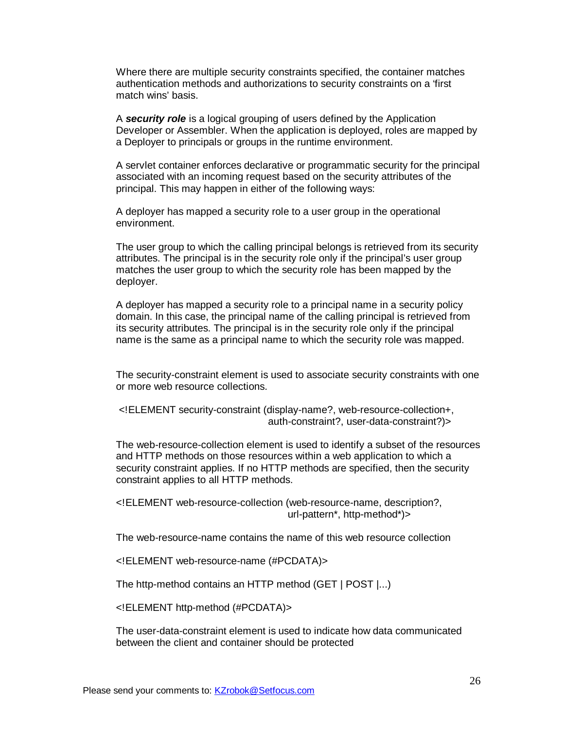Where there are multiple security constraints specified, the container matches authentication methods and authorizations to security constraints on a 'first match wins' basis.

A ***security role*** is a logical grouping of users defined by the Application Developer or Assembler. When the application is deployed, roles are mapped by a Deployer to principals or groups in the runtime environment.

A servlet container enforces declarative or programmatic security for the principal associated with an incoming request based on the security attributes of the principal. This may happen in either of the following ways:

A deployer has mapped a security role to a user group in the operational environment.

The user group to which the calling principal belongs is retrieved from its security attributes. The principal is in the security role only if the principal's user group matches the user group to which the security role has been mapped by the deployer.

A deployer has mapped a security role to a principal name in a security policy domain. In this case, the principal name of the calling principal is retrieved from its security attributes. The principal is in the security role only if the principal name is the same as a principal name to which the security role was mapped.

The security-constraint element is used to associate security constraints with one or more web resource collections.

```
<!ELEMENT security-constraint (display-name?, web-resource-collection+,
                               auth-constraint?, user-data-constraint?)>
```

The web-resource-collection element is used to identify a subset of the resources and HTTP methods on those resources within a web application to which a security constraint applies. If no HTTP methods are specified, then the security constraint applies to all HTTP methods.

```
<!ELEMENT web-resource-collection (web-resource-name, description?,
                                   url-pattern*, http-method*)>
```

The web-resource-name contains the name of this web resource collection

```
<!ELEMENT web-resource-name (#PCDATA)>
```

The http-method contains an HTTP method (GET | POST |...)

```
<!ELEMENT http-method (#PCDATA)>
```

The user-data-constraint element is used to indicate how data communicated between the client and container should be protected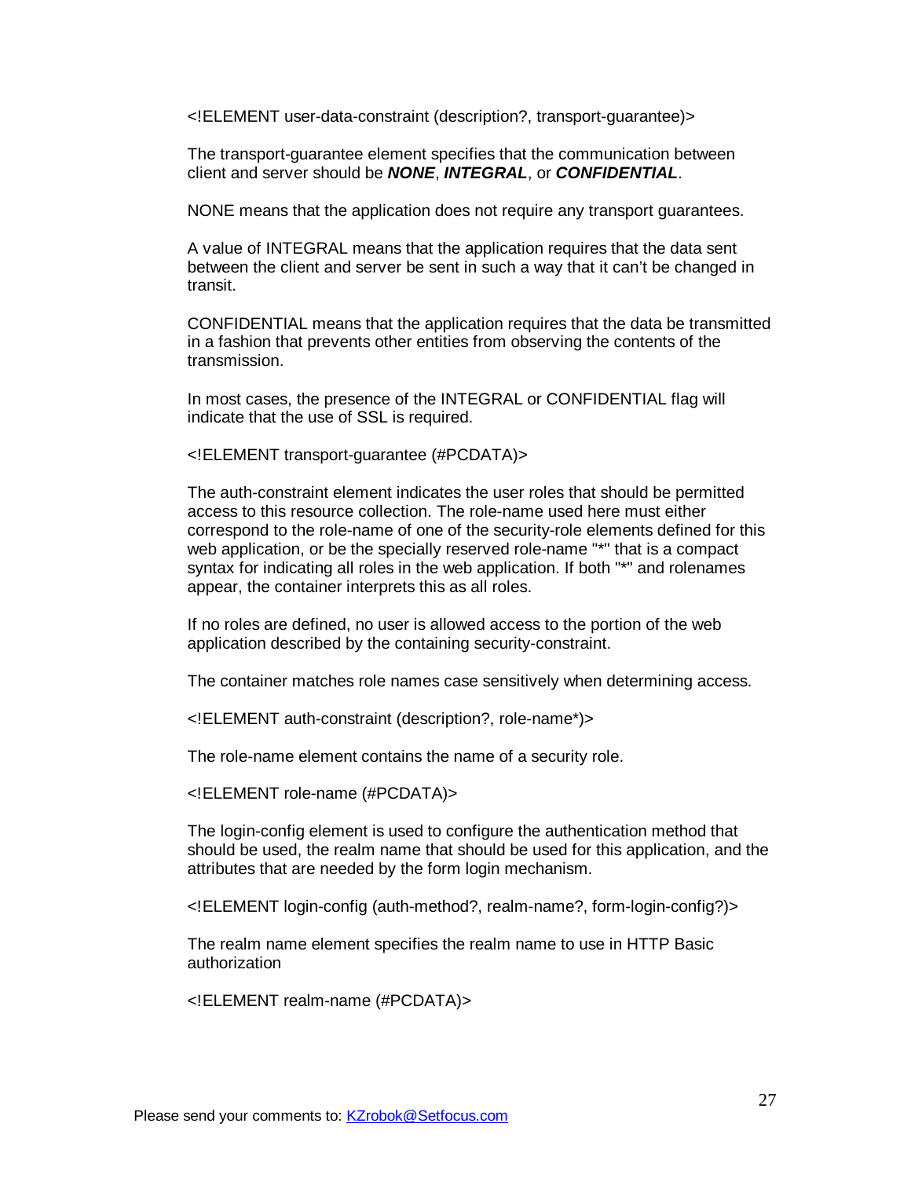<!ELEMENT user-data-constraint (description?, transport-guarantee)>

The transport-guarantee element specifies that the communication between client and server should be ***NONE***, ***INTEGRAL***, or ***CONFIDENTIAL***.

NONE means that the application does not require any transport guarantees.

A value of INTEGRAL means that the application requires that the data sent between the client and server be sent in such a way that it can't be changed in transit.

CONFIDENTIAL means that the application requires that the data be transmitted in a fashion that prevents other entities from observing the contents of the transmission.

In most cases, the presence of the INTEGRAL or CONFIDENTIAL flag will indicate that the use of SSL is required.

<!ELEMENT transport-guarantee (#PCDATA)>

The auth-constraint element indicates the user roles that should be permitted access to this resource collection. The role-name used here must either correspond to the role-name of one of the security-role elements defined for this web application, or be the specially reserved role-name "*" that is a compact syntax for indicating all roles in the web application. If both "*" and rolenames appear, the container interprets this as all roles.

If no roles are defined, no user is allowed access to the portion of the web application described by the containing security-constraint.

The container matches role names case sensitively when determining access.

<!ELEMENT auth-constraint (description?, role-name*)>

The role-name element contains the name of a security role.

<!ELEMENT role-name (#PCDATA)>

The login-config element is used to configure the authentication method that should be used, the realm name that should be used for this application, and the attributes that are needed by the form login mechanism.

<!ELEMENT login-config (auth-method?, realm-name?, form-login-config?)>

The realm name element specifies the realm name to use in HTTP Basic authorization

<!ELEMENT realm-name (#PCDATA)>

Please send your comments to: KZrobok@Setfocus.com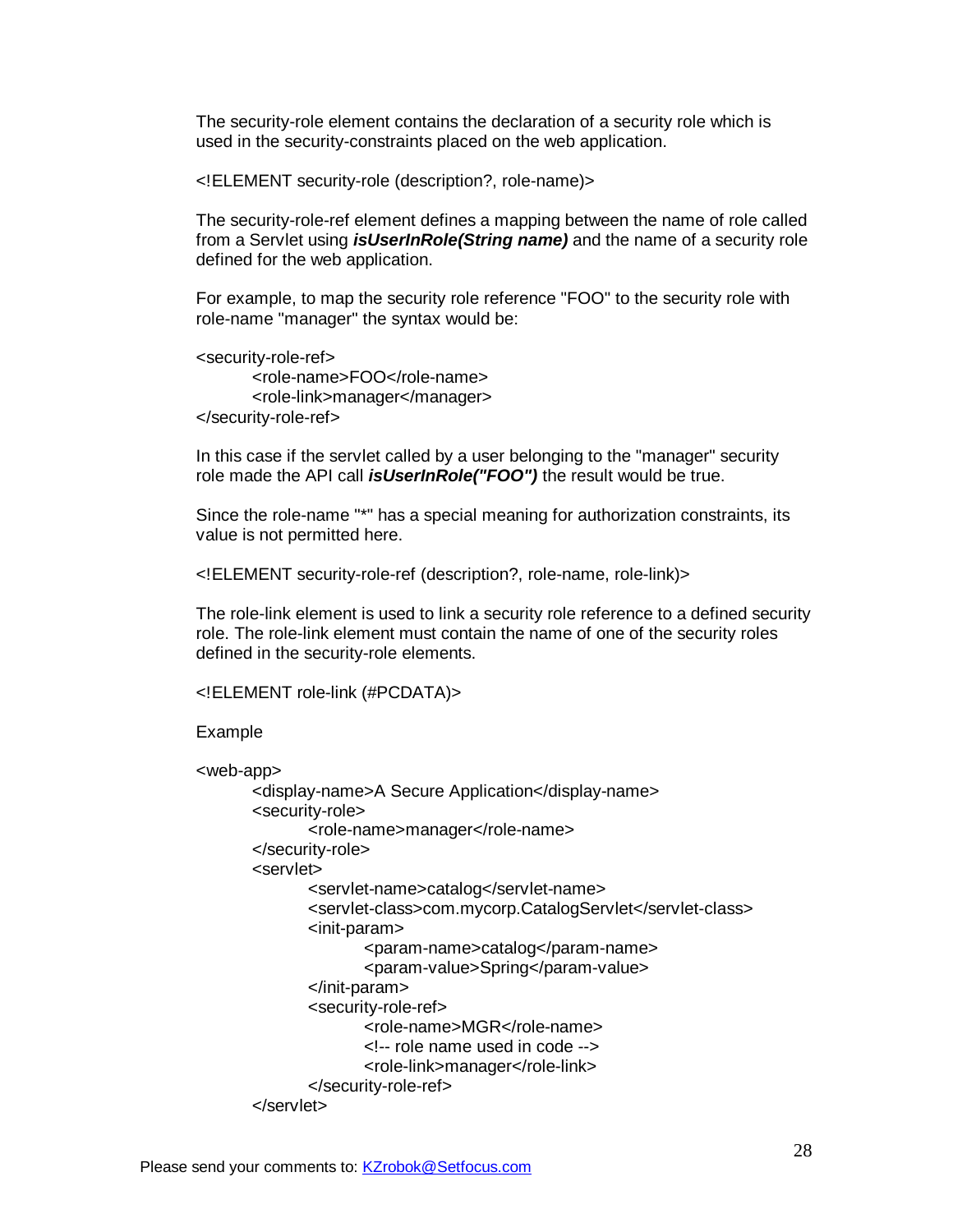The security-role element contains the declaration of a security role which is used in the security-constraints placed on the web application.

```
<!ELEMENT security-role (description?, role-name)>
```

The security-role-ref element defines a mapping between the name of role called from a Servlet using ***isUserInRole(String name)*** and the name of a security role defined for the web application.

For example, to map the security role reference "FOO" to the security role with role-name "manager" the syntax would be:

```
<security-role-ref>
        <role-name>FOO</role-name>
        <role-link>manager</manager>
</security-role-ref>
```

In this case if the servlet called by a user belonging to the "manager" security role made the API call ***isUserInRole("FOO")*** the result would be true.

Since the role-name "*" has a special meaning for authorization constraints, its value is not permitted here.

```
<!ELEMENT security-role-ref (description?, role-name, role-link)>
```

The role-link element is used to link a security role reference to a defined security role. The role-link element must contain the name of one of the security roles defined in the security-role elements.

```
<!ELEMENT role-link (#PCDATA)>
```

Example

```
<web-app>
        <display-name>A Secure Application</display-name>
        <security-role>
                <role-name>manager</role-name>
        </security-role>
        <servlet>
                <servlet-name>catalog</servlet-name>
                <servlet-class>com.mycorp.CatalogServlet</servlet-class>
                <init-param>
                        <param-name>catalog</param-name>
                        <param-value>Spring</param-value>
                </init-param>
                <security-role-ref>
                        <role-name>MGR</role-name>
                        <!-- role name used in code -->
                        <role-link>manager</role-link>
                </security-role-ref>
        </servlet>
```

Please send your comments to: KZrobok@Setfocus.com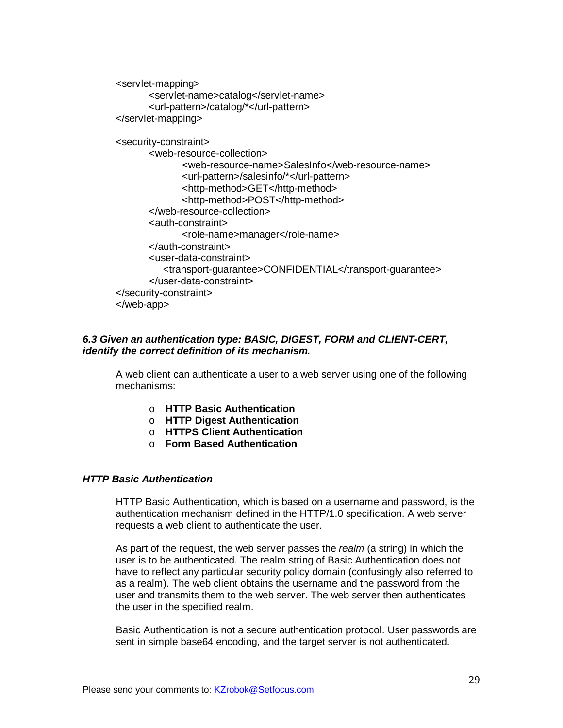```xml
<servlet-mapping>
        <servlet-name>catalog</servlet-name>
        <url-pattern>/catalog/*</url-pattern>
</servlet-mapping>

<security-constraint>
        <web-resource-collection>
                <web-resource-name>SalesInfo</web-resource-name>
                <url-pattern>/salesinfo/*</url-pattern>
                <http-method>GET</http-method>
                <http-method>POST</http-method>
        </web-resource-collection>
        <auth-constraint>
                <role-name>manager</role-name>
        </auth-constraint>
        <user-data-constraint>
            <transport-guarantee>CONFIDENTIAL</transport-guarantee>
        </user-data-constraint>
</security-constraint>
</web-app>
```

### *6.3 Given an authentication type: BASIC, DIGEST, FORM and CLIENT-CERT, identify the correct definition of its mechanism.*

A web client can authenticate a user to a web server using one of the following mechanisms:

- **HTTP Basic Authentication**
- **HTTP Digest Authentication**
- **HTTPS Client Authentication**
- **Form Based Authentication**

### *HTTP Basic Authentication*

HTTP Basic Authentication, which is based on a username and password, is the authentication mechanism defined in the HTTP/1.0 specification. A web server requests a web client to authenticate the user.

As part of the request, the web server passes the *realm* (a string) in which the user is to be authenticated. The realm string of Basic Authentication does not have to reflect any particular security policy domain (confusingly also referred to as a realm). The web client obtains the username and the password from the user and transmits them to the web server. The web server then authenticates the user in the specified realm.

Basic Authentication is not a secure authentication protocol. User passwords are sent in simple base64 encoding, and the target server is not authenticated.

Please send your comments to: KZrobok@Setfocus.com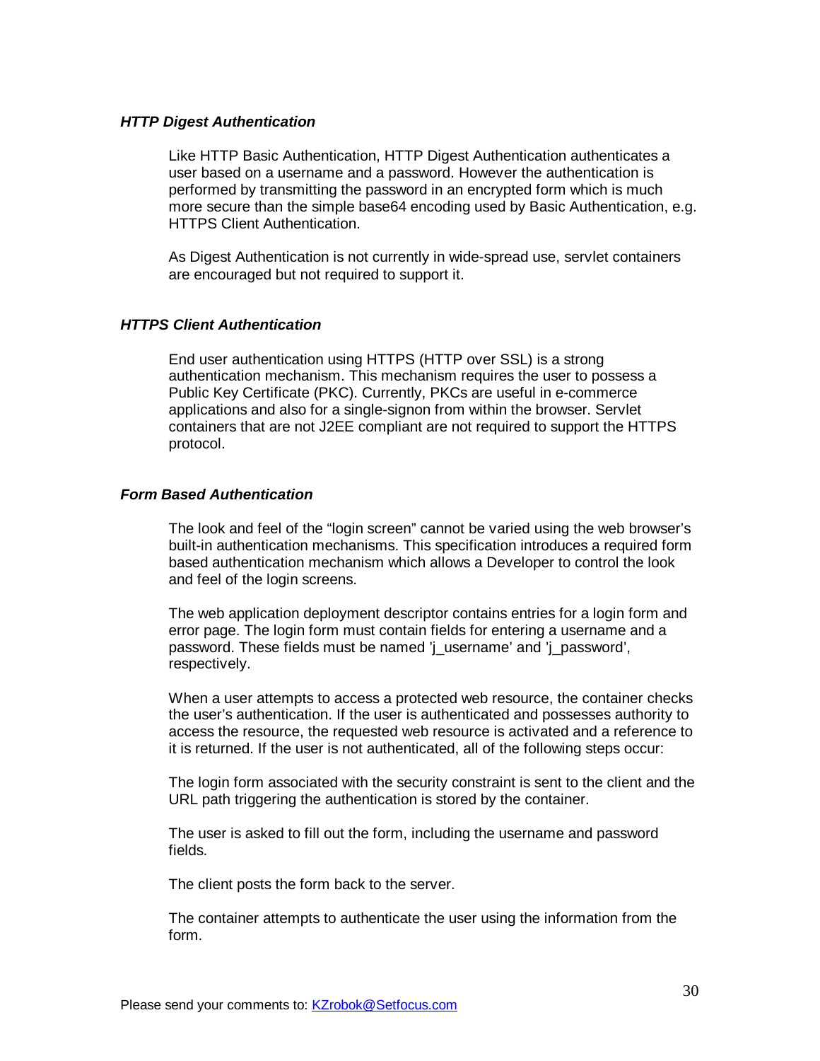### *HTTP Digest Authentication*

Like HTTP Basic Authentication, HTTP Digest Authentication authenticates a user based on a username and a password. However the authentication is performed by transmitting the password in an encrypted form which is much more secure than the simple base64 encoding used by Basic Authentication, e.g. HTTPS Client Authentication.

As Digest Authentication is not currently in wide-spread use, servlet containers are encouraged but not required to support it.

### *HTTPS Client Authentication*

End user authentication using HTTPS (HTTP over SSL) is a strong authentication mechanism. This mechanism requires the user to possess a Public Key Certificate (PKC). Currently, PKCs are useful in e-commerce applications and also for a single-signon from within the browser. Servlet containers that are not J2EE compliant are not required to support the HTTPS protocol.

### *Form Based Authentication*

The look and feel of the “login screen” cannot be varied using the web browser’s built-in authentication mechanisms. This specification introduces a required form based authentication mechanism which allows a Developer to control the look and feel of the login screens.

The web application deployment descriptor contains entries for a login form and error page. The login form must contain fields for entering a username and a password. These fields must be named ’j_username’ and ’j_password’, respectively.

When a user attempts to access a protected web resource, the container checks the user’s authentication. If the user is authenticated and possesses authority to access the resource, the requested web resource is activated and a reference to it is returned. If the user is not authenticated, all of the following steps occur:

The login form associated with the security constraint is sent to the client and the URL path triggering the authentication is stored by the container.

The user is asked to fill out the form, including the username and password fields.

The client posts the form back to the server.

The container attempts to authenticate the user using the information from the form.

Please send your comments to: KZrobok@Setfocus.com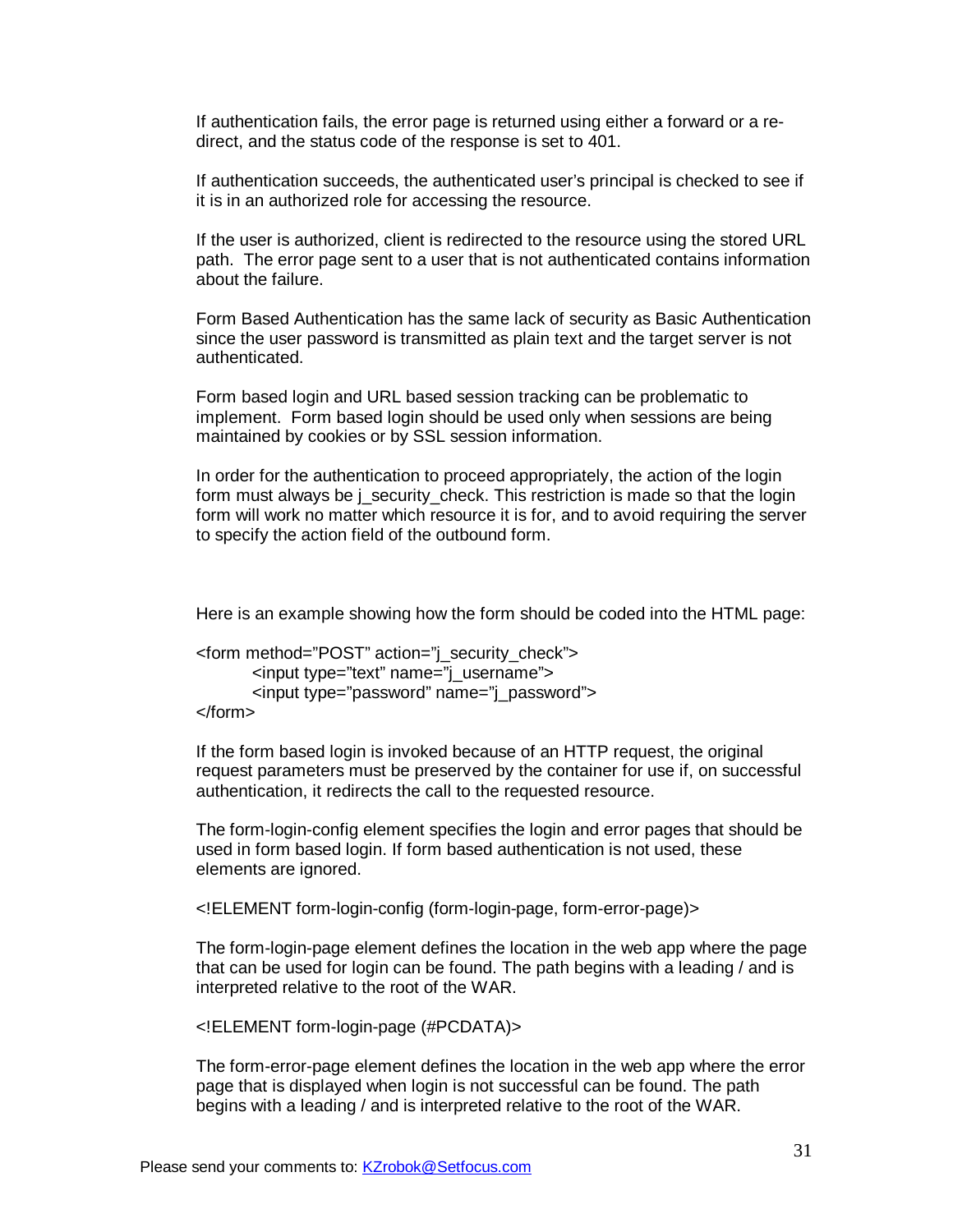If authentication fails, the error page is returned using either a forward or a re-direct, and the status code of the response is set to 401.

If authentication succeeds, the authenticated user's principal is checked to see if it is in an authorized role for accessing the resource.

If the user is authorized, client is redirected to the resource using the stored URL path. The error page sent to a user that is not authenticated contains information about the failure.

Form Based Authentication has the same lack of security as Basic Authentication since the user password is transmitted as plain text and the target server is not authenticated.

Form based login and URL based session tracking can be problematic to implement. Form based login should be used only when sessions are being maintained by cookies or by SSL session information.

In order for the authentication to proceed appropriately, the action of the login form must always be j_security_check. This restriction is made so that the login form will work no matter which resource it is for, and to avoid requiring the server to specify the action field of the outbound form.

Here is an example showing how the form should be coded into the HTML page:

```
<form method="POST" action="j_security_check">
        <input type="text" name="j_username">
        <input type="password" name="j_password">
</form>
```

If the form based login is invoked because of an HTTP request, the original request parameters must be preserved by the container for use if, on successful authentication, it redirects the call to the requested resource.

The form-login-config element specifies the login and error pages that should be used in form based login. If form based authentication is not used, these elements are ignored.

```
<!ELEMENT form-login-config (form-login-page, form-error-page)>
```

The form-login-page element defines the location in the web app where the page that can be used for login can be found. The path begins with a leading / and is interpreted relative to the root of the WAR.

```
<!ELEMENT form-login-page (#PCDATA)>
```

The form-error-page element defines the location in the web app where the error page that is displayed when login is not successful can be found. The path begins with a leading / and is interpreted relative to the root of the WAR.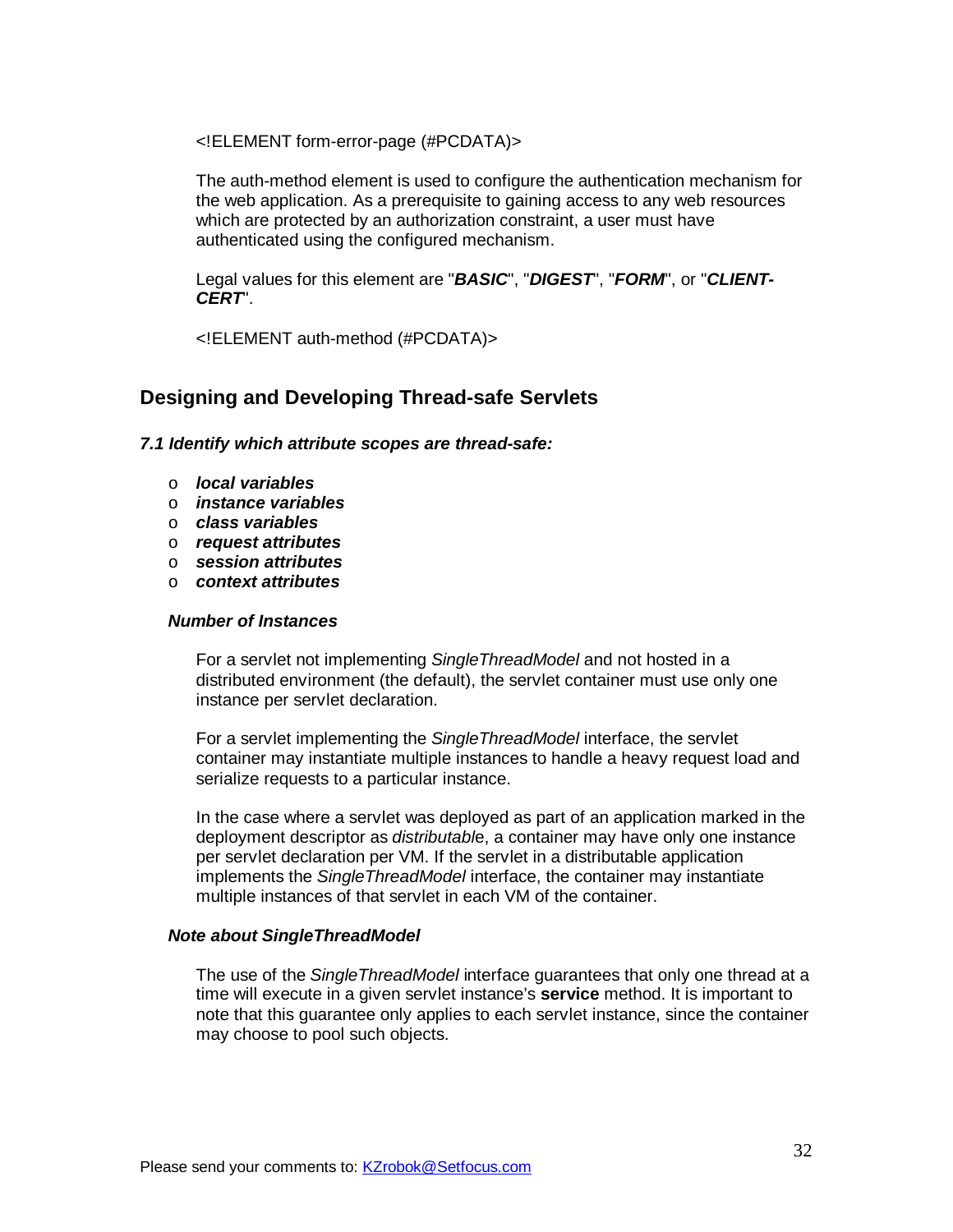<!ELEMENT form-error-page (#PCDATA)>

The auth-method element is used to configure the authentication mechanism for the web application. As a prerequisite to gaining access to any web resources which are protected by an authorization constraint, a user must have authenticated using the configured mechanism.

Legal values for this element are "***BASIC***", "***DIGEST***", "***FORM***", or "***CLIENT-CERT***".

<!ELEMENT auth-method (#PCDATA)>

## Designing and Developing Thread-safe Servlets

### *7.1 Identify which attribute scopes are thread-safe:*

- ***local variables***
- ***instance variables***
- ***class variables***
- ***request attributes***
- ***session attributes***
- ***context attributes***

#### *Number of Instances*

For a servlet not implementing *SingleThreadModel* and not hosted in a distributed environment (the default), the servlet container must use only one instance per servlet declaration.

For a servlet implementing the *SingleThreadModel* interface, the servlet container may instantiate multiple instances to handle a heavy request load and serialize requests to a particular instance.

In the case where a servlet was deployed as part of an application marked in the deployment descriptor as *distributable*, a container may have only one instance per servlet declaration per VM. If the servlet in a distributable application implements the *SingleThreadModel* interface, the container may instantiate multiple instances of that servlet in each VM of the container.

#### *Note about SingleThreadModel*

The use of the *SingleThreadModel* interface guarantees that only one thread at a time will execute in a given servlet instance's **service** method. It is important to note that this guarantee only applies to each servlet instance, since the container may choose to pool such objects.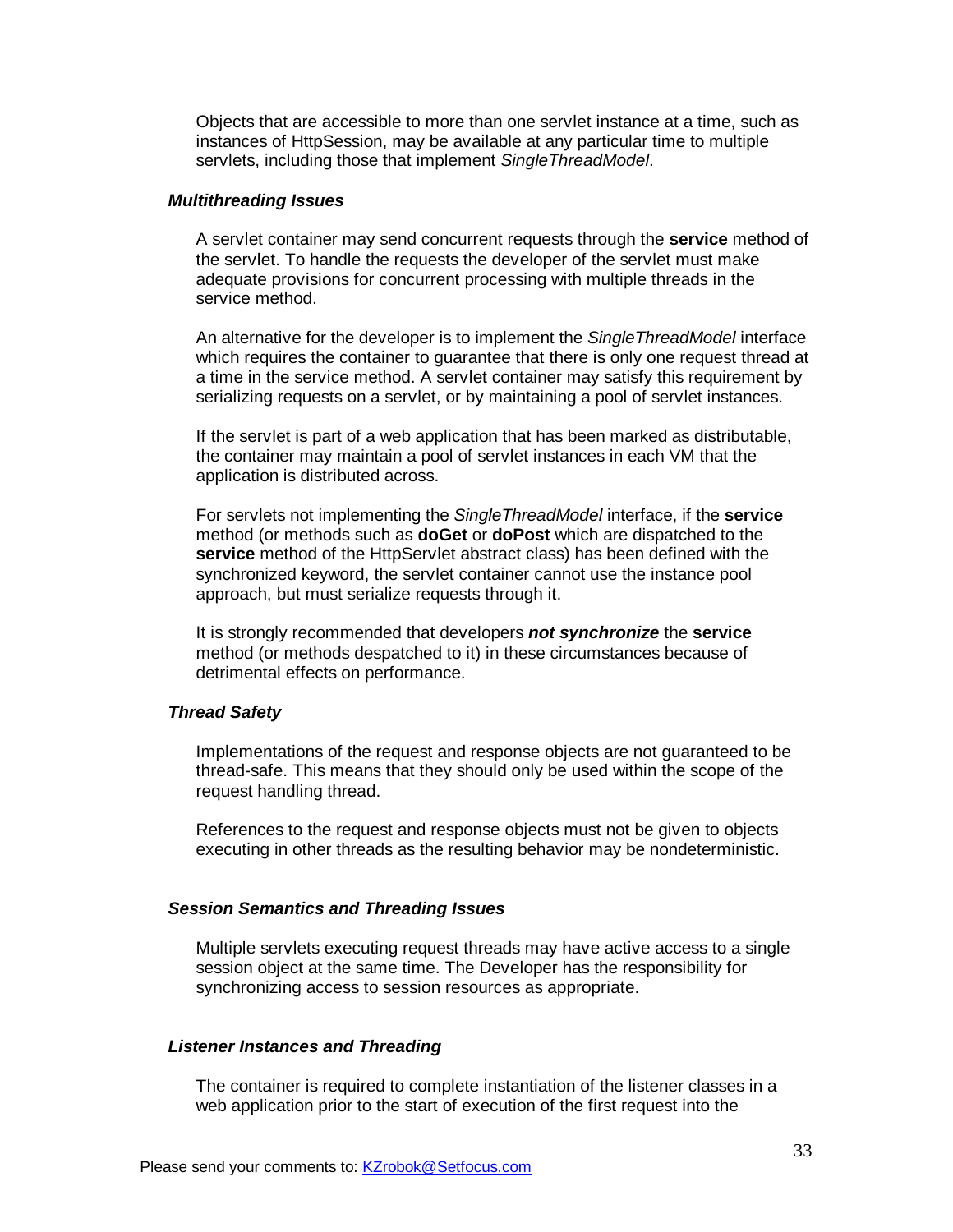Objects that are accessible to more than one servlet instance at a time, such as instances of HttpSession, may be available at any particular time to multiple servlets, including those that implement *SingleThreadModel*.

#### *Multithreading Issues*

A servlet container may send concurrent requests through the **service** method of the servlet. To handle the requests the developer of the servlet must make adequate provisions for concurrent processing with multiple threads in the service method.

An alternative for the developer is to implement the *SingleThreadModel* interface which requires the container to guarantee that there is only one request thread at a time in the service method. A servlet container may satisfy this requirement by serializing requests on a servlet, or by maintaining a pool of servlet instances.

If the servlet is part of a web application that has been marked as distributable, the container may maintain a pool of servlet instances in each VM that the application is distributed across.

For servlets not implementing the *SingleThreadModel* interface, if the **service** method (or methods such as **doGet** or **doPost** which are dispatched to the **service** method of the HttpServlet abstract class) has been defined with the synchronized keyword, the servlet container cannot use the instance pool approach, but must serialize requests through it.

It is strongly recommended that developers ***not synchronize*** the **service** method (or methods despatched to it) in these circumstances because of detrimental effects on performance.

#### *Thread Safety*

Implementations of the request and response objects are not guaranteed to be thread-safe. This means that they should only be used within the scope of the request handling thread.

References to the request and response objects must not be given to objects executing in other threads as the resulting behavior may be nondeterministic.

#### *Session Semantics and Threading Issues*

Multiple servlets executing request threads may have active access to a single session object at the same time. The Developer has the responsibility for synchronizing access to session resources as appropriate.

#### *Listener Instances and Threading*

The container is required to complete instantiation of the listener classes in a web application prior to the start of execution of the first request into the

Please send your comments to: KZrobok@Setfocus.com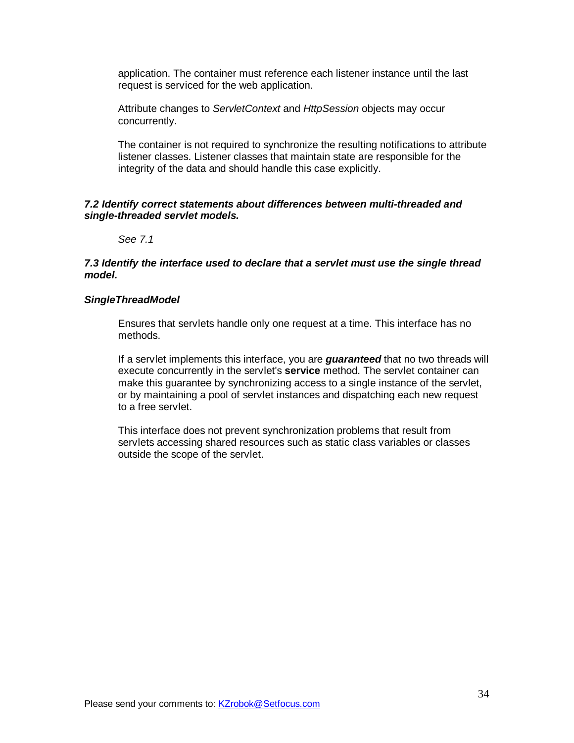application. The container must reference each listener instance until the last request is serviced for the web application.

Attribute changes to *ServletContext* and *HttpSession* objects may occur concurrently.

The container is not required to synchronize the resulting notifications to attribute listener classes. Listener classes that maintain state are responsible for the integrity of the data and should handle this case explicitly.

### *7.2 Identify correct statements about differences between multi-threaded and single-threaded servlet models.*

*See 7.1*

### *7.3 Identify the interface used to declare that a servlet must use the single thread model.*

***SingleThreadModel***

Ensures that servlets handle only one request at a time. This interface has no methods.

If a servlet implements this interface, you are ***guaranteed*** that no two threads will execute concurrently in the servlet's **service** method. The servlet container can make this guarantee by synchronizing access to a single instance of the servlet, or by maintaining a pool of servlet instances and dispatching each new request to a free servlet.

This interface does not prevent synchronization problems that result from servlets accessing shared resources such as static class variables or classes outside the scope of the servlet.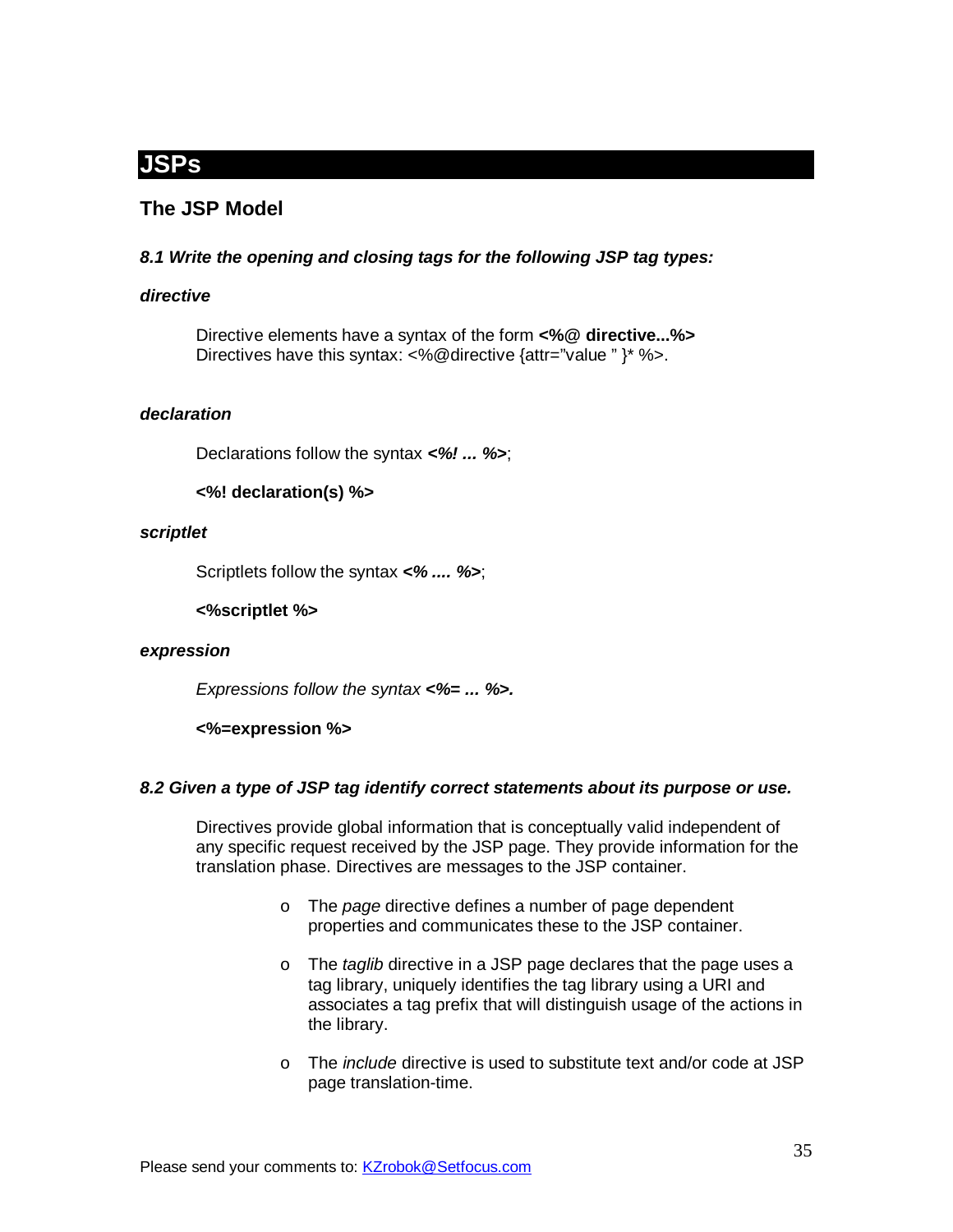# JSPs

## The JSP Model

***8.1 Write the opening and closing tags for the following JSP tag types:***

***directive***

Directive elements have a syntax of the form **<%@ directive...%>**
Directives have this syntax: <%@directive {attr="value " }* %>.

***declaration***

Declarations follow the syntax ***<%! ... %>***;

**<%! declaration(s) %>**

***scriptlet***

Scriptlets follow the syntax ***<% .... %>***;

**<%scriptlet %>**

***expression***

*Expressions follow the syntax **<%= ... %>.***

**<%=expression %>**

***8.2 Given a type of JSP tag identify correct statements about its purpose or use.***

Directives provide global information that is conceptually valid independent of any specific request received by the JSP page. They provide information for the translation phase. Directives are messages to the JSP container.

- The *page* directive defines a number of page dependent properties and communicates these to the JSP container.
- The *taglib* directive in a JSP page declares that the page uses a tag library, uniquely identifies the tag library using a URI and associates a tag prefix that will distinguish usage of the actions in the library.
- The *include* directive is used to substitute text and/or code at JSP page translation-time.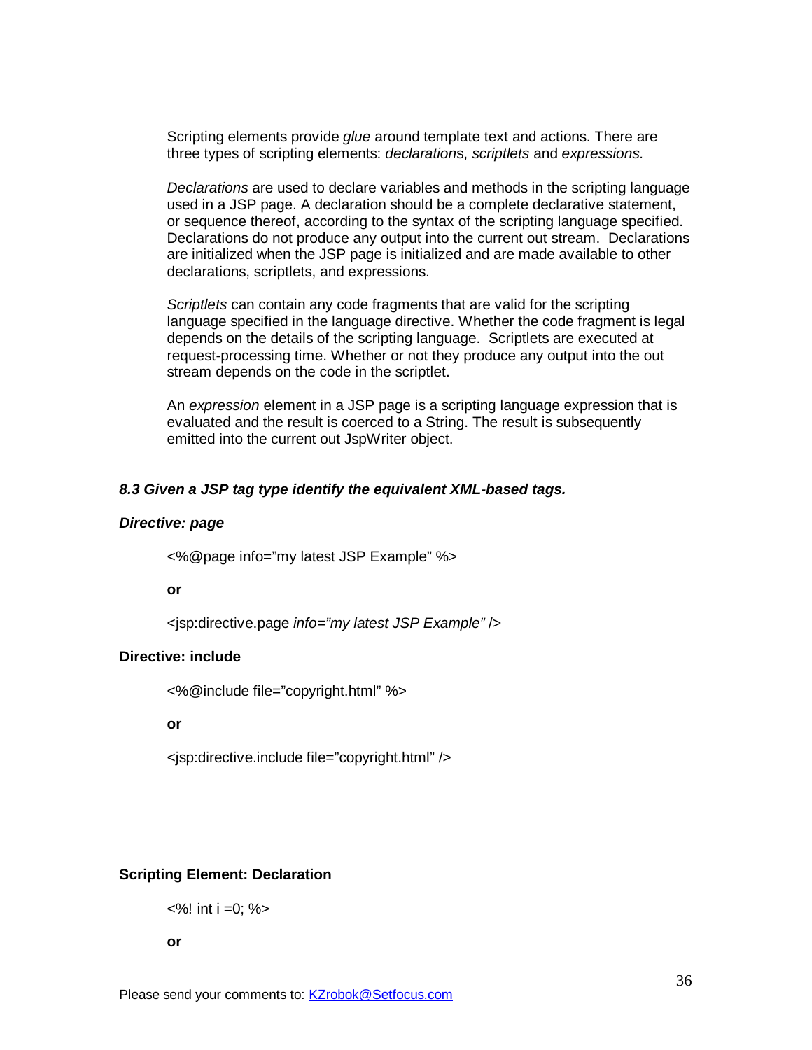Scripting elements provide *glue* around template text and actions. There are three types of scripting elements: *declaration*s, *scriptlets* and *expressions.*

*Declarations* are used to declare variables and methods in the scripting language used in a JSP page. A declaration should be a complete declarative statement, or sequence thereof, according to the syntax of the scripting language specified. Declarations do not produce any output into the current out stream. Declarations are initialized when the JSP page is initialized and are made available to other declarations, scriptlets, and expressions.

*Scriptlets* can contain any code fragments that are valid for the scripting language specified in the language directive. Whether the code fragment is legal depends on the details of the scripting language. Scriptlets are executed at request-processing time. Whether or not they produce any output into the out stream depends on the code in the scriptlet.

An *expression* element in a JSP page is a scripting language expression that is evaluated and the result is coerced to a String. The result is subsequently emitted into the current out JspWriter object.

### *8.3 Given a JSP tag type identify the equivalent XML-based tags.*

#### *Directive: page*

<%@page info="my latest JSP Example" %>

**or**

<jsp:directive.page *info="my latest JSP Example"* />

#### Directive: include

<%@include file="copyright.html" %>

**or**

<jsp:directive.include file="copyright.html" />

#### Scripting Element: Declaration

<%! int i =0; %>

**or**

Please send your comments to: KZrobok@Setfocus.com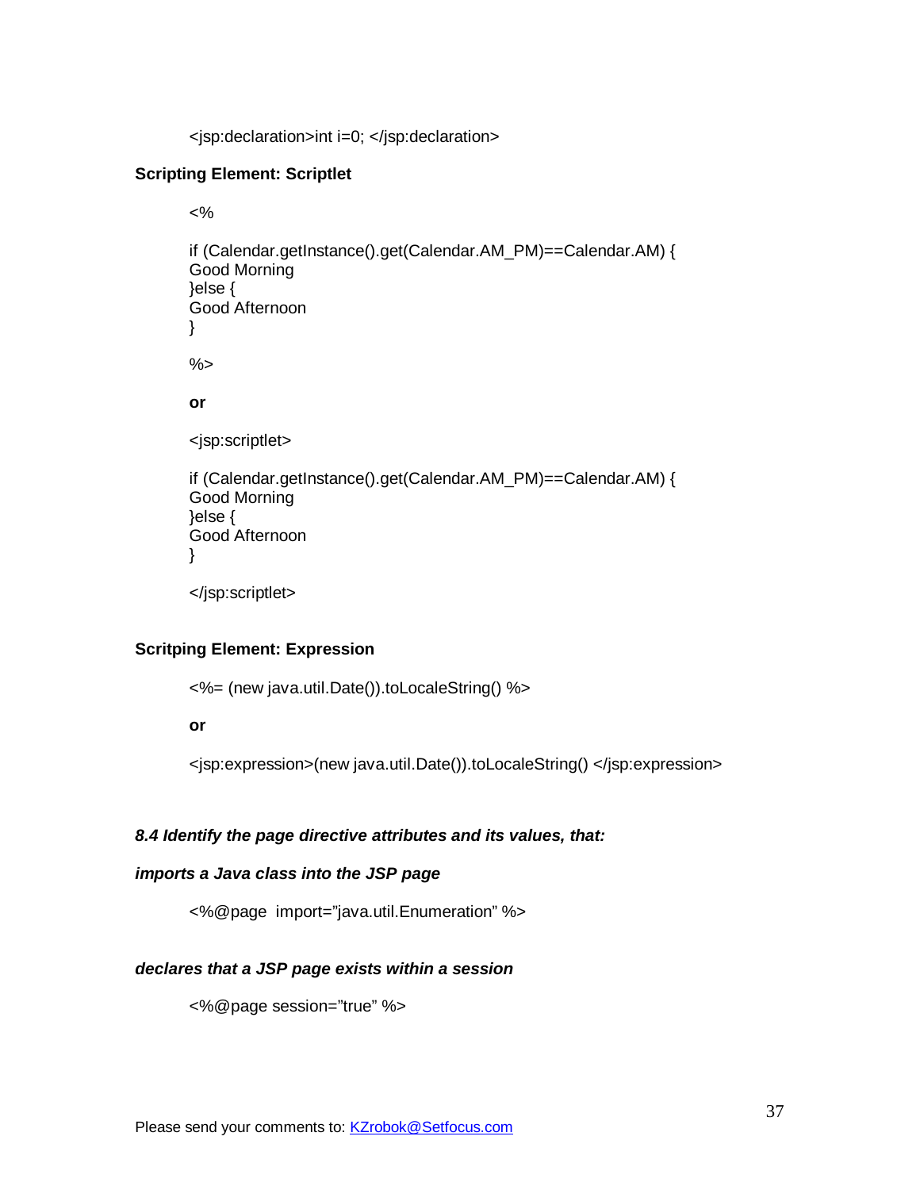```
<jsp:declaration>int i=0; </jsp:declaration>
```

**Scripting Element: Scriptlet**

```
<%

if (Calendar.getInstance().get(Calendar.AM_PM)==Calendar.AM) {
Good Morning
}else {
Good Afternoon
}

%>
```

**or**

```
<jsp:scriptlet>

if (Calendar.getInstance().get(Calendar.AM_PM)==Calendar.AM) {
Good Morning
}else {
Good Afternoon
}

</jsp:scriptlet>
```

**Scritping Element: Expression**

```
<%= (new java.util.Date()).toLocaleString() %>
```

**or**

```
<jsp:expression>(new java.util.Date()).toLocaleString() </jsp:expression>
```

***8.4 Identify the page directive attributes and its values, that:***

***imports a Java class into the JSP page***

```
<%@page  import="java.util.Enumeration" %>
```

***declares that a JSP page exists within a session***

```
<%@page session="true" %>
```

Please send your comments to: KZrobok@Setfocus.com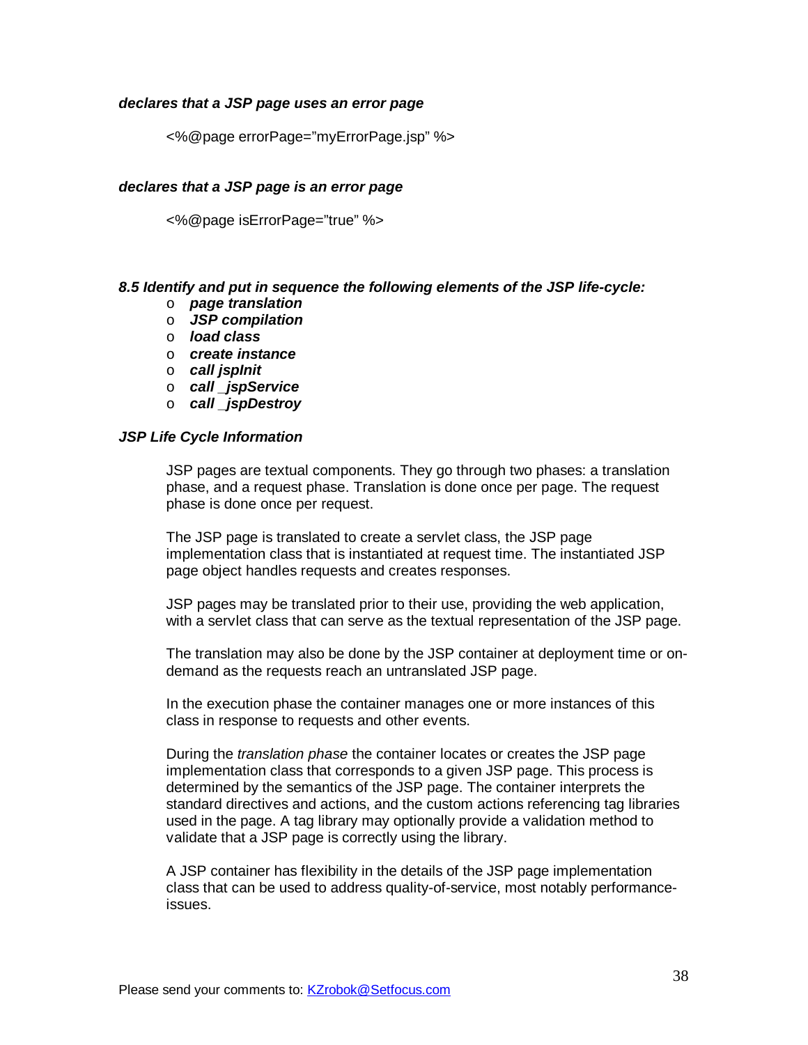***declares that a JSP page uses an error page***

<%@page errorPage=”myErrorPage.jsp” %>

***declares that a JSP page is an error page***

<%@page isErrorPage=”true” %>

***8.5 Identify and put in sequence the following elements of the JSP life-cycle:***

- ***page translation***
- ***JSP compilation***
- ***load class***
- ***create instance***
- ***call jspInit***
- ***call _jspService***
- ***call _jspDestroy***

***JSP Life Cycle Information***

JSP pages are textual components. They go through two phases: a translation phase, and a request phase. Translation is done once per page. The request phase is done once per request.

The JSP page is translated to create a servlet class, the JSP page implementation class that is instantiated at request time. The instantiated JSP page object handles requests and creates responses.

JSP pages may be translated prior to their use, providing the web application, with a servlet class that can serve as the textual representation of the JSP page.

The translation may also be done by the JSP container at deployment time or on-demand as the requests reach an untranslated JSP page.

In the execution phase the container manages one or more instances of this class in response to requests and other events.

During the *translation phase* the container locates or creates the JSP page implementation class that corresponds to a given JSP page. This process is determined by the semantics of the JSP page. The container interprets the standard directives and actions, and the custom actions referencing tag libraries used in the page. A tag library may optionally provide a validation method to validate that a JSP page is correctly using the library.

A JSP container has flexibility in the details of the JSP page implementation class that can be used to address quality-of-service, most notably performance-issues.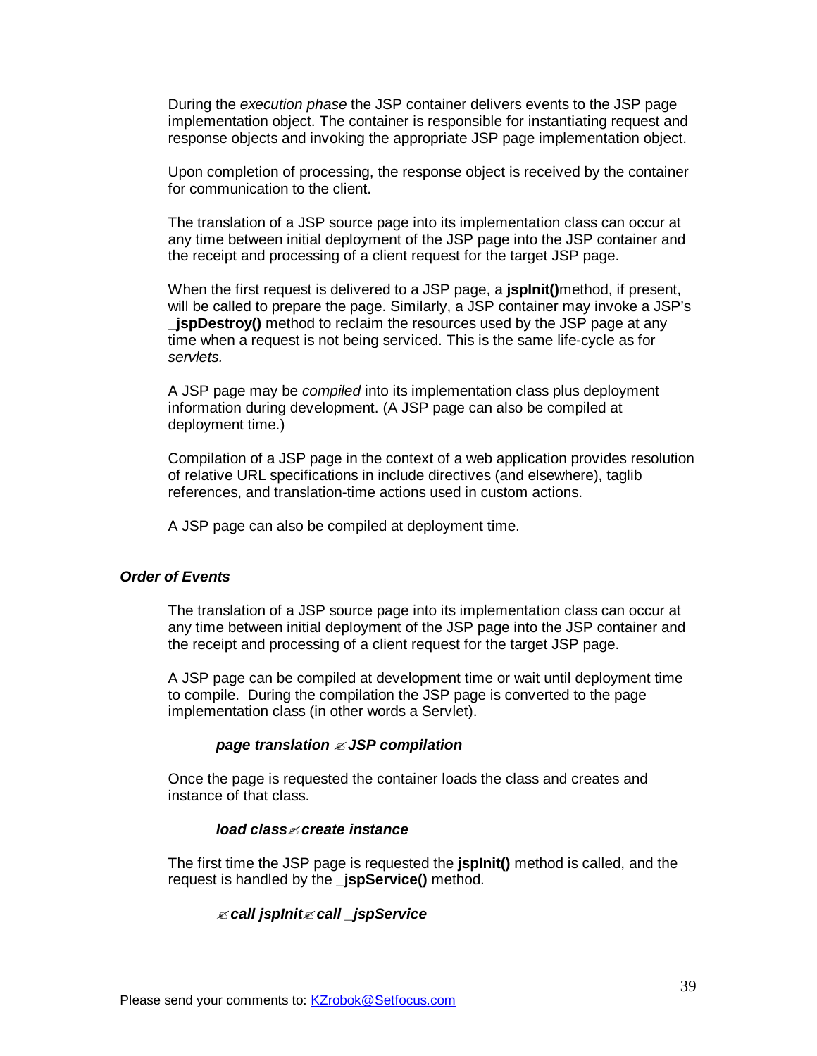During the *execution phase* the JSP container delivers events to the JSP page implementation object. The container is responsible for instantiating request and response objects and invoking the appropriate JSP page implementation object.

Upon completion of processing, the response object is received by the container for communication to the client.

The translation of a JSP source page into its implementation class can occur at any time between initial deployment of the JSP page into the JSP container and the receipt and processing of a client request for the target JSP page.

When the first request is delivered to a JSP page, a **jspInit()**method, if present, will be called to prepare the page. Similarly, a JSP container may invoke a JSP's **_jspDestroy()** method to reclaim the resources used by the JSP page at any time when a request is not being serviced. This is the same life-cycle as for *servlets.*

A JSP page may be *compiled* into its implementation class plus deployment information during development. (A JSP page can also be compiled at deployment time.)

Compilation of a JSP page in the context of a web application provides resolution of relative URL specifications in include directives (and elsewhere), taglib references, and translation-time actions used in custom actions.

A JSP page can also be compiled at deployment time.

### *Order of Events*

The translation of a JSP source page into its implementation class can occur at any time between initial deployment of the JSP page into the JSP container and the receipt and processing of a client request for the target JSP page.

A JSP page can be compiled at development time or wait until deployment time to compile. During the compilation the JSP page is converted to the page implementation class (in other words a Servlet).

***page translation ✍ JSP compilation***

Once the page is requested the container loads the class and creates and instance of that class.

***load class✍ create instance***

The first time the JSP page is requested the **jspInit()** method is called, and the request is handled by the **_jspService()** method.

***✍ call jspInit✍ call _jspService***

Please send your comments to: KZrobok@Setfocus.com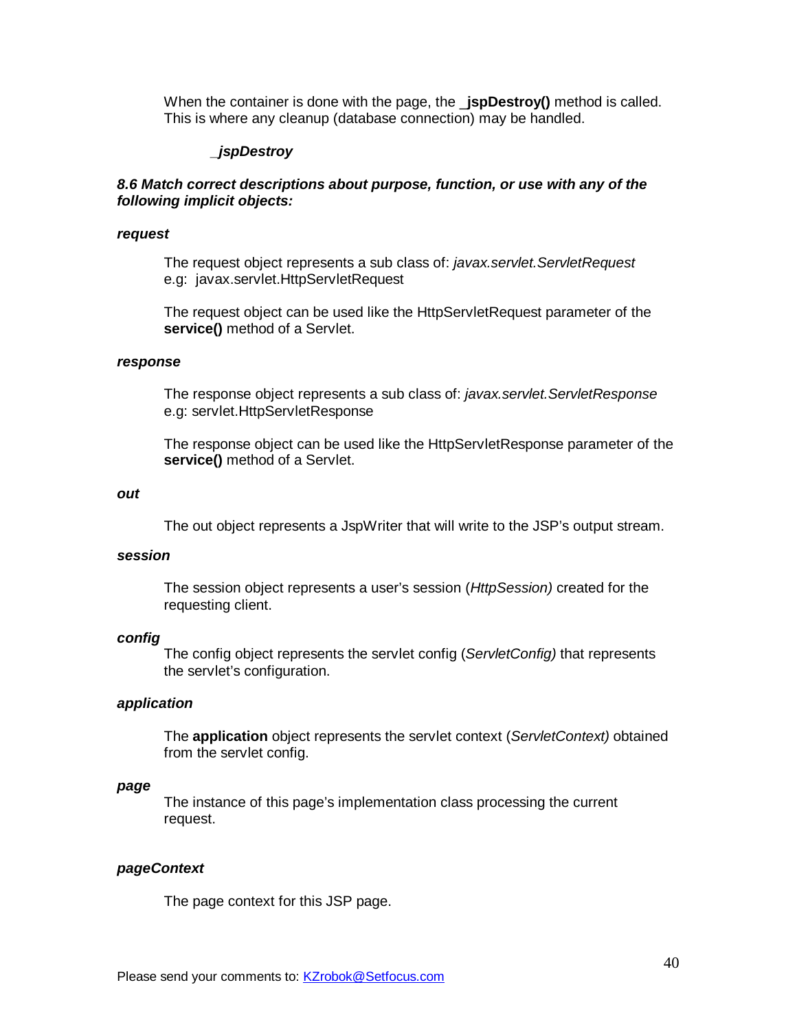When the container is done with the page, the **_jspDestroy()** method is called. This is where any cleanup (database connection) may be handled.

***_jspDestroy***

***8.6 Match correct descriptions about purpose, function, or use with any of the following implicit objects:***

***request***

The request object represents a sub class of: *javax.servlet.ServletRequest*
e.g: javax.servlet.HttpServletRequest

The request object can be used like the HttpServletRequest parameter of the **service()** method of a Servlet.

***response***

The response object represents a sub class of: *javax.servlet.ServletResponse*
e.g: servlet.HttpServletResponse

The response object can be used like the HttpServletResponse parameter of the **service()** method of a Servlet.

***out***

The out object represents a JspWriter that will write to the JSP's output stream.

***session***

The session object represents a user's session (*HttpSession)* created for the requesting client.

***config***

The config object represents the servlet config (*ServletConfig)* that represents the servlet's configuration.

***application***

The **application** object represents the servlet context (*ServletContext)* obtained from the servlet config.

***page***

The instance of this page's implementation class processing the current request.

***pageContext***

The page context for this JSP page.

Please send your comments to: KZrobok@Setfocus.com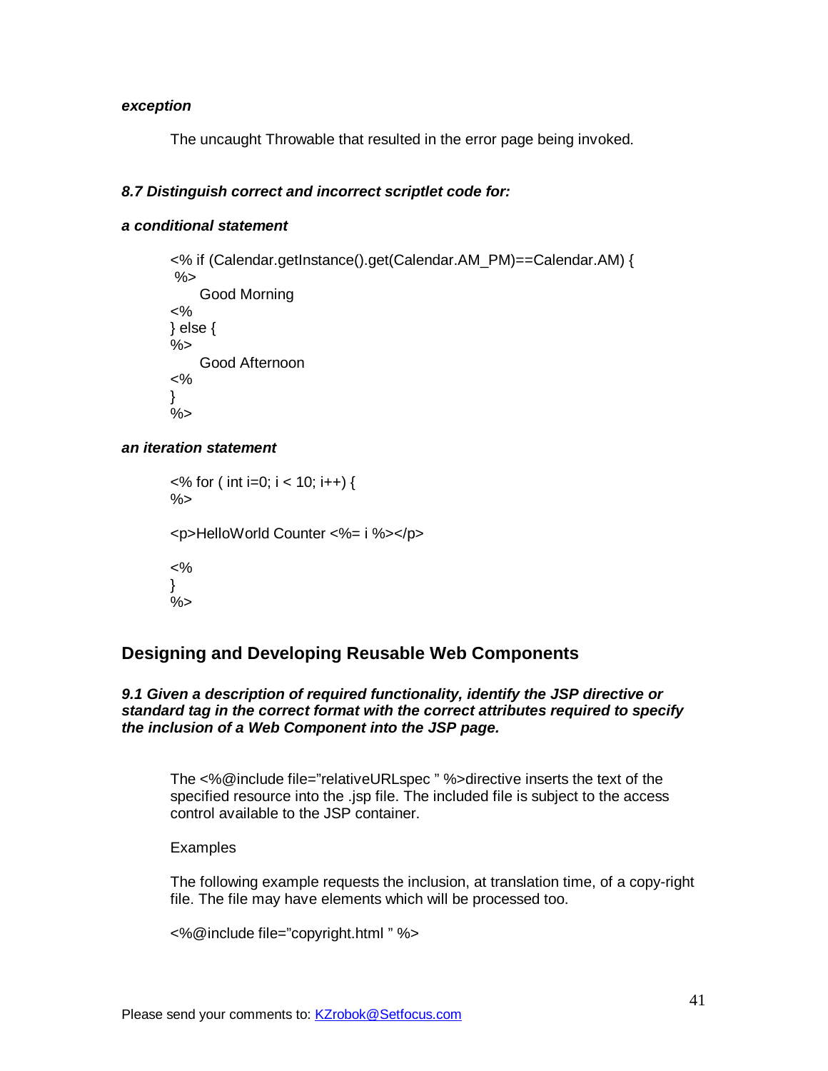***exception***

The uncaught Throwable that resulted in the error page being invoked.

***8.7 Distinguish correct and incorrect scriptlet code for:***

***a conditional statement***

```
<% if (Calendar.getInstance().get(Calendar.AM_PM)==Calendar.AM) {
 %>
    Good Morning
<%
} else {
%>
    Good Afternoon
<%
}
%>
```

***an iteration statement***

```
<% for ( int i=0; i < 10; i++) {
%>

<p>HelloWorld Counter <%= i %></p>

<%
}
%>
```

## Designing and Developing Reusable Web Components

***9.1 Given a description of required functionality, identify the JSP directive or standard tag in the correct format with the correct attributes required to specify the inclusion of a Web Component into the JSP page.***

The <%@include file="relativeURLspec " %>directive inserts the text of the specified resource into the .jsp file. The included file is subject to the access control available to the JSP container.

Examples

The following example requests the inclusion, at translation time, of a copy-right file. The file may have elements which will be processed too.

<%@include file="copyright.html " %>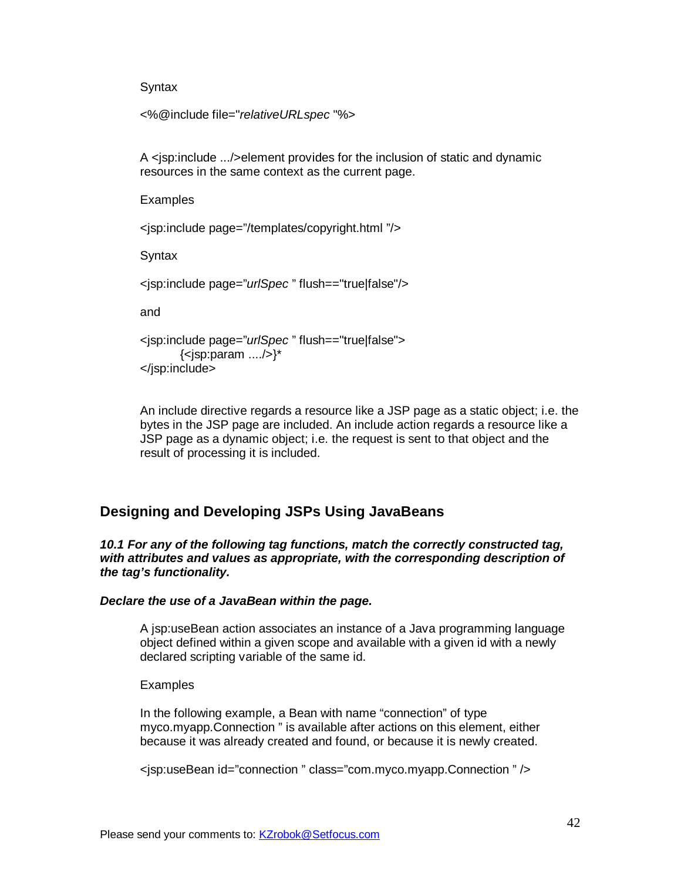Syntax

```
<%@include file="relativeURLspec "%>
```

A <jsp:include .../>element provides for the inclusion of static and dynamic resources in the same context as the current page.

Examples

```
<jsp:include page="/templates/copyright.html "/>
```

Syntax

```
<jsp:include page="urlSpec " flush=="true|false"/>
```

and

```
<jsp:include page="urlSpec " flush=="true|false">
        {<jsp:param ..../>}*
</jsp:include>
```

An include directive regards a resource like a JSP page as a static object; i.e. the bytes in the JSP page are included. An include action regards a resource like a JSP page as a dynamic object; i.e. the request is sent to that object and the result of processing it is included.

## Designing and Developing JSPs Using JavaBeans

***10.1 For any of the following tag functions, match the correctly constructed tag, with attributes and values as appropriate, with the corresponding description of the tag's functionality.***

***Declare the use of a JavaBean within the page.***

A jsp:useBean action associates an instance of a Java programming language object defined within a given scope and available with a given id with a newly declared scripting variable of the same id.

Examples

In the following example, a Bean with name "connection" of type myco.myapp.Connection " is available after actions on this element, either because it was already created and found, or because it is newly created.

```
<jsp:useBean id="connection " class="com.myco.myapp.Connection " />
```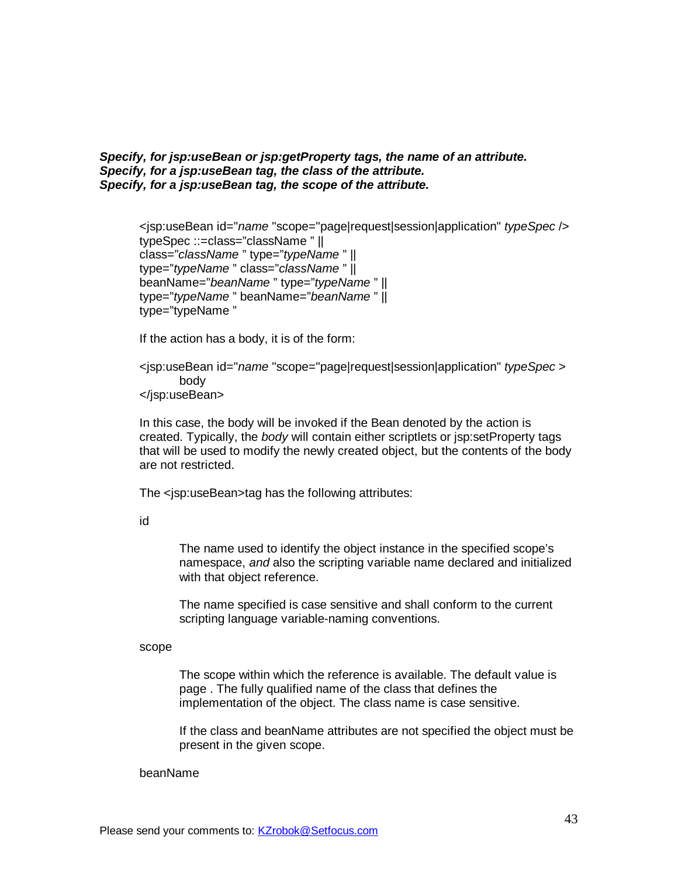***Specify, for jsp:useBean or jsp:getProperty tags, the name of an attribute.***
***Specify, for a jsp:useBean tag, the class of the attribute.***
***Specify, for a jsp:useBean tag, the scope of the attribute.***

<jsp:useBean id="*name* "scope="page|request|session|application" *typeSpec* />
typeSpec ::=class="className " ||
class="*className* " type="*typeName* " ||
type="*typeName* " class="*className* " ||
beanName="*beanName* " type="*typeName* " ||
type="*typeName* " beanName="*beanName* " ||
type="typeName "

If the action has a body, it is of the form:

<jsp:useBean id="*name* "scope="page|request|session|application" *typeSpec* >
    body
</jsp:useBean>

In this case, the body will be invoked if the Bean denoted by the action is created. Typically, the *body* will contain either scriptlets or jsp:setProperty tags that will be used to modify the newly created object, but the contents of the body are not restricted.

The <jsp:useBean>tag has the following attributes:

id

> The name used to identify the object instance in the specified scope's namespace, *and* also the scripting variable name declared and initialized with that object reference.
>
> The name specified is case sensitive and shall conform to the current scripting language variable-naming conventions.

scope

> The scope within which the reference is available. The default value is page . The fully qualified name of the class that defines the implementation of the object. The class name is case sensitive.
>
> If the class and beanName attributes are not specified the object must be present in the given scope.

beanName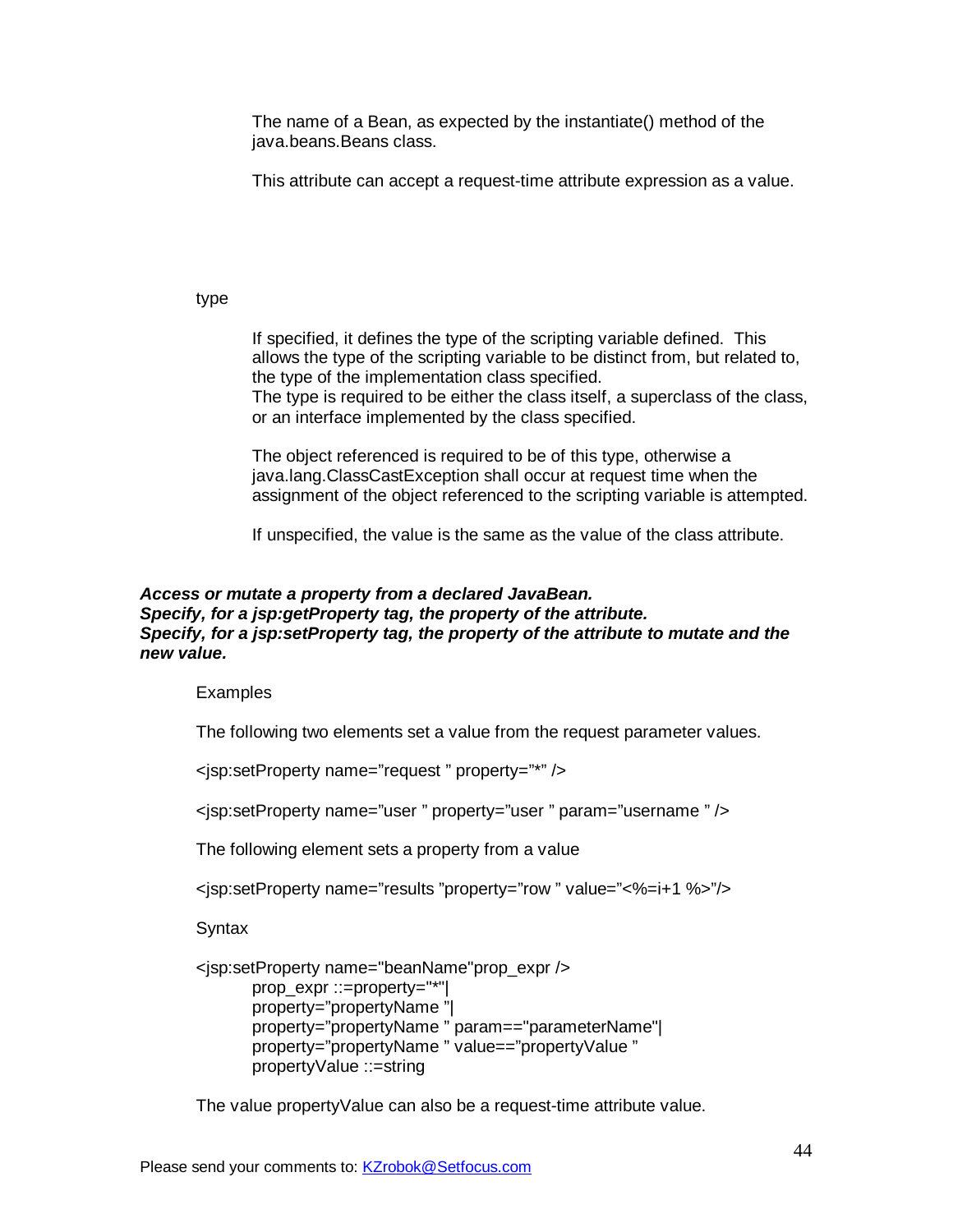The name of a Bean, as expected by the instantiate() method of the java.beans.Beans class.

This attribute can accept a request-time attribute expression as a value.

type

If specified, it defines the type of the scripting variable defined. This allows the type of the scripting variable to be distinct from, but related to, the type of the implementation class specified.
The type is required to be either the class itself, a superclass of the class, or an interface implemented by the class specified.

The object referenced is required to be of this type, otherwise a java.lang.ClassCastException shall occur at request time when the assignment of the object referenced to the scripting variable is attempted.

If unspecified, the value is the same as the value of the class attribute.

***Access or mutate a property from a declared JavaBean.***
***Specify, for a jsp:getProperty tag, the property of the attribute.***
***Specify, for a jsp:setProperty tag, the property of the attribute to mutate and the new value.***

Examples

The following two elements set a value from the request parameter values.

```
<jsp:setProperty name="request " property="*" />

<jsp:setProperty name="user " property="user " param="username " />
```

The following element sets a property from a value

```
<jsp:setProperty name="results "property="row " value="<%=i+1 %>"/>
```

Syntax

```
<jsp:setProperty name="beanName"prop_expr />
        prop_expr ::=property="*"|
        property="propertyName "|
        property="propertyName " param=="parameterName"|
        property="propertyName " value=="propertyValue "
        propertyValue ::=string
```

The value propertyValue can also be a request-time attribute value.

Please send your comments to: KZrobok@Setfocus.com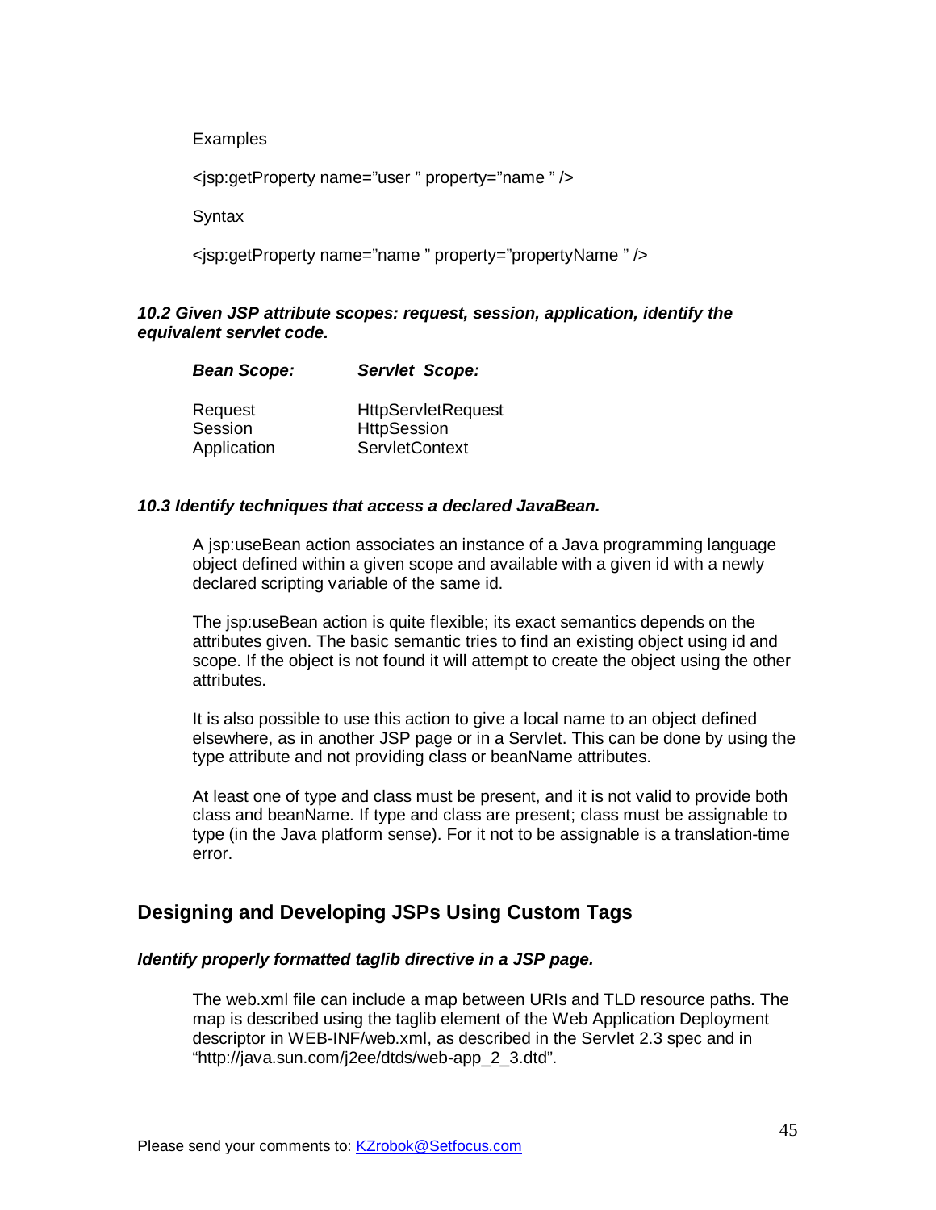Examples

```
<jsp:getProperty name="user " property="name " />
```

Syntax

```
<jsp:getProperty name="name " property="propertyName " />
```

#### *10.2 Given JSP attribute scopes: request, session, application, identify the equivalent servlet code.*

| ***Bean Scope:*** | ***Servlet Scope:*** |
| --- | --- |
| Request | HttpServletRequest |
| Session | HttpSession |
| Application | ServletContext |

#### *10.3 Identify techniques that access a declared JavaBean.*

A jsp:useBean action associates an instance of a Java programming language object defined within a given scope and available with a given id with a newly declared scripting variable of the same id.

The jsp:useBean action is quite flexible; its exact semantics depends on the attributes given. The basic semantic tries to find an existing object using id and scope. If the object is not found it will attempt to create the object using the other attributes.

It is also possible to use this action to give a local name to an object defined elsewhere, as in another JSP page or in a Servlet. This can be done by using the type attribute and not providing class or beanName attributes.

At least one of type and class must be present, and it is not valid to provide both class and beanName. If type and class are present; class must be assignable to type (in the Java platform sense). For it not to be assignable is a translation-time error.

### Designing and Developing JSPs Using Custom Tags

#### *Identify properly formatted taglib directive in a JSP page.*

The web.xml file can include a map between URIs and TLD resource paths. The map is described using the taglib element of the Web Application Deployment descriptor in WEB-INF/web.xml, as described in the Servlet 2.3 spec and in "http://java.sun.com/j2ee/dtds/web-app_2_3.dtd".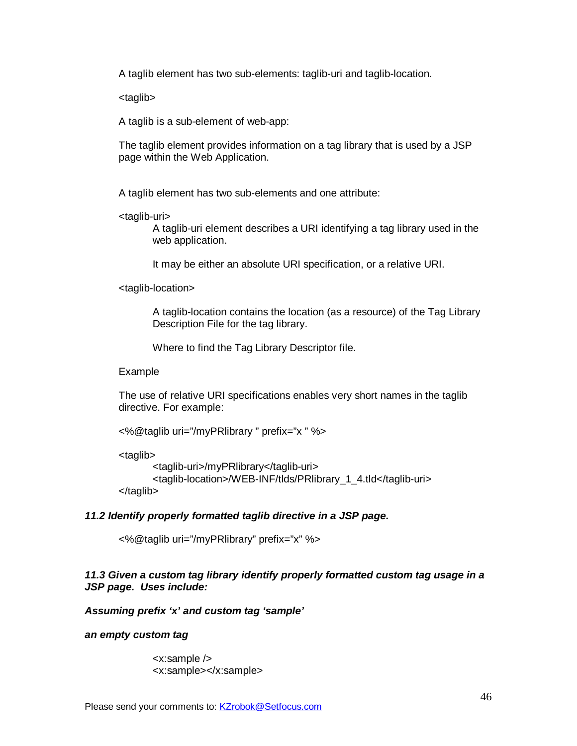A taglib element has two sub-elements: taglib-uri and taglib-location.

<taglib>

A taglib is a sub-element of web-app:

The taglib element provides information on a tag library that is used by a JSP page within the Web Application.

A taglib element has two sub-elements and one attribute:

<taglib-uri>

> A taglib-uri element describes a URI identifying a tag library used in the web application.
>
> It may be either an absolute URI specification, or a relative URI.

<taglib-location>

> A taglib-location contains the location (as a resource) of the Tag Library Description File for the tag library.
>
> Where to find the Tag Library Descriptor file.

Example

The use of relative URI specifications enables very short names in the taglib directive. For example:

```
<%@taglib uri="/myPRlibrary " prefix="x " %>
```

```
<taglib>
        <taglib-uri>/myPRlibrary</taglib-uri>
        <taglib-location>/WEB-INF/tlds/PRlibrary_1_4.tld</taglib-uri>
</taglib>
```

***11.2 Identify properly formatted taglib directive in a JSP page.***

```
<%@taglib uri="/myPRlibrary" prefix="x" %>
```

***11.3 Given a custom tag library identify properly formatted custom tag usage in a JSP page. Uses include:***

***Assuming prefix 'x' and custom tag 'sample'***

***an empty custom tag***

```
<x:sample />
<x:sample></x:sample>
```

Please send your comments to: KZrobok@Setfocus.com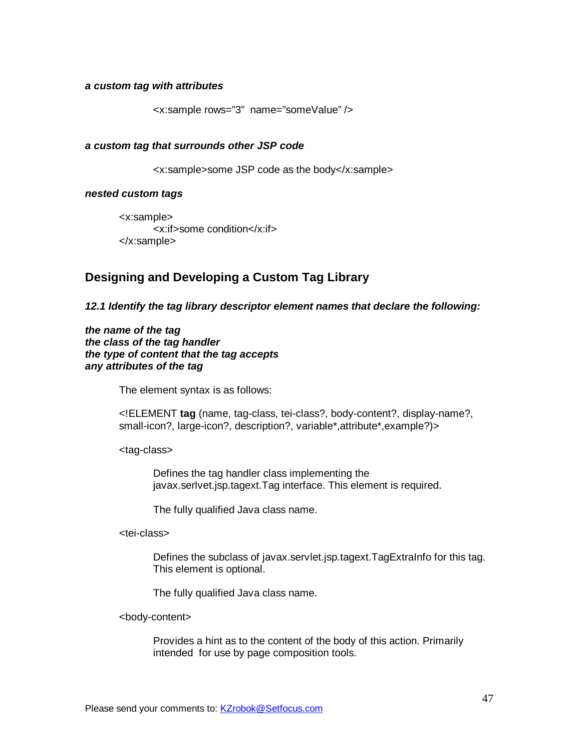***a custom tag with attributes***

```
<x:sample rows="3"  name="someValue" />
```

***a custom tag that surrounds other JSP code***

```
<x:sample>some JSP code as the body</x:sample>
```

***nested custom tags***

```
<x:sample>
        <x:if>some condition</x:if>
</x:sample>
```

## Designing and Developing a Custom Tag Library

***12.1 Identify the tag library descriptor element names that declare the following:***

***the name of the tag***
***the class of the tag handler***
***the type of content that the tag accepts***
***any attributes of the tag***

The element syntax is as follows:

<!ELEMENT **tag** (name, tag-class, tei-class?, body-content?, display-name?, small-icon?, large-icon?, description?, variable*,attribute*,example?)>

<tag-class>

Defines the tag handler class implementing the javax.serlvet.jsp.tagext.Tag interface. This element is required.

The fully qualified Java class name.

<tei-class>

Defines the subclass of javax.servlet.jsp.tagext.TagExtraInfo for this tag. This element is optional.

The fully qualified Java class name.

<body-content>

Provides a hint as to the content of the body of this action. Primarily intended  for use by page composition tools.

Please send your comments to: KZrobok@Setfocus.com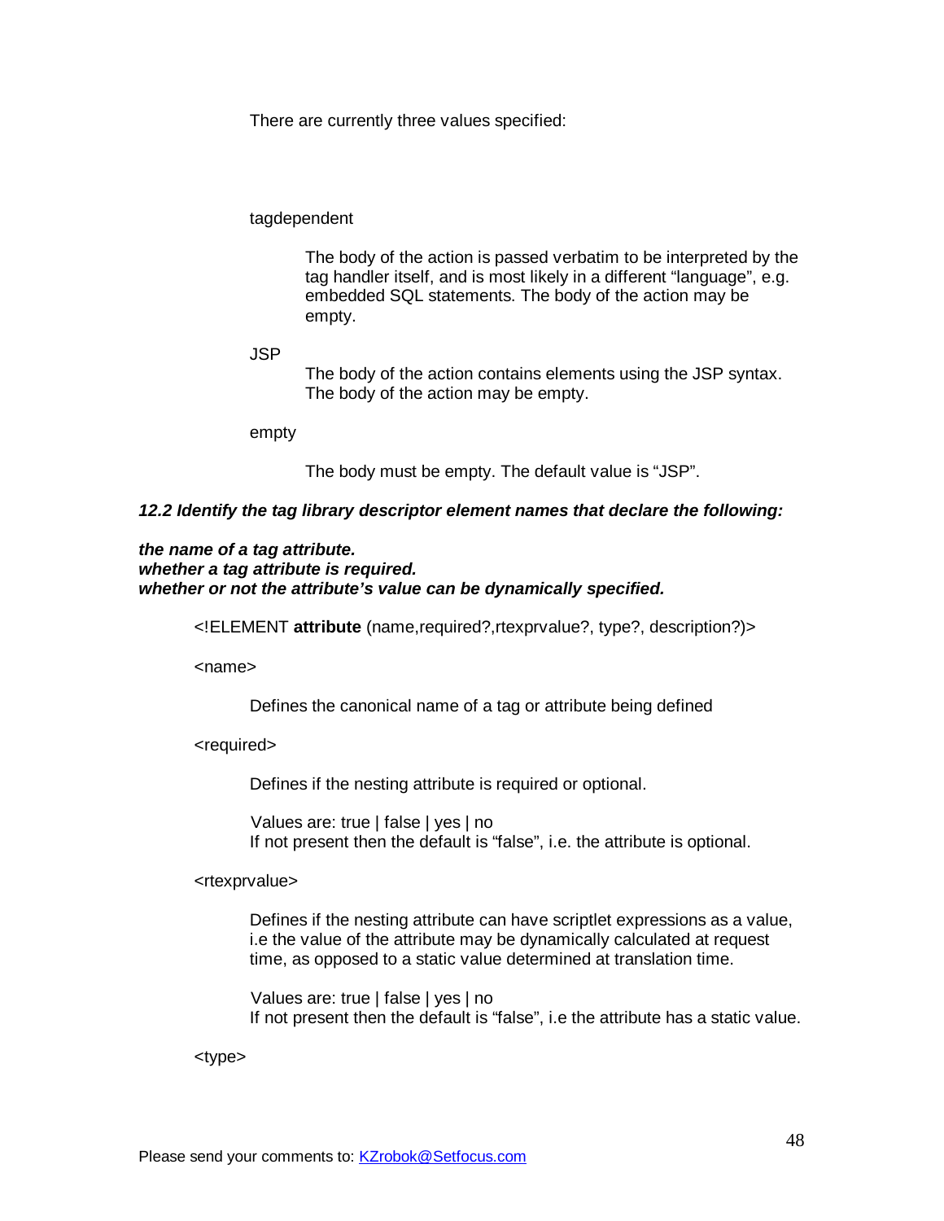There are currently three values specified:

tagdependent

> The body of the action is passed verbatim to be interpreted by the tag handler itself, and is most likely in a different "language", e.g. embedded SQL statements. The body of the action may be empty.

JSP

> The body of the action contains elements using the JSP syntax. The body of the action may be empty.

empty

> The body must be empty. The default value is "JSP".

***12.2 Identify the tag library descriptor element names that declare the following:***

***the name of a tag attribute.***
***whether a tag attribute is required.***
***whether or not the attribute's value can be dynamically specified.***

<!ELEMENT **attribute** (name,required?,rtexprvalue?, type?, description?)>

<name>

> Defines the canonical name of a tag or attribute being defined

<required>

> Defines if the nesting attribute is required or optional.
>
> Values are: true | false | yes | no
> If not present then the default is "false", i.e. the attribute is optional.

<rtexprvalue>

> Defines if the nesting attribute can have scriptlet expressions as a value, i.e the value of the attribute may be dynamically calculated at request time, as opposed to a static value determined at translation time.
>
> Values are: true | false | yes | no
> If not present then the default is "false", i.e the attribute has a static value.

<type>

Please send your comments to: KZrobok@Setfocus.com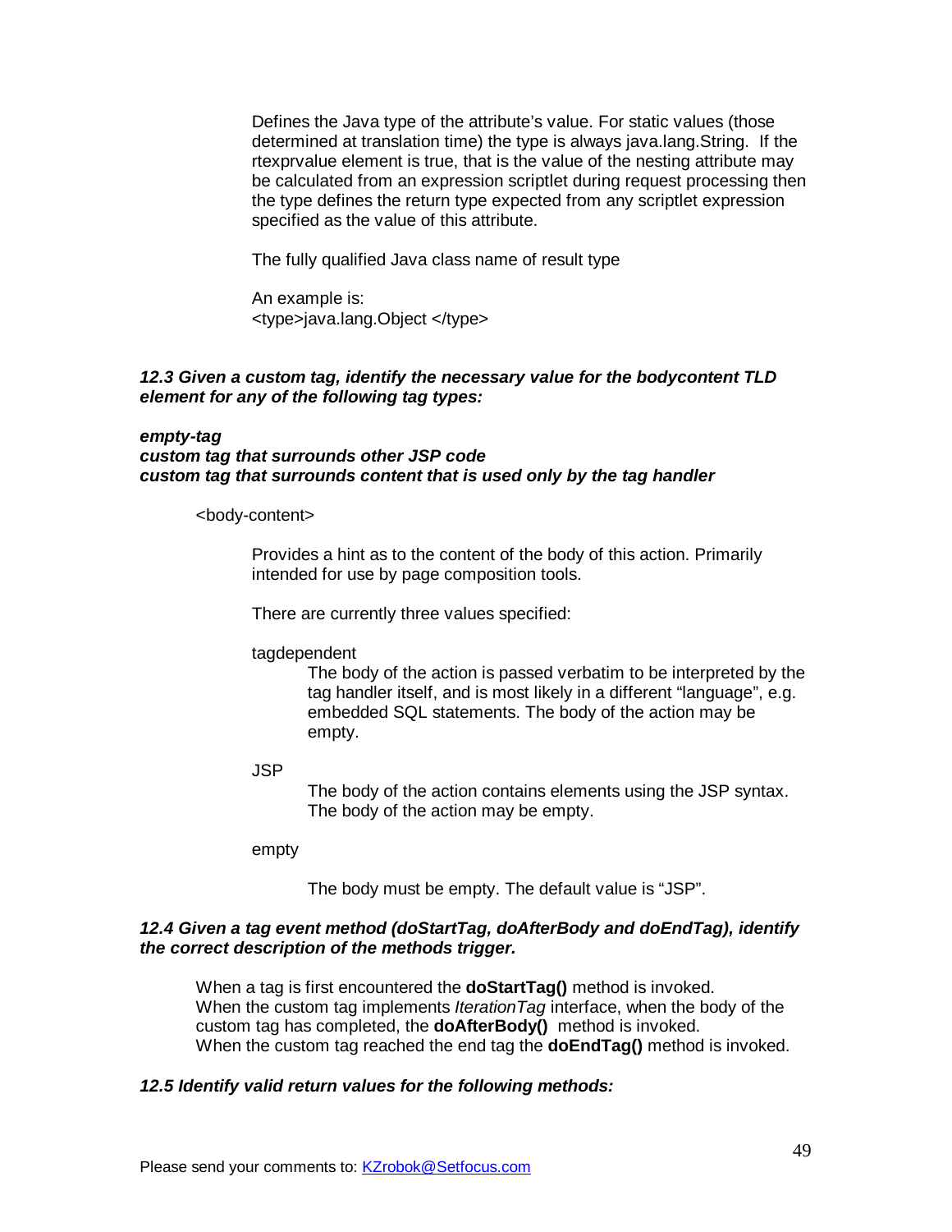Defines the Java type of the attribute's value. For static values (those determined at translation time) the type is always java.lang.String. If the rtexprvalue element is true, that is the value of the nesting attribute may be calculated from an expression scriptlet during request processing then the type defines the return type expected from any scriptlet expression specified as the value of this attribute.

The fully qualified Java class name of result type

An example is:
<type>java.lang.Object </type>

***12.3 Given a custom tag, identify the necessary value for the bodycontent TLD element for any of the following tag types:***

***empty-tag***
***custom tag that surrounds other JSP code***
***custom tag that surrounds content that is used only by the tag handler***

<body-content>

Provides a hint as to the content of the body of this action. Primarily intended for use by page composition tools.

There are currently three values specified:

tagdependent

The body of the action is passed verbatim to be interpreted by the tag handler itself, and is most likely in a different "language", e.g. embedded SQL statements. The body of the action may be empty.

JSP

The body of the action contains elements using the JSP syntax. The body of the action may be empty.

empty

The body must be empty. The default value is "JSP".

***12.4 Given a tag event method (doStartTag, doAfterBody and doEndTag), identify the correct description of the methods trigger.***

When a tag is first encountered the **doStartTag()** method is invoked.
When the custom tag implements *IterationTag* interface, when the body of the custom tag has completed, the **doAfterBody()** method is invoked.
When the custom tag reached the end tag the **doEndTag()** method is invoked.

***12.5 Identify valid return values for the following methods:***

Please send your comments to: KZrobok@Setfocus.com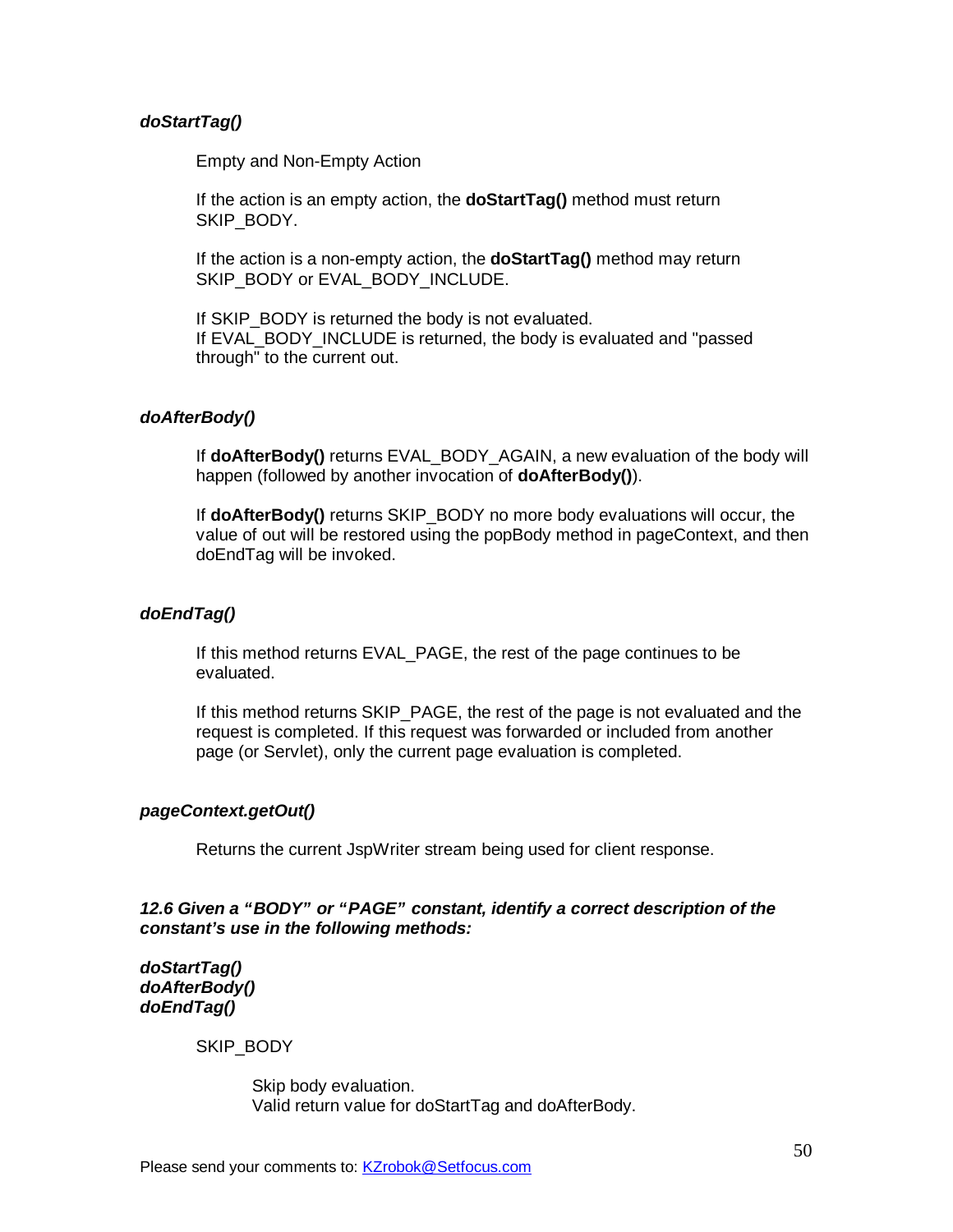***doStartTag()***

Empty and Non-Empty Action

If the action is an empty action, the **doStartTag()** method must return SKIP_BODY.

If the action is a non-empty action, the **doStartTag()** method may return SKIP_BODY or EVAL_BODY_INCLUDE.

If SKIP_BODY is returned the body is not evaluated.
If EVAL_BODY_INCLUDE is returned, the body is evaluated and "passed through" to the current out.

***doAfterBody()***

If **doAfterBody()** returns EVAL_BODY_AGAIN, a new evaluation of the body will happen (followed by another invocation of **doAfterBody()**).

If **doAfterBody()** returns SKIP_BODY no more body evaluations will occur, the value of out will be restored using the popBody method in pageContext, and then doEndTag will be invoked.

***doEndTag()***

If this method returns EVAL_PAGE, the rest of the page continues to be evaluated.

If this method returns SKIP_PAGE, the rest of the page is not evaluated and the request is completed. If this request was forwarded or included from another page (or Servlet), only the current page evaluation is completed.

***pageContext.getOut()***

Returns the current JspWriter stream being used for client response.

***12.6 Given a "BODY" or "PAGE" constant, identify a correct description of the constant's use in the following methods:***

***doStartTag()***
***doAfterBody()***
***doEndTag()***

SKIP_BODY

Skip body evaluation.
Valid return value for doStartTag and doAfterBody.

Please send your comments to: KZrobok@Setfocus.com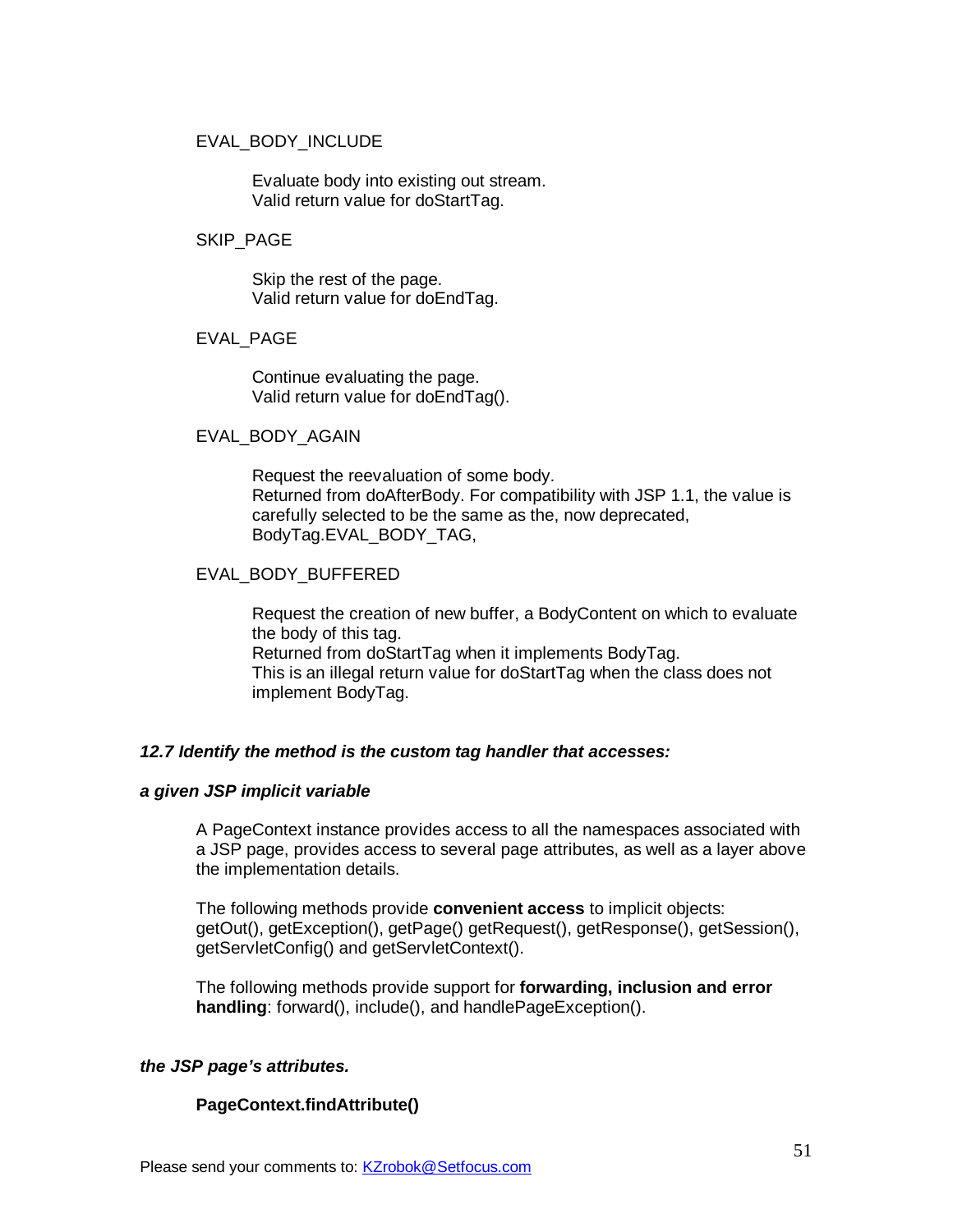EVAL_BODY_INCLUDE

Evaluate body into existing out stream.
Valid return value for doStartTag.

SKIP_PAGE

Skip the rest of the page.
Valid return value for doEndTag.

EVAL_PAGE

Continue evaluating the page.
Valid return value for doEndTag().

EVAL_BODY_AGAIN

Request the reevaluation of some body.
Returned from doAfterBody. For compatibility with JSP 1.1, the value is carefully selected to be the same as the, now deprecated, BodyTag.EVAL_BODY_TAG,

EVAL_BODY_BUFFERED

Request the creation of new buffer, a BodyContent on which to evaluate the body of this tag.
Returned from doStartTag when it implements BodyTag.
This is an illegal return value for doStartTag when the class does not implement BodyTag.

***12.7 Identify the method is the custom tag handler that accesses:***

***a given JSP implicit variable***

A PageContext instance provides access to all the namespaces associated with a JSP page, provides access to several page attributes, as well as a layer above the implementation details.

The following methods provide **convenient access** to implicit objects: getOut(), getException(), getPage() getRequest(), getResponse(), getSession(), getServletConfig() and getServletContext().

The following methods provide support for **forwarding, inclusion and error handling**: forward(), include(), and handlePageException().

***the JSP page's attributes.***

**PageContext.findAttribute()**

Please send your comments to: KZrobok@Setfocus.com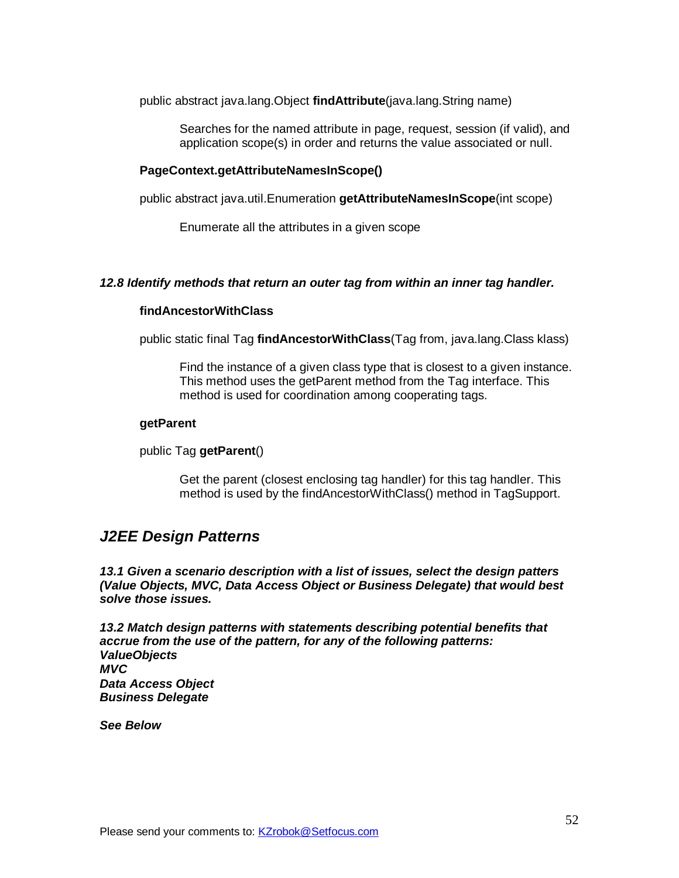public abstract java.lang.Object **findAttribute**(java.lang.String name)

> Searches for the named attribute in page, request, session (if valid), and application scope(s) in order and returns the value associated or null.

**PageContext.getAttributeNamesInScope()**

public abstract java.util.Enumeration **getAttributeNamesInScope**(int scope)

> Enumerate all the attributes in a given scope

***12.8 Identify methods that return an outer tag from within an inner tag handler.***

**findAncestorWithClass**

public static final Tag **findAncestorWithClass**(Tag from, java.lang.Class klass)

> Find the instance of a given class type that is closest to a given instance. This method uses the getParent method from the Tag interface. This method is used for coordination among cooperating tags.

**getParent**

public Tag **getParent**()

> Get the parent (closest enclosing tag handler) for this tag handler. This method is used by the findAncestorWithClass() method in TagSupport.

## *J2EE Design Patterns*

***13.1 Given a scenario description with a list of issues, select the design patters (Value Objects, MVC, Data Access Object or Business Delegate) that would best solve those issues.***

***13.2 Match design patterns with statements describing potential benefits that accrue from the use of the pattern, for any of the following patterns:***
***ValueObjects***
***MVC***
***Data Access Object***
***Business Delegate***

***See Below***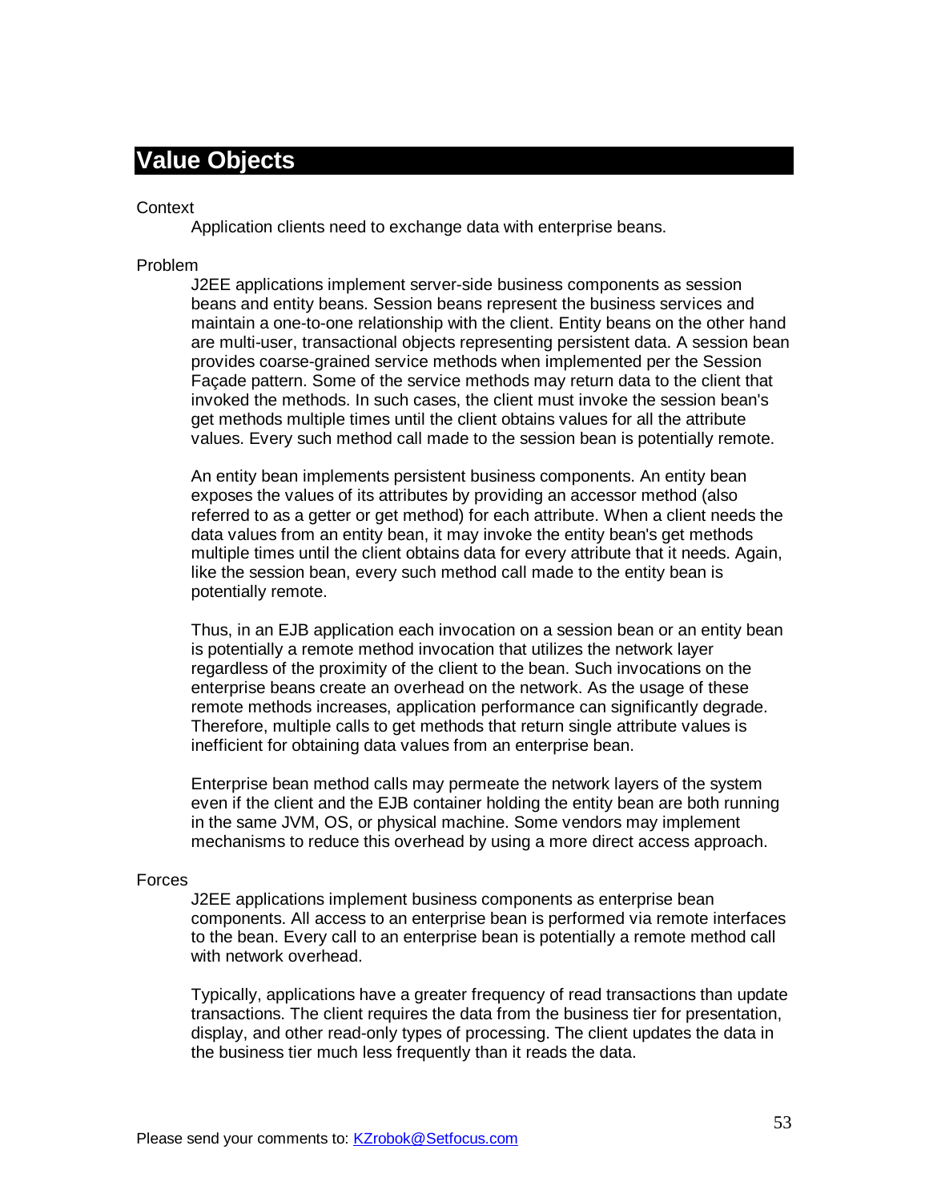# Value Objects

Context

Application clients need to exchange data with enterprise beans.

Problem

J2EE applications implement server-side business components as session beans and entity beans. Session beans represent the business services and maintain a one-to-one relationship with the client. Entity beans on the other hand are multi-user, transactional objects representing persistent data. A session bean provides coarse-grained service methods when implemented per the Session Façade pattern. Some of the service methods may return data to the client that invoked the methods. In such cases, the client must invoke the session bean's get methods multiple times until the client obtains values for all the attribute values. Every such method call made to the session bean is potentially remote.

An entity bean implements persistent business components. An entity bean exposes the values of its attributes by providing an accessor method (also referred to as a getter or get method) for each attribute. When a client needs the data values from an entity bean, it may invoke the entity bean's get methods multiple times until the client obtains data for every attribute that it needs. Again, like the session bean, every such method call made to the entity bean is potentially remote.

Thus, in an EJB application each invocation on a session bean or an entity bean is potentially a remote method invocation that utilizes the network layer regardless of the proximity of the client to the bean. Such invocations on the enterprise beans create an overhead on the network. As the usage of these remote methods increases, application performance can significantly degrade. Therefore, multiple calls to get methods that return single attribute values is inefficient for obtaining data values from an enterprise bean.

Enterprise bean method calls may permeate the network layers of the system even if the client and the EJB container holding the entity bean are both running in the same JVM, OS, or physical machine. Some vendors may implement mechanisms to reduce this overhead by using a more direct access approach.

Forces

J2EE applications implement business components as enterprise bean components. All access to an enterprise bean is performed via remote interfaces to the bean. Every call to an enterprise bean is potentially a remote method call with network overhead.

Typically, applications have a greater frequency of read transactions than update transactions. The client requires the data from the business tier for presentation, display, and other read-only types of processing. The client updates the data in the business tier much less frequently than it reads the data.

Please send your comments to: KZrobok@Setfocus.com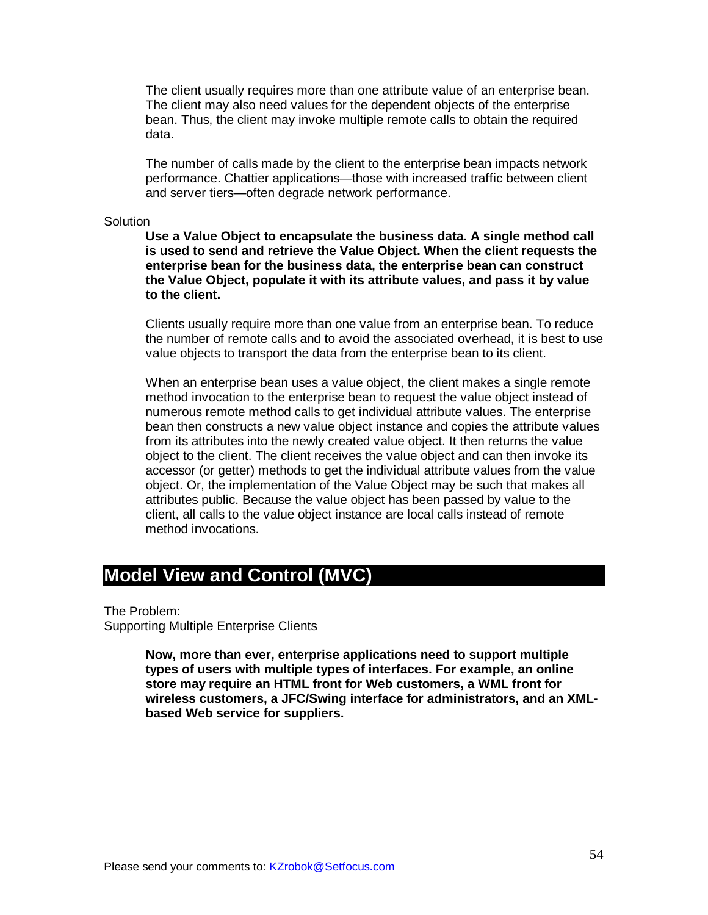The client usually requires more than one attribute value of an enterprise bean. The client may also need values for the dependent objects of the enterprise bean. Thus, the client may invoke multiple remote calls to obtain the required data.

The number of calls made by the client to the enterprise bean impacts network performance. Chattier applications—those with increased traffic between client and server tiers—often degrade network performance.

Solution

**Use a Value Object to encapsulate the business data. A single method call is used to send and retrieve the Value Object. When the client requests the enterprise bean for the business data, the enterprise bean can construct the Value Object, populate it with its attribute values, and pass it by value to the client.**

Clients usually require more than one value from an enterprise bean. To reduce the number of remote calls and to avoid the associated overhead, it is best to use value objects to transport the data from the enterprise bean to its client.

When an enterprise bean uses a value object, the client makes a single remote method invocation to the enterprise bean to request the value object instead of numerous remote method calls to get individual attribute values. The enterprise bean then constructs a new value object instance and copies the attribute values from its attributes into the newly created value object. It then returns the value object to the client. The client receives the value object and can then invoke its accessor (or getter) methods to get the individual attribute values from the value object. Or, the implementation of the Value Object may be such that makes all attributes public. Because the value object has been passed by value to the client, all calls to the value object instance are local calls instead of remote method invocations.

# Model View and Control (MVC)

The Problem:
Supporting Multiple Enterprise Clients

**Now, more than ever, enterprise applications need to support multiple types of users with multiple types of interfaces. For example, an online store may require an HTML front for Web customers, a WML front for wireless customers, a JFC/Swing interface for administrators, and an XML-based Web service for suppliers.**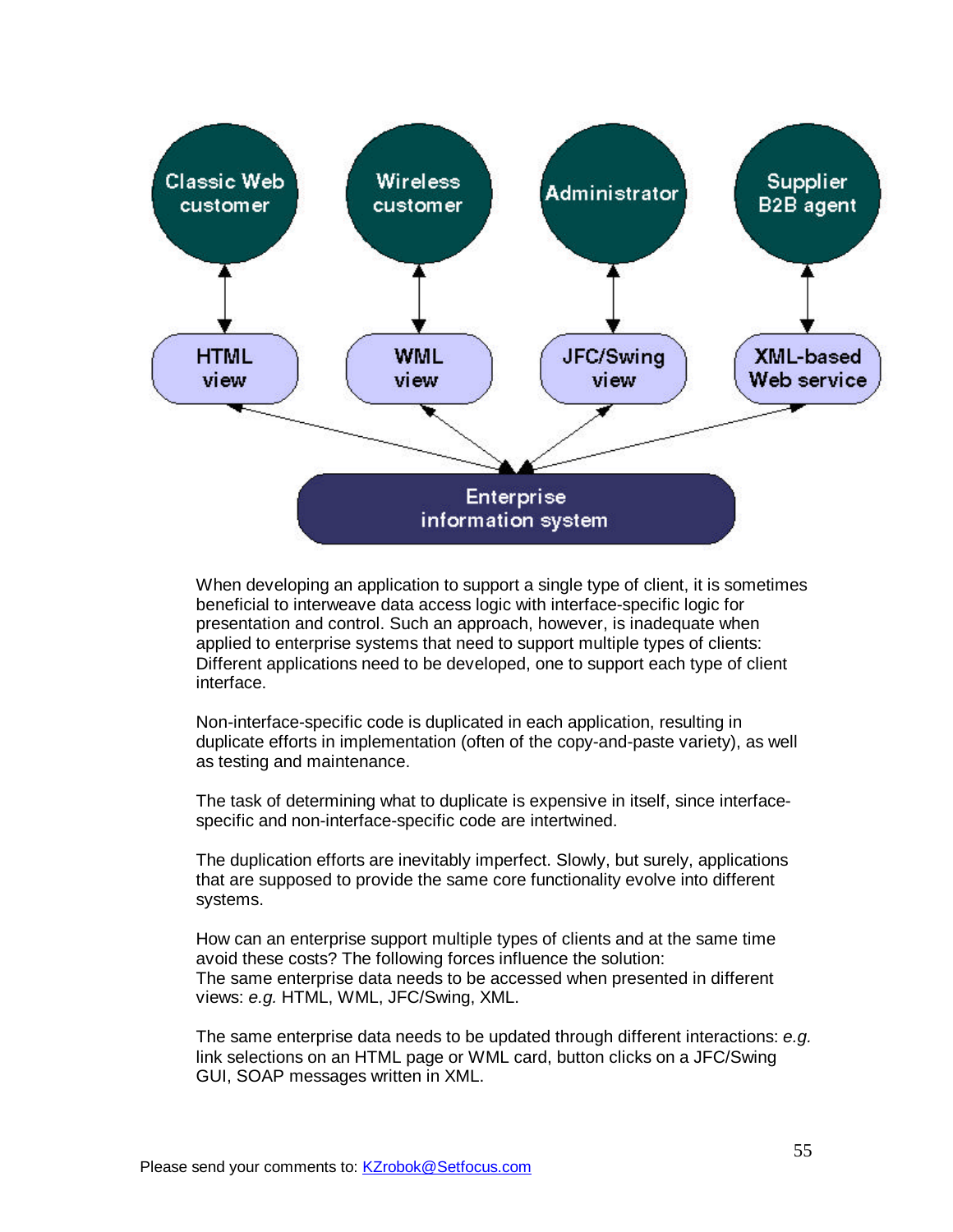When developing an application to support a single type of client, it is sometimes beneficial to interweave data access logic with interface-specific logic for presentation and control. Such an approach, however, is inadequate when applied to enterprise systems that need to support multiple types of clients: Different applications need to be developed, one to support each type of client interface.

Non-interface-specific code is duplicated in each application, resulting in duplicate efforts in implementation (often of the copy-and-paste variety), as well as testing and maintenance.

The task of determining what to duplicate is expensive in itself, since interface-specific and non-interface-specific code are intertwined.

The duplication efforts are inevitably imperfect. Slowly, but surely, applications that are supposed to provide the same core functionality evolve into different systems.

How can an enterprise support multiple types of clients and at the same time avoid these costs? The following forces influence the solution:
The same enterprise data needs to be accessed when presented in different views: *e.g.* HTML, WML, JFC/Swing, XML.

The same enterprise data needs to be updated through different interactions: *e.g.* link selections on an HTML page or WML card, button clicks on a JFC/Swing GUI, SOAP messages written in XML.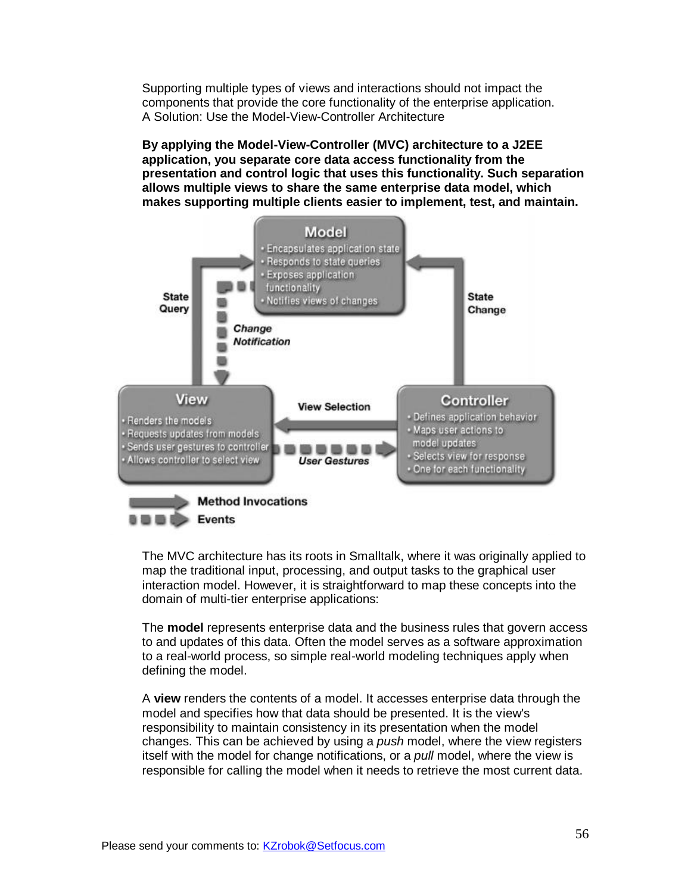Supporting multiple types of views and interactions should not impact the components that provide the core functionality of the enterprise application.
A Solution: Use the Model-View-Controller Architecture

**By applying the Model-View-Controller (MVC) architecture to a J2EE application, you separate core data access functionality from the presentation and control logic that uses this functionality. Such separation allows multiple views to share the same enterprise data model, which makes supporting multiple clients easier to implement, test, and maintain.**

The MVC architecture has its roots in Smalltalk, where it was originally applied to map the traditional input, processing, and output tasks to the graphical user interaction model. However, it is straightforward to map these concepts into the domain of multi-tier enterprise applications:

The **model** represents enterprise data and the business rules that govern access to and updates of this data. Often the model serves as a software approximation to a real-world process, so simple real-world modeling techniques apply when defining the model.

A **view** renders the contents of a model. It accesses enterprise data through the model and specifies how that data should be presented. It is the view's responsibility to maintain consistency in its presentation when the model changes. This can be achieved by using a *push* model, where the view registers itself with the model for change notifications, or a *pull* model, where the view is responsible for calling the model when it needs to retrieve the most current data.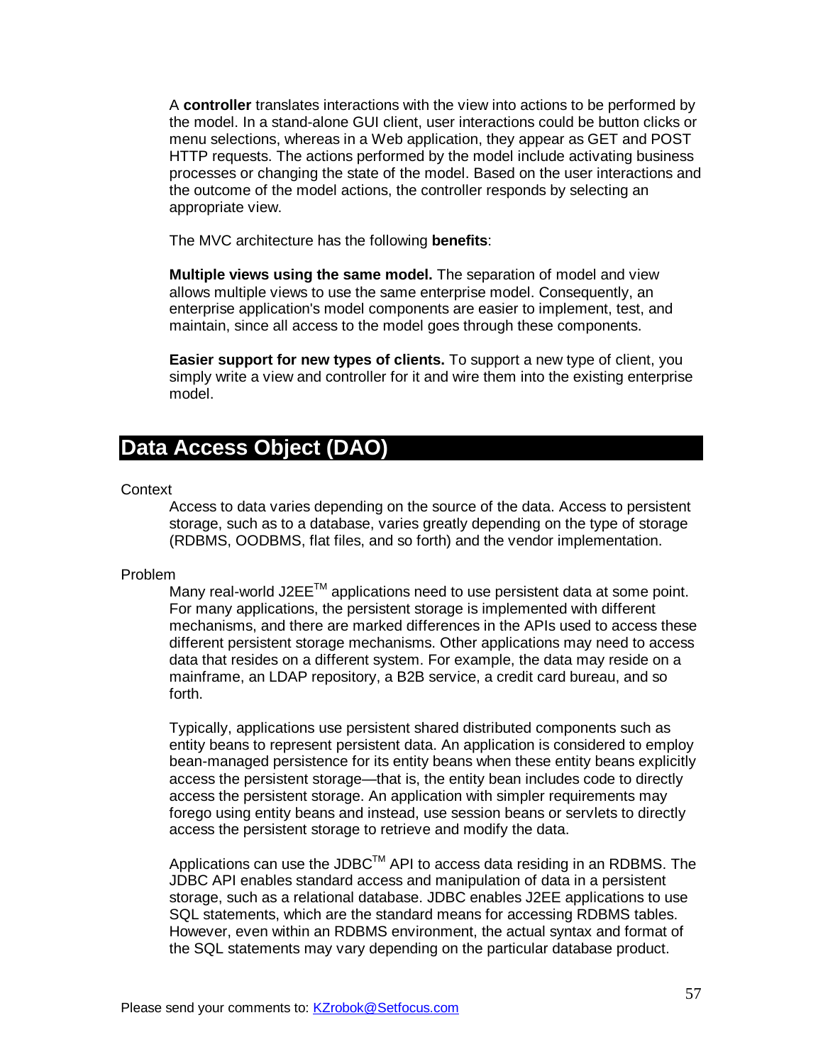A **controller** translates interactions with the view into actions to be performed by the model. In a stand-alone GUI client, user interactions could be button clicks or menu selections, whereas in a Web application, they appear as GET and POST HTTP requests. The actions performed by the model include activating business processes or changing the state of the model. Based on the user interactions and the outcome of the model actions, the controller responds by selecting an appropriate view.

The MVC architecture has the following **benefits**:

**Multiple views using the same model.** The separation of model and view allows multiple views to use the same enterprise model. Consequently, an enterprise application's model components are easier to implement, test, and maintain, since all access to the model goes through these components.

**Easier support for new types of clients.** To support a new type of client, you simply write a view and controller for it and wire them into the existing enterprise model.

# Data Access Object (DAO)

Context

Access to data varies depending on the source of the data. Access to persistent storage, such as to a database, varies greatly depending on the type of storage (RDBMS, OODBMS, flat files, and so forth) and the vendor implementation.

Problem

Many real-world J2EE™ applications need to use persistent data at some point. For many applications, the persistent storage is implemented with different mechanisms, and there are marked differences in the APIs used to access these different persistent storage mechanisms. Other applications may need to access data that resides on a different system. For example, the data may reside on a mainframe, an LDAP repository, a B2B service, a credit card bureau, and so forth.

Typically, applications use persistent shared distributed components such as entity beans to represent persistent data. An application is considered to employ bean-managed persistence for its entity beans when these entity beans explicitly access the persistent storage—that is, the entity bean includes code to directly access the persistent storage. An application with simpler requirements may forego using entity beans and instead, use session beans or servlets to directly access the persistent storage to retrieve and modify the data.

Applications can use the JDBC™ API to access data residing in an RDBMS. The JDBC API enables standard access and manipulation of data in a persistent storage, such as a relational database. JDBC enables J2EE applications to use SQL statements, which are the standard means for accessing RDBMS tables. However, even within an RDBMS environment, the actual syntax and format of the SQL statements may vary depending on the particular database product.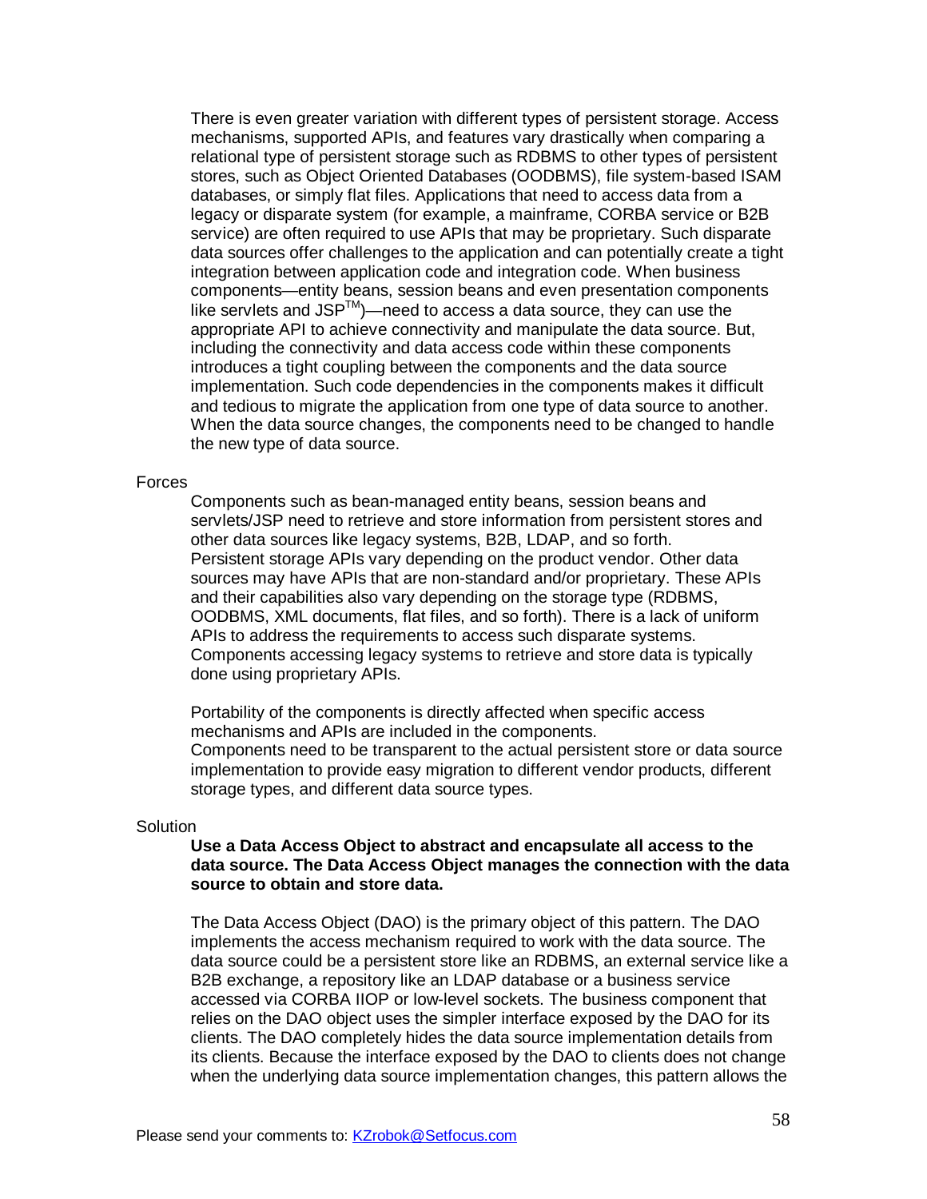There is even greater variation with different types of persistent storage. Access mechanisms, supported APIs, and features vary drastically when comparing a relational type of persistent storage such as RDBMS to other types of persistent stores, such as Object Oriented Databases (OODBMS), file system-based ISAM databases, or simply flat files. Applications that need to access data from a legacy or disparate system (for example, a mainframe, CORBA service or B2B service) are often required to use APIs that may be proprietary. Such disparate data sources offer challenges to the application and can potentially create a tight integration between application code and integration code. When business components—entity beans, session beans and even presentation components like servlets and JSP™)—need to access a data source, they can use the appropriate API to achieve connectivity and manipulate the data source. But, including the connectivity and data access code within these components introduces a tight coupling between the components and the data source implementation. Such code dependencies in the components makes it difficult and tedious to migrate the application from one type of data source to another. When the data source changes, the components need to be changed to handle the new type of data source.

Forces

Components such as bean-managed entity beans, session beans and servlets/JSP need to retrieve and store information from persistent stores and other data sources like legacy systems, B2B, LDAP, and so forth.
Persistent storage APIs vary depending on the product vendor. Other data sources may have APIs that are non-standard and/or proprietary. These APIs and their capabilities also vary depending on the storage type (RDBMS, OODBMS, XML documents, flat files, and so forth). There is a lack of uniform APIs to address the requirements to access such disparate systems.
Components accessing legacy systems to retrieve and store data is typically done using proprietary APIs.

Portability of the components is directly affected when specific access mechanisms and APIs are included in the components.
Components need to be transparent to the actual persistent store or data source implementation to provide easy migration to different vendor products, different storage types, and different data source types.

Solution

**Use a Data Access Object to abstract and encapsulate all access to the data source. The Data Access Object manages the connection with the data source to obtain and store data.**

The Data Access Object (DAO) is the primary object of this pattern. The DAO implements the access mechanism required to work with the data source. The data source could be a persistent store like an RDBMS, an external service like a B2B exchange, a repository like an LDAP database or a business service accessed via CORBA IIOP or low-level sockets. The business component that relies on the DAO object uses the simpler interface exposed by the DAO for its clients. The DAO completely hides the data source implementation details from its clients. Because the interface exposed by the DAO to clients does not change when the underlying data source implementation changes, this pattern allows the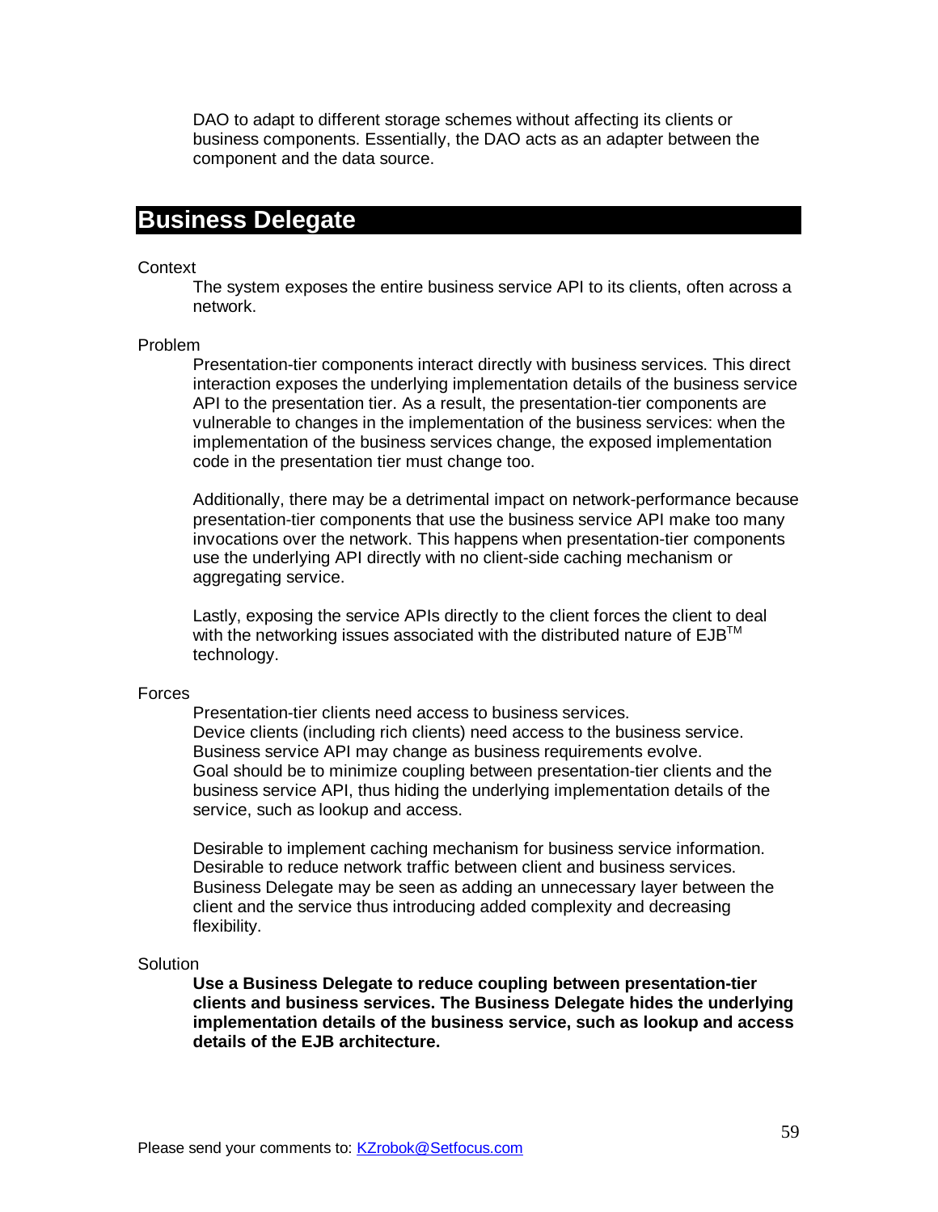DAO to adapt to different storage schemes without affecting its clients or business components. Essentially, the DAO acts as an adapter between the component and the data source.

## Business Delegate

Context

The system exposes the entire business service API to its clients, often across a network.

Problem

Presentation-tier components interact directly with business services. This direct interaction exposes the underlying implementation details of the business service API to the presentation tier. As a result, the presentation-tier components are vulnerable to changes in the implementation of the business services: when the implementation of the business services change, the exposed implementation code in the presentation tier must change too.

Additionally, there may be a detrimental impact on network-performance because presentation-tier components that use the business service API make too many invocations over the network. This happens when presentation-tier components use the underlying API directly with no client-side caching mechanism or aggregating service.

Lastly, exposing the service APIs directly to the client forces the client to deal with the networking issues associated with the distributed nature of EJB™ technology.

Forces

Presentation-tier clients need access to business services.
Device clients (including rich clients) need access to the business service.
Business service API may change as business requirements evolve.
Goal should be to minimize coupling between presentation-tier clients and the business service API, thus hiding the underlying implementation details of the service, such as lookup and access.

Desirable to implement caching mechanism for business service information.
Desirable to reduce network traffic between client and business services.
Business Delegate may be seen as adding an unnecessary layer between the client and the service thus introducing added complexity and decreasing flexibility.

Solution

**Use a Business Delegate to reduce coupling between presentation-tier clients and business services. The Business Delegate hides the underlying implementation details of the business service, such as lookup and access details of the EJB architecture.**

Please send your comments to: KZrobok@Setfocus.com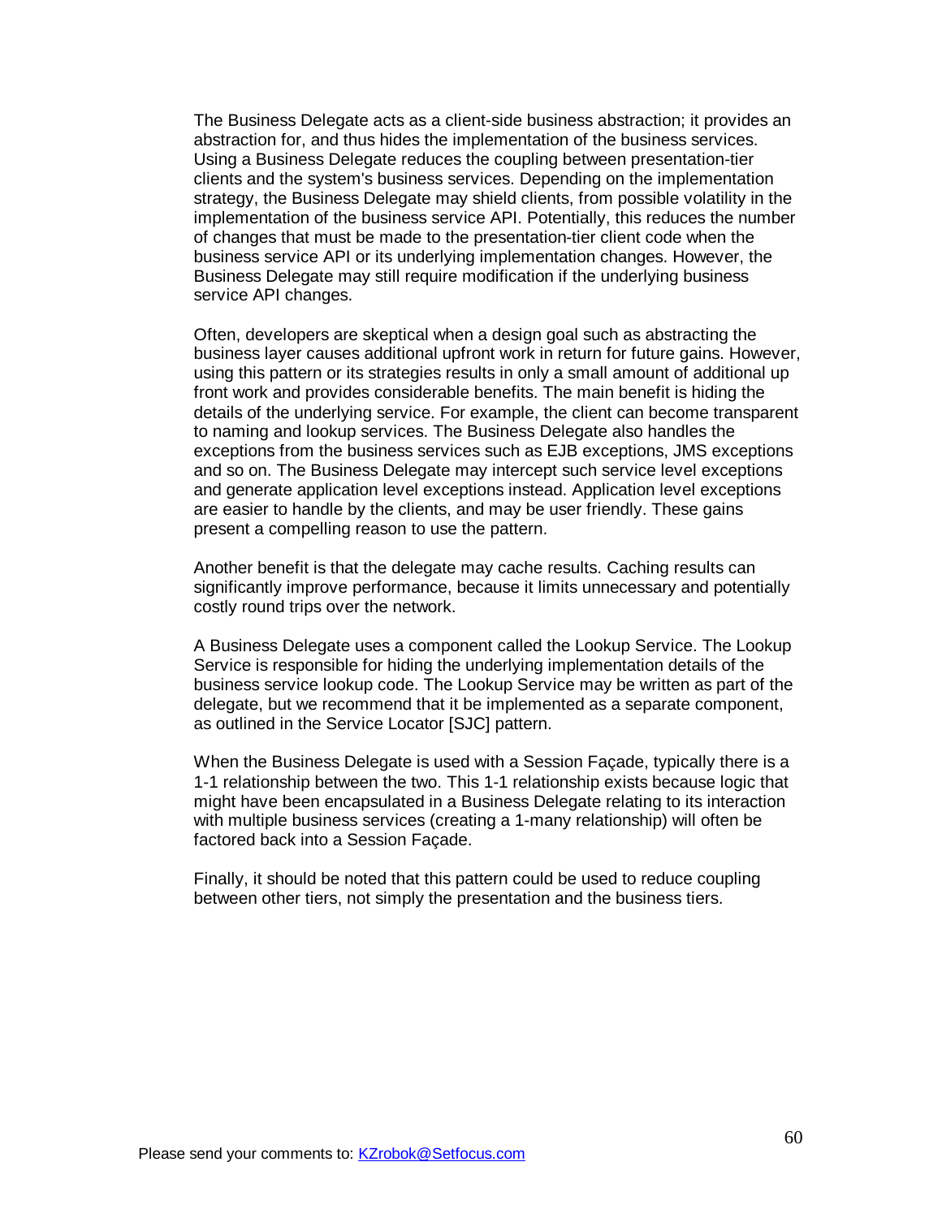The Business Delegate acts as a client-side business abstraction; it provides an abstraction for, and thus hides the implementation of the business services. Using a Business Delegate reduces the coupling between presentation-tier clients and the system's business services. Depending on the implementation strategy, the Business Delegate may shield clients, from possible volatility in the implementation of the business service API. Potentially, this reduces the number of changes that must be made to the presentation-tier client code when the business service API or its underlying implementation changes. However, the Business Delegate may still require modification if the underlying business service API changes.

Often, developers are skeptical when a design goal such as abstracting the business layer causes additional upfront work in return for future gains. However, using this pattern or its strategies results in only a small amount of additional up front work and provides considerable benefits. The main benefit is hiding the details of the underlying service. For example, the client can become transparent to naming and lookup services. The Business Delegate also handles the exceptions from the business services such as EJB exceptions, JMS exceptions and so on. The Business Delegate may intercept such service level exceptions and generate application level exceptions instead. Application level exceptions are easier to handle by the clients, and may be user friendly. These gains present a compelling reason to use the pattern.

Another benefit is that the delegate may cache results. Caching results can significantly improve performance, because it limits unnecessary and potentially costly round trips over the network.

A Business Delegate uses a component called the Lookup Service. The Lookup Service is responsible for hiding the underlying implementation details of the business service lookup code. The Lookup Service may be written as part of the delegate, but we recommend that it be implemented as a separate component, as outlined in the Service Locator [SJC] pattern.

When the Business Delegate is used with a Session Façade, typically there is a 1-1 relationship between the two. This 1-1 relationship exists because logic that might have been encapsulated in a Business Delegate relating to its interaction with multiple business services (creating a 1-many relationship) will often be factored back into a Session Façade.

Finally, it should be noted that this pattern could be used to reduce coupling between other tiers, not simply the presentation and the business tiers.

Please send your comments to: KZrobok@Setfocus.com